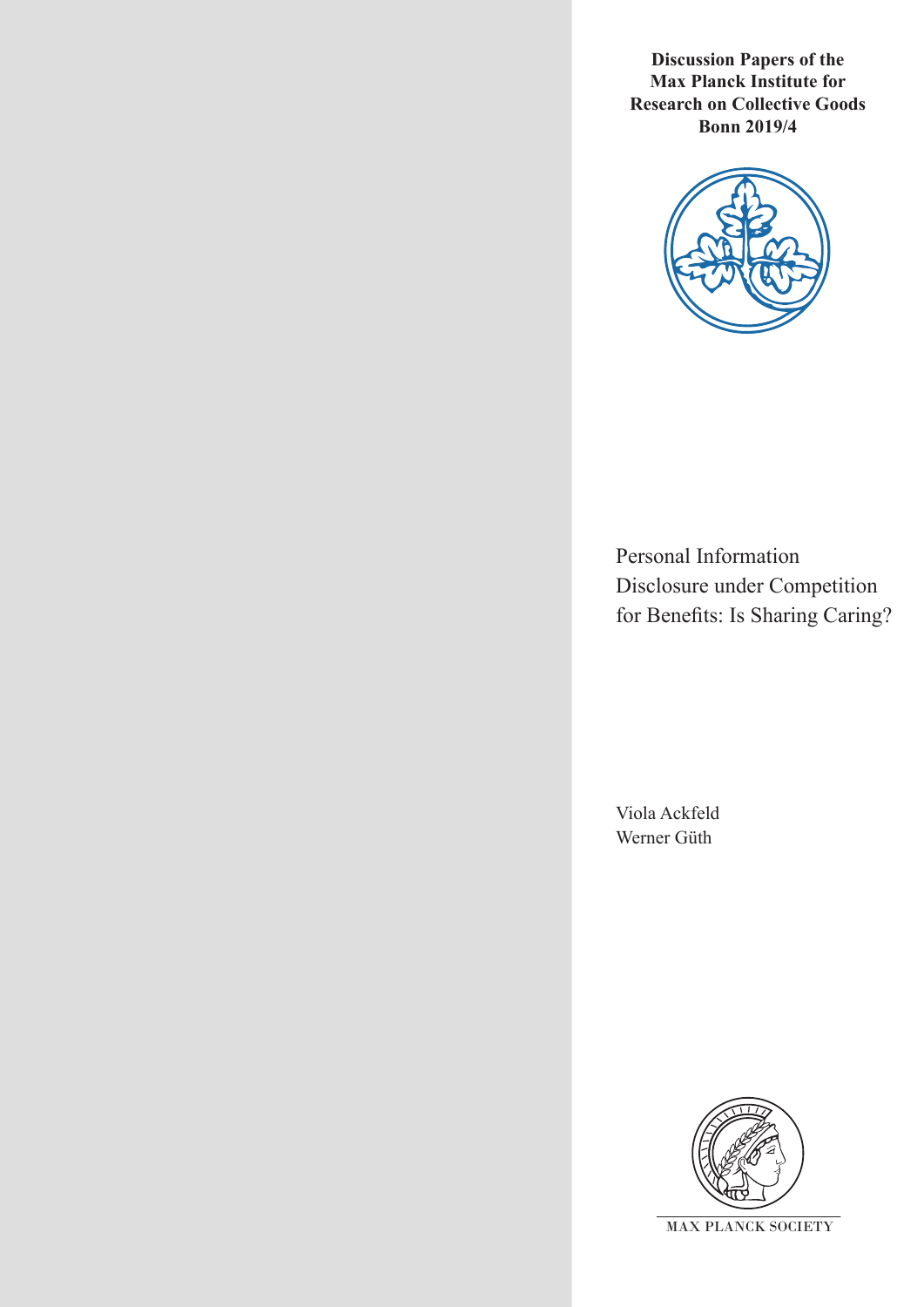**Discussion Papers of the Max Planck Institute for Research on Collective Goods Bonn 2019/4**

# Personal Information Disclosure under Competition for Benefits: Is Sharing Caring?

Viola Ackfeld
Werner Güth

MAX PLANCK SOCIETY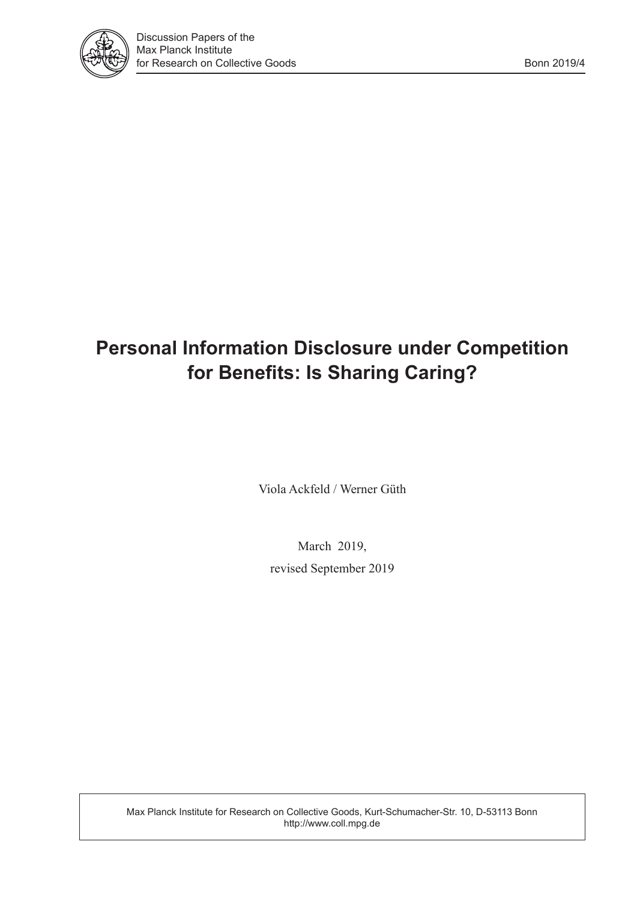Discussion Papers of the Max Planck Institute for Research on Collective Goods

Bonn 2019/4

# Personal Information Disclosure under Competition for Benefits: Is Sharing Caring?

Viola Ackfeld / Werner Güth

March 2019,

revised September 2019

Max Planck Institute for Research on Collective Goods, Kurt-Schumacher-Str. 10, D-53113 Bonn
http://www.coll.mpg.de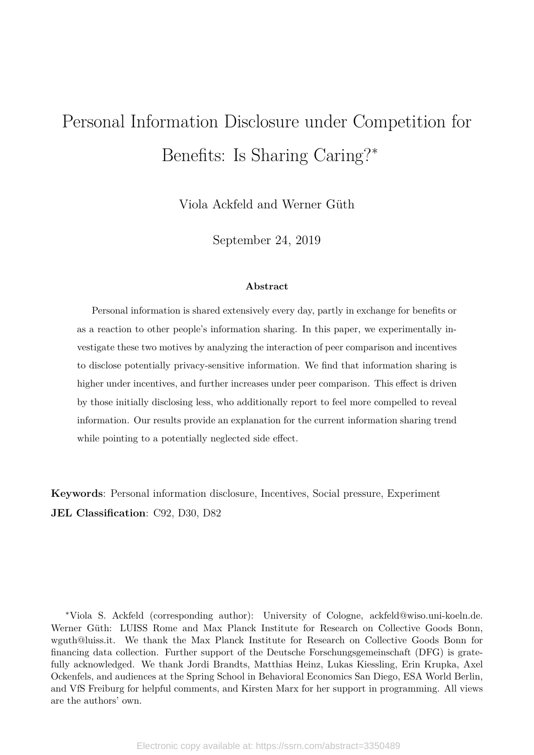# Personal Information Disclosure under Competition for Benefits: Is Sharing Caring?*

Viola Ackfeld and Werner Güth

September 24, 2019

### Abstract

Personal information is shared extensively every day, partly in exchange for benefits or as a reaction to other people's information sharing. In this paper, we experimentally investigate these two motives by analyzing the interaction of peer comparison and incentives to disclose potentially privacy-sensitive information. We find that information sharing is higher under incentives, and further increases under peer comparison. This effect is driven by those initially disclosing less, who additionally report to feel more compelled to reveal information. Our results provide an explanation for the current information sharing trend while pointing to a potentially neglected side effect.

**Keywords**: Personal information disclosure, Incentives, Social pressure, Experiment

**JEL Classification**: C92, D30, D82

*Viola S. Ackfeld (corresponding author): University of Cologne, ackfeld@wiso.uni-koeln.de. Werner Güth: LUISS Rome and Max Planck Institute for Research on Collective Goods Bonn, wguth@luiss.it. We thank the Max Planck Institute for Research on Collective Goods Bonn for financing data collection. Further support of the Deutsche Forschungsgemeinschaft (DFG) is gratefully acknowledged. We thank Jordi Brandts, Matthias Heinz, Lukas Kiessling, Erin Krupka, Axel Ockenfels, and audiences at the Spring School in Behavioral Economics San Diego, ESA World Berlin, and VfS Freiburg for helpful comments, and Kirsten Marx for her support in programming. All views are the authors' own.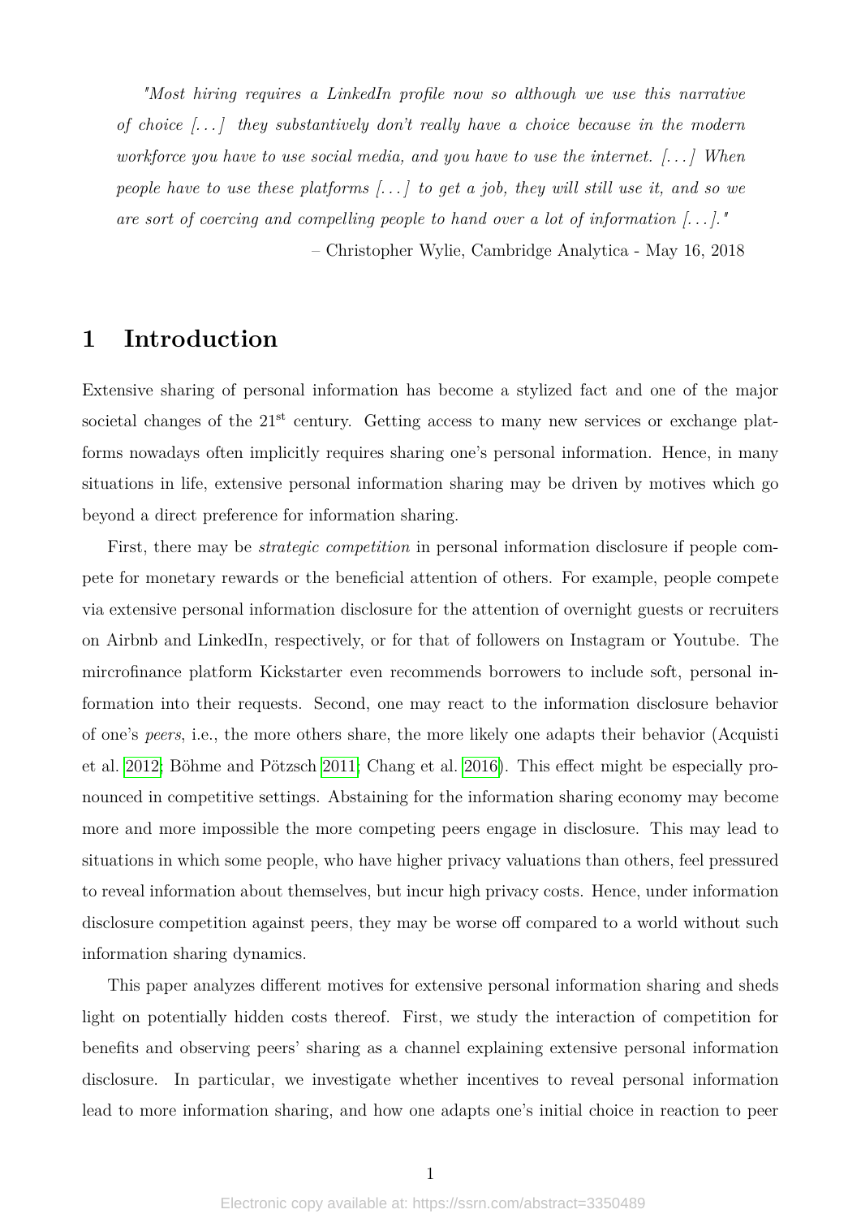*"Most hiring requires a LinkedIn profile now so although we use this narrative of choice [. . . ] they substantively don't really have a choice because in the modern workforce you have to use social media, and you have to use the internet. [. . . ] When people have to use these platforms [. . . ] to get a job, they will still use it, and so we are sort of coercing and compelling people to hand over a lot of information [. . . ]."*

– Christopher Wylie, Cambridge Analytica - May 16, 2018

# 1 Introduction

Extensive sharing of personal information has become a stylized fact and one of the major societal changes of the 21st century. Getting access to many new services or exchange platforms nowadays often implicitly requires sharing one's personal information. Hence, in many situations in life, extensive personal information sharing may be driven by motives which go beyond a direct preference for information sharing.

First, there may be *strategic competition* in personal information disclosure if people compete for monetary rewards or the beneficial attention of others. For example, people compete via extensive personal information disclosure for the attention of overnight guests or recruiters on Airbnb and LinkedIn, respectively, or for that of followers on Instagram or Youtube. The mircrofinance platform Kickstarter even recommends borrowers to include soft, personal information into their requests. Second, one may react to the information disclosure behavior of one's *peers*, i.e., the more others share, the more likely one adapts their behavior (Acquisti et al. 2012; Böhme and Pötzsch 2011; Chang et al. 2016). This effect might be especially pronounced in competitive settings. Abstaining for the information sharing economy may become more and more impossible the more competing peers engage in disclosure. This may lead to situations in which some people, who have higher privacy valuations than others, feel pressured to reveal information about themselves, but incur high privacy costs. Hence, under information disclosure competition against peers, they may be worse off compared to a world without such information sharing dynamics.

This paper analyzes different motives for extensive personal information sharing and sheds light on potentially hidden costs thereof. First, we study the interaction of competition for benefits and observing peers' sharing as a channel explaining extensive personal information disclosure. In particular, we investigate whether incentives to reveal personal information lead to more information sharing, and how one adapts one's initial choice in reaction to peer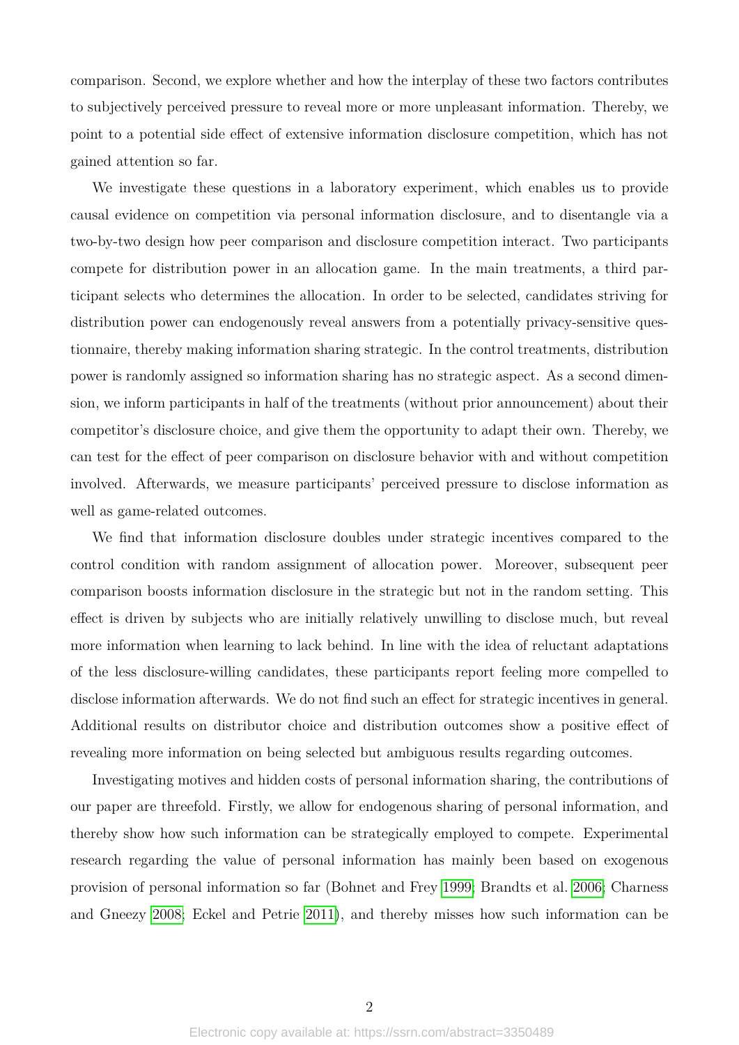comparison. Second, we explore whether and how the interplay of these two factors contributes to subjectively perceived pressure to reveal more or more unpleasant information. Thereby, we point to a potential side effect of extensive information disclosure competition, which has not gained attention so far.

We investigate these questions in a laboratory experiment, which enables us to provide causal evidence on competition via personal information disclosure, and to disentangle via a two-by-two design how peer comparison and disclosure competition interact. Two participants compete for distribution power in an allocation game. In the main treatments, a third participant selects who determines the allocation. In order to be selected, candidates striving for distribution power can endogenously reveal answers from a potentially privacy-sensitive questionnaire, thereby making information sharing strategic. In the control treatments, distribution power is randomly assigned so information sharing has no strategic aspect. As a second dimension, we inform participants in half of the treatments (without prior announcement) about their competitor's disclosure choice, and give them the opportunity to adapt their own. Thereby, we can test for the effect of peer comparison on disclosure behavior with and without competition involved. Afterwards, we measure participants' perceived pressure to disclose information as well as game-related outcomes.

We find that information disclosure doubles under strategic incentives compared to the control condition with random assignment of allocation power. Moreover, subsequent peer comparison boosts information disclosure in the strategic but not in the random setting. This effect is driven by subjects who are initially relatively unwilling to disclose much, but reveal more information when learning to lack behind. In line with the idea of reluctant adaptations of the less disclosure-willing candidates, these participants report feeling more compelled to disclose information afterwards. We do not find such an effect for strategic incentives in general. Additional results on distributor choice and distribution outcomes show a positive effect of revealing more information on being selected but ambiguous results regarding outcomes.

Investigating motives and hidden costs of personal information sharing, the contributions of our paper are threefold. Firstly, we allow for endogenous sharing of personal information, and thereby show how such information can be strategically employed to compete. Experimental research regarding the value of personal information has mainly been based on exogenous provision of personal information so far (Bohnet and Frey 1999; Brandts et al. 2006; Charness and Gneezy 2008; Eckel and Petrie 2011), and thereby misses how such information can be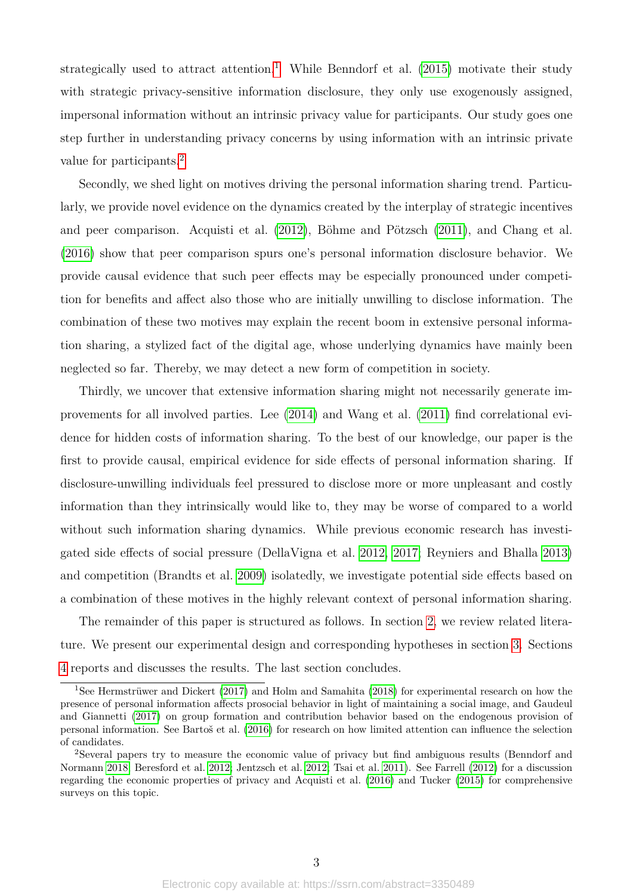strategically used to attract attention.[1] While Benndorf et al. (2015) motivate their study with strategic privacy-sensitive information disclosure, they only use exogenously assigned, impersonal information without an intrinsic privacy value for participants. Our study goes one step further in understanding privacy concerns by using information with an intrinsic private value for participants.[2]

Secondly, we shed light on motives driving the personal information sharing trend. Particularly, we provide novel evidence on the dynamics created by the interplay of strategic incentives and peer comparison. Acquisti et al. (2012), Böhme and Pötzsch (2011), and Chang et al. (2016) show that peer comparison spurs one's personal information disclosure behavior. We provide causal evidence that such peer effects may be especially pronounced under competition for benefits and affect also those who are initially unwilling to disclose information. The combination of these two motives may explain the recent boom in extensive personal information sharing, a stylized fact of the digital age, whose underlying dynamics have mainly been neglected so far. Thereby, we may detect a new form of competition in society.

Thirdly, we uncover that extensive information sharing might not necessarily generate improvements for all involved parties. Lee (2014) and Wang et al. (2011) find correlational evidence for hidden costs of information sharing. To the best of our knowledge, our paper is the first to provide causal, empirical evidence for side effects of personal information sharing. If disclosure-unwilling individuals feel pressured to disclose more or more unpleasant and costly information than they intrinsically would like to, they may be worse of compared to a world without such information sharing dynamics. While previous economic research has investigated side effects of social pressure (DellaVigna et al. 2012, 2017; Reyniers and Bhalla 2013) and competition (Brandts et al. 2009) isolatedly, we investigate potential side effects based on a combination of these motives in the highly relevant context of personal information sharing.

The remainder of this paper is structured as follows. In section 2, we review related literature. We present our experimental design and corresponding hypotheses in section 3. Sections 4 reports and discusses the results. The last section concludes.

---

[1] See Hermstrüwer and Dickert (2017) and Holm and Samahita (2018) for experimental research on how the presence of personal information affects prosocial behavior in light of maintaining a social image, and Gaudeul and Giannetti (2017) on group formation and contribution behavior based on the endogenous provision of personal information. See Bartoš et al. (2016) for research on how limited attention can influence the selection of candidates.

[2] Several papers try to measure the economic value of privacy but find ambiguous results (Benndorf and Normann 2018; Beresford et al. 2012; Jentzsch et al. 2012; Tsai et al. 2011). See Farrell (2012) for a discussion regarding the economic properties of privacy and Acquisti et al. (2016) and Tucker (2015) for comprehensive surveys on this topic.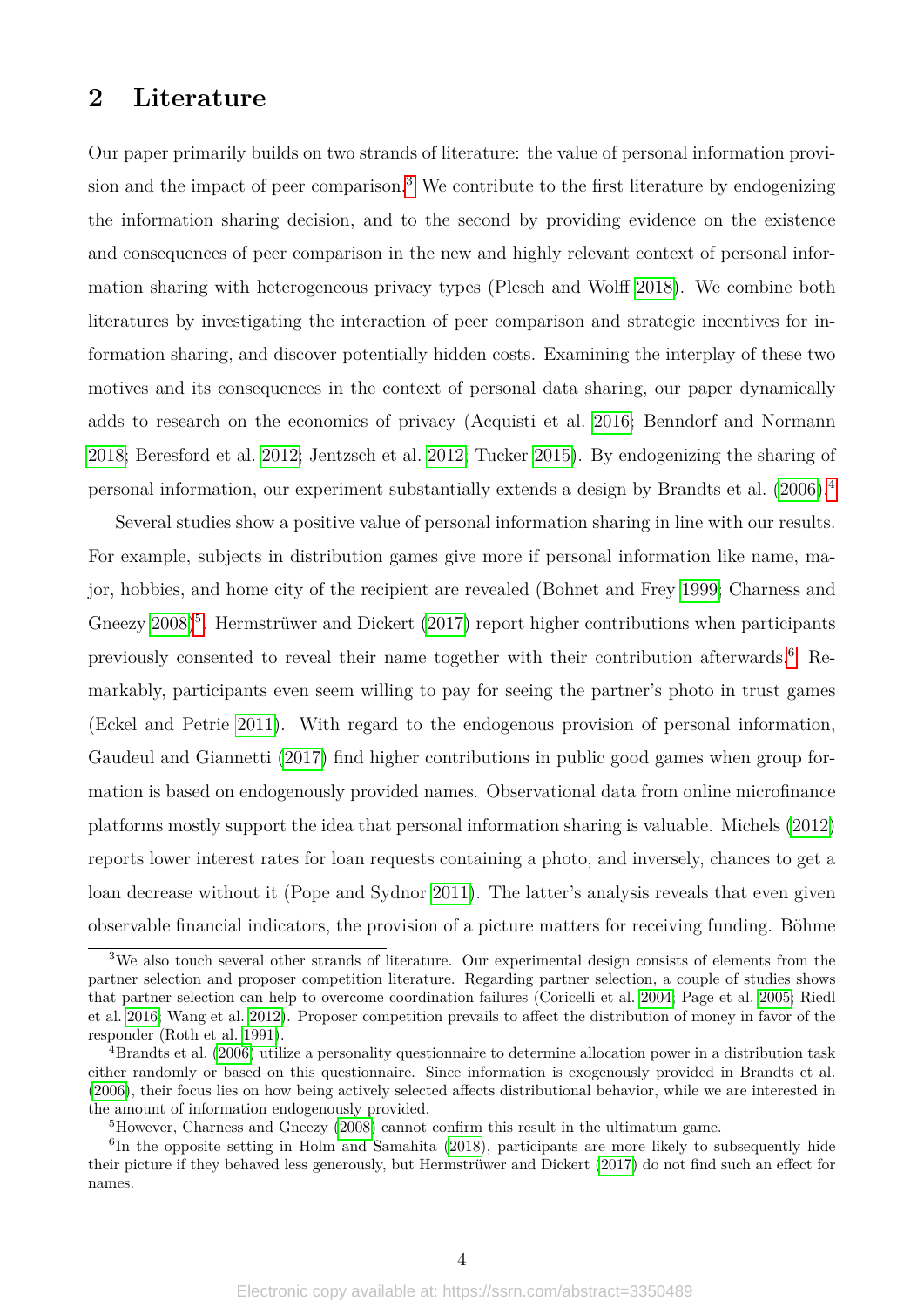## 2 Literature

Our paper primarily builds on two strands of literature: the value of personal information provision and the impact of peer comparison.[3] We contribute to the first literature by endogenizing the information sharing decision, and to the second by providing evidence on the existence and consequences of peer comparison in the new and highly relevant context of personal information sharing with heterogeneous privacy types (Plesch and Wolff 2018). We combine both literatures by investigating the interaction of peer comparison and strategic incentives for information sharing, and discover potentially hidden costs. Examining the interplay of these two motives and its consequences in the context of personal data sharing, our paper dynamically adds to research on the economics of privacy (Acquisti et al. 2016; Benndorf and Normann 2018; Beresford et al. 2012; Jentzsch et al. 2012; Tucker 2015). By endogenizing the sharing of personal information, our experiment substantially extends a design by Brandts et al. (2006).[4]

Several studies show a positive value of personal information sharing in line with our results. For example, subjects in distribution games give more if personal information like name, major, hobbies, and home city of the recipient are revealed (Bohnet and Frey 1999; Charness and Gneezy 2008)[5]. Hermstrüwer and Dickert (2017) report higher contributions when participants previously consented to reveal their name together with their contribution afterwards.[6] Remarkably, participants even seem willing to pay for seeing the partner's photo in trust games (Eckel and Petrie 2011). With regard to the endogenous provision of personal information, Gaudeul and Giannetti (2017) find higher contributions in public good games when group formation is based on endogenously provided names. Observational data from online microfinance platforms mostly support the idea that personal information sharing is valuable. Michels (2012) reports lower interest rates for loan requests containing a photo, and inversely, chances to get a loan decrease without it (Pope and Sydnor 2011). The latter's analysis reveals that even given observable financial indicators, the provision of a picture matters for receiving funding. Böhme

[3] We also touch several other strands of literature. Our experimental design consists of elements from the partner selection and proposer competition literature. Regarding partner selection, a couple of studies shows that partner selection can help to overcome coordination failures (Coricelli et al. 2004; Page et al. 2005; Riedl et al. 2016; Wang et al. 2012). Proposer competition prevails to affect the distribution of money in favor of the responder (Roth et al. 1991).

[4] Brandts et al. (2006) utilize a personality questionnaire to determine allocation power in a distribution task either randomly or based on this questionnaire. Since information is exogenously provided in Brandts et al. (2006), their focus lies on how being actively selected affects distributional behavior, while we are interested in the amount of information endogenously provided.

[5] However, Charness and Gneezy (2008) cannot confirm this result in the ultimatum game.

[6] In the opposite setting in Holm and Samahita (2018), participants are more likely to subsequently hide their picture if they behaved less generously, but Hermstrüwer and Dickert (2017) do not find such an effect for names.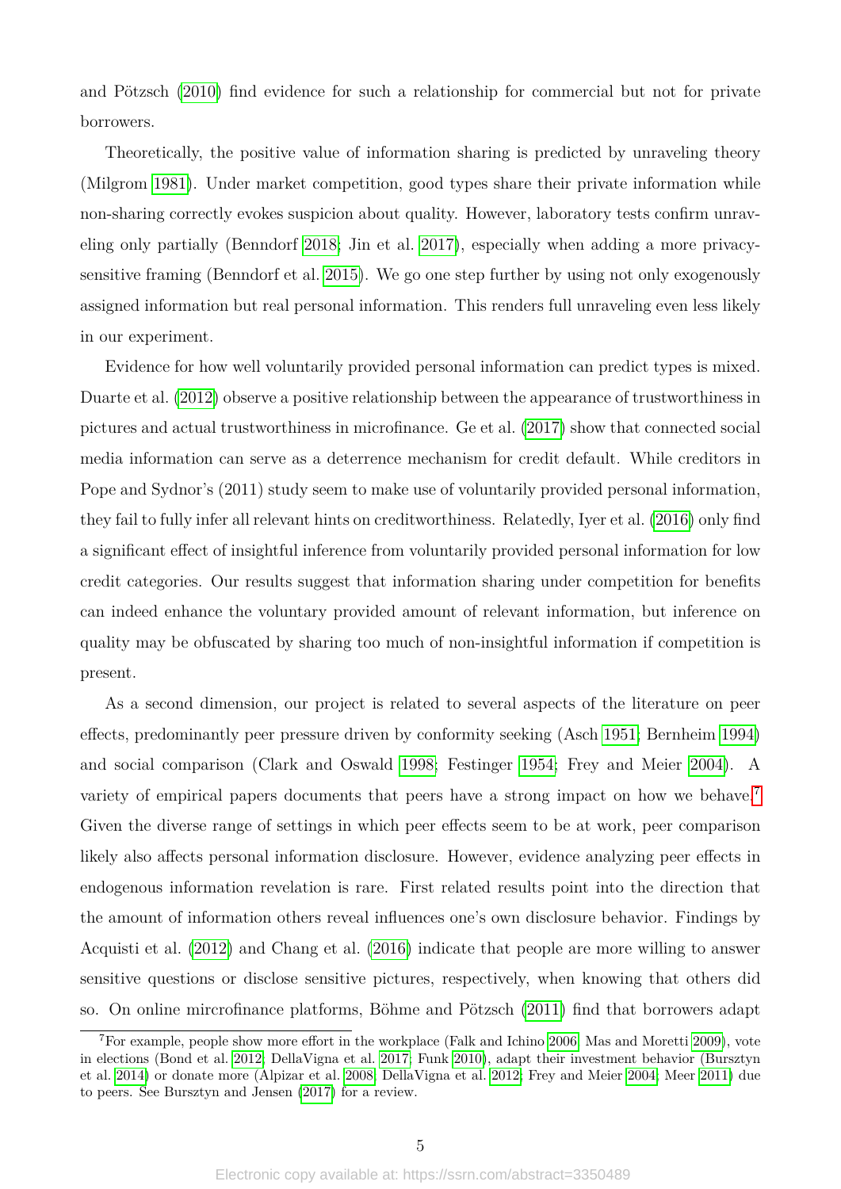and Pötzsch (2010) find evidence for such a relationship for commercial but not for private borrowers.

Theoretically, the positive value of information sharing is predicted by unraveling theory (Milgrom 1981). Under market competition, good types share their private information while non-sharing correctly evokes suspicion about quality. However, laboratory tests confirm unraveling only partially (Benndorf 2018; Jin et al. 2017), especially when adding a more privacy-sensitive framing (Benndorf et al. 2015). We go one step further by using not only exogenously assigned information but real personal information. This renders full unraveling even less likely in our experiment.

Evidence for how well voluntarily provided personal information can predict types is mixed. Duarte et al. (2012) observe a positive relationship between the appearance of trustworthiness in pictures and actual trustworthiness in microfinance. Ge et al. (2017) show that connected social media information can serve as a deterrence mechanism for credit default. While creditors in Pope and Sydnor's (2011) study seem to make use of voluntarily provided personal information, they fail to fully infer all relevant hints on creditworthiness. Relatedly, Iyer et al. (2016) only find a significant effect of insightful inference from voluntarily provided personal information for low credit categories. Our results suggest that information sharing under competition for benefits can indeed enhance the voluntary provided amount of relevant information, but inference on quality may be obfuscated by sharing too much of non-insightful information if competition is present.

As a second dimension, our project is related to several aspects of the literature on peer effects, predominantly peer pressure driven by conformity seeking (Asch 1951; Bernheim 1994) and social comparison (Clark and Oswald 1998; Festinger 1954; Frey and Meier 2004). A variety of empirical papers documents that peers have a strong impact on how we behave.[7] Given the diverse range of settings in which peer effects seem to be at work, peer comparison likely also affects personal information disclosure. However, evidence analyzing peer effects in endogenous information revelation is rare. First related results point into the direction that the amount of information others reveal influences one's own disclosure behavior. Findings by Acquisti et al. (2012) and Chang et al. (2016) indicate that people are more willing to answer sensitive questions or disclose sensitive pictures, respectively, when knowing that others did so. On online mircrofinance platforms, Böhme and Pötzsch (2011) find that borrowers adapt

[7] For example, people show more effort in the workplace (Falk and Ichino 2006; Mas and Moretti 2009), vote in elections (Bond et al. 2012; DellaVigna et al. 2017; Funk 2010), adapt their investment behavior (Bursztyn et al. 2014) or donate more (Alpizar et al. 2008; DellaVigna et al. 2012; Frey and Meier 2004; Meer 2011) due to peers. See Bursztyn and Jensen (2017) for a review.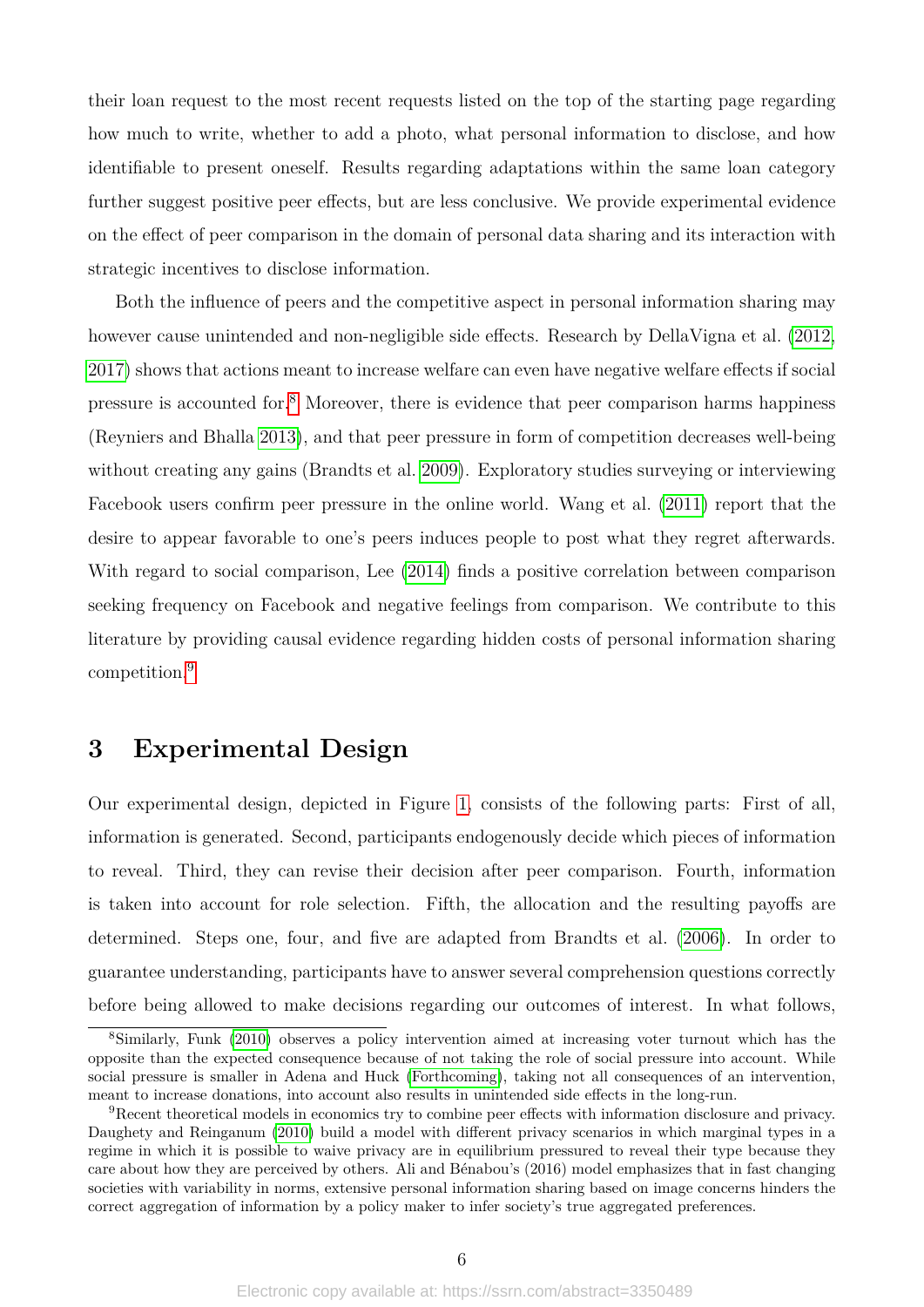their loan request to the most recent requests listed on the top of the starting page regarding how much to write, whether to add a photo, what personal information to disclose, and how identifiable to present oneself. Results regarding adaptations within the same loan category further suggest positive peer effects, but are less conclusive. We provide experimental evidence on the effect of peer comparison in the domain of personal data sharing and its interaction with strategic incentives to disclose information.

Both the influence of peers and the competitive aspect in personal information sharing may however cause unintended and non-negligible side effects. Research by DellaVigna et al. (2012, 2017) shows that actions meant to increase welfare can even have negative welfare effects if social pressure is accounted for.[8] Moreover, there is evidence that peer comparison harms happiness (Reyniers and Bhalla 2013), and that peer pressure in form of competition decreases well-being without creating any gains (Brandts et al. 2009). Exploratory studies surveying or interviewing Facebook users confirm peer pressure in the online world. Wang et al. (2011) report that the desire to appear favorable to one's peers induces people to post what they regret afterwards. With regard to social comparison, Lee (2014) finds a positive correlation between comparison seeking frequency on Facebook and negative feelings from comparison. We contribute to this literature by providing causal evidence regarding hidden costs of personal information sharing competition.[9]

## 3 Experimental Design

Our experimental design, depicted in Figure 1, consists of the following parts: First of all, information is generated. Second, participants endogenously decide which pieces of information to reveal. Third, they can revise their decision after peer comparison. Fourth, information is taken into account for role selection. Fifth, the allocation and the resulting payoffs are determined. Steps one, four, and five are adapted from Brandts et al. (2006). In order to guarantee understanding, participants have to answer several comprehension questions correctly before being allowed to make decisions regarding our outcomes of interest. In what follows,

[8] Similarly, Funk (2010) observes a policy intervention aimed at increasing voter turnout which has the opposite than the expected consequence because of not taking the role of social pressure into account. While social pressure is smaller in Adena and Huck (Forthcoming), taking not all consequences of an intervention, meant to increase donations, into account also results in unintended side effects in the long-run.

[9] Recent theoretical models in economics try to combine peer effects with information disclosure and privacy. Daughety and Reinganum (2010) build a model with different privacy scenarios in which marginal types in a regime in which it is possible to waive privacy are in equilibrium pressured to reveal their type because they care about how they are perceived by others. Ali and Bénabou's (2016) model emphasizes that in fast changing societies with variability in norms, extensive personal information sharing based on image concerns hinders the correct aggregation of information by a policy maker to infer society's true aggregated preferences.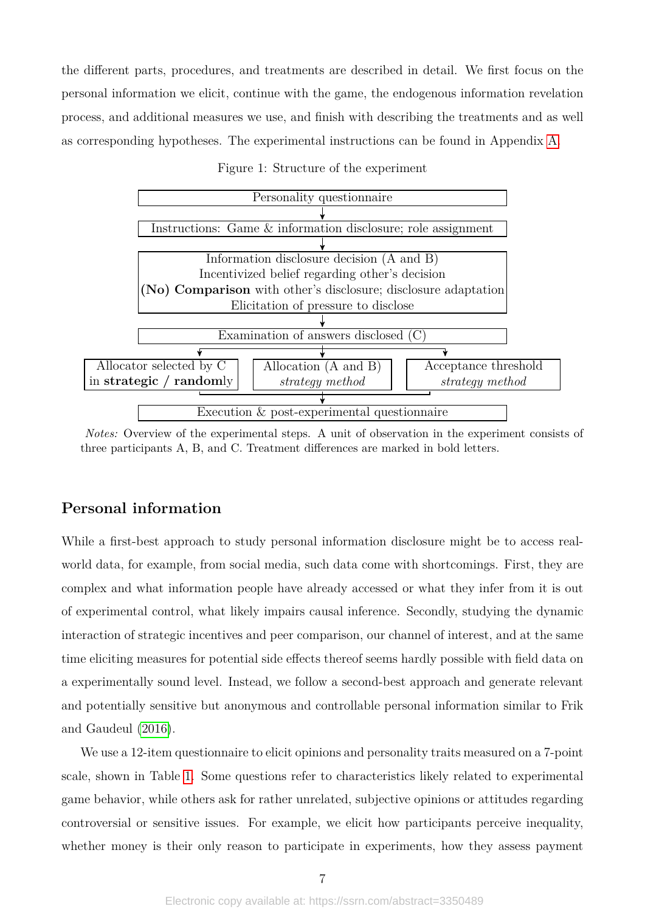the different parts, procedures, and treatments are described in detail. We first focus on the personal information we elicit, continue with the game, the endogenous information revelation process, and additional measures we use, and finish with describing the treatments and as well as corresponding hypotheses. The experimental instructions can be found in Appendix A.

Figure 1: Structure of the experiment

Personality questionnaire
↓
Instructions: Game & information disclosure; role assignment
↓
Information disclosure decision (A and B)
Incentivized belief regarding other's decision
**(No) Comparison** with other's disclosure; disclosure adaptation
Elicitation of pressure to disclose
↓
Examination of answers disclosed (C)
↓

| Allocator selected by C in **strategic / random**ly | Allocation (A and B) *strategy method* | Acceptance threshold *strategy method* |
|---|---|---|

↓
Execution & post-experimental questionnaire

*Notes:* Overview of the experimental steps. A unit of observation in the experiment consists of three participants A, B, and C. Treatment differences are marked in bold letters.

## Personal information

While a first-best approach to study personal information disclosure might be to access real-world data, for example, from social media, such data come with shortcomings. First, they are complex and what information people have already accessed or what they infer from it is out of experimental control, what likely impairs causal inference. Secondly, studying the dynamic interaction of strategic incentives and peer comparison, our channel of interest, and at the same time eliciting measures for potential side effects thereof seems hardly possible with field data on a experimentally sound level. Instead, we follow a second-best approach and generate relevant and potentially sensitive but anonymous and controllable personal information similar to Frik and Gaudeul (2016).

We use a 12-item questionnaire to elicit opinions and personality traits measured on a 7-point scale, shown in Table 1. Some questions refer to characteristics likely related to experimental game behavior, while others ask for rather unrelated, subjective opinions or attitudes regarding controversial or sensitive issues. For example, we elicit how participants perceive inequality, whether money is their only reason to participate in experiments, how they assess payment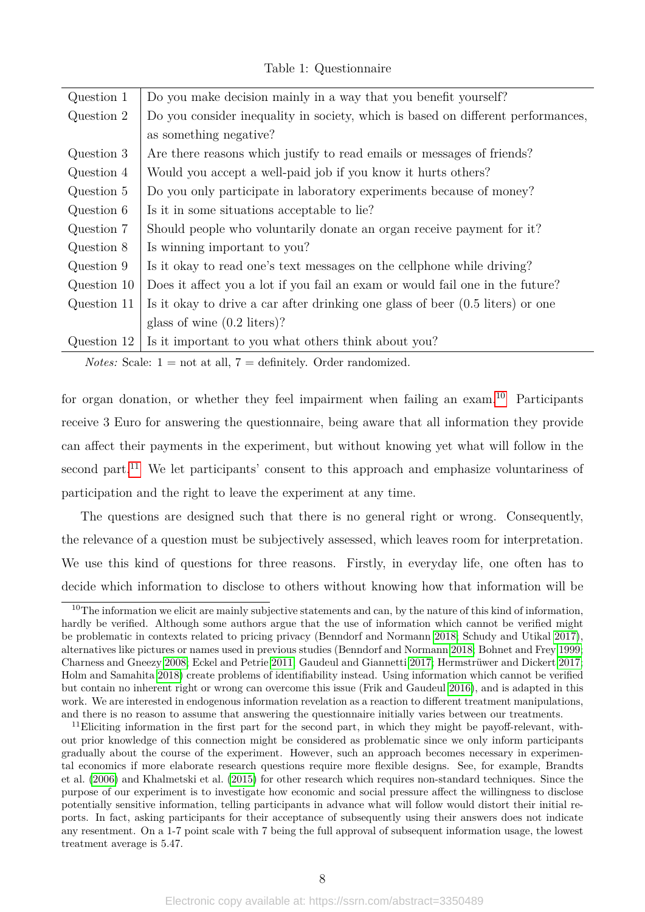Table 1: Questionnaire

| | |
|---|---|
| Question 1 | Do you make decision mainly in a way that you benefit yourself? |
| Question 2 | Do you consider inequality in society, which is based on different performances, as something negative? |
| Question 3 | Are there reasons which justify to read emails or messages of friends? |
| Question 4 | Would you accept a well-paid job if you know it hurts others? |
| Question 5 | Do you only participate in laboratory experiments because of money? |
| Question 6 | Is it in some situations acceptable to lie? |
| Question 7 | Should people who voluntarily donate an organ receive payment for it? |
| Question 8 | Is winning important to you? |
| Question 9 | Is it okay to read one's text messages on the cellphone while driving? |
| Question 10 | Does it affect you a lot if you fail an exam or would fail one in the future? |
| Question 11 | Is it okay to drive a car after drinking one glass of beer (0.5 liters) or one glass of wine (0.2 liters)? |
| Question 12 | Is it important to you what others think about you? |

*Notes:* Scale: 1 = not at all, 7 = definitely. Order randomized.

for organ donation, or whether they feel impairment when failing an exam.[10] Participants receive 3 Euro for answering the questionnaire, being aware that all information they provide can affect their payments in the experiment, but without knowing yet what will follow in the second part.[11] We let participants' consent to this approach and emphasize voluntariness of participation and the right to leave the experiment at any time.

The questions are designed such that there is no general right or wrong. Consequently, the relevance of a question must be subjectively assessed, which leaves room for interpretation. We use this kind of questions for three reasons. Firstly, in everyday life, one often has to decide which information to disclose to others without knowing how that information will be

[10] The information we elicit are mainly subjective statements and can, by the nature of this kind of information, hardly be verified. Although some authors argue that the use of information which cannot be verified might be problematic in contexts related to pricing privacy (Benndorf and Normann 2018; Schudy and Utikal 2017), alternatives like pictures or names used in previous studies (Benndorf and Normann 2018; Bohnet and Frey 1999; Charness and Gneezy 2008; Eckel and Petrie 2011; Gaudeul and Giannetti 2017; Hermstrüwer and Dickert 2017; Holm and Samahita 2018) create problems of identifiability instead. Using information which cannot be verified but contain no inherent right or wrong can overcome this issue (Frik and Gaudeul 2016), and is adapted in this work. We are interested in endogenous information revelation as a reaction to different treatment manipulations, and there is no reason to assume that answering the questionnaire initially varies between our treatments.

[11] Eliciting information in the first part for the second part, in which they might be payoff-relevant, without prior knowledge of this connection might be considered as problematic since we only inform participants gradually about the course of the experiment. However, such an approach becomes necessary in experimental economics if more elaborate research questions require more flexible designs. See, for example, Brandts et al. (2006) and Khalmetski et al. (2015) for other research which requires non-standard techniques. Since the purpose of our experiment is to investigate how economic and social pressure affect the willingness to disclose potentially sensitive information, telling participants in advance what will follow would distort their initial reports. In fact, asking participants for their acceptance of subsequently using their answers does not indicate any resentment. On a 1-7 point scale with 7 being the full approval of subsequent information usage, the lowest treatment average is 5.47.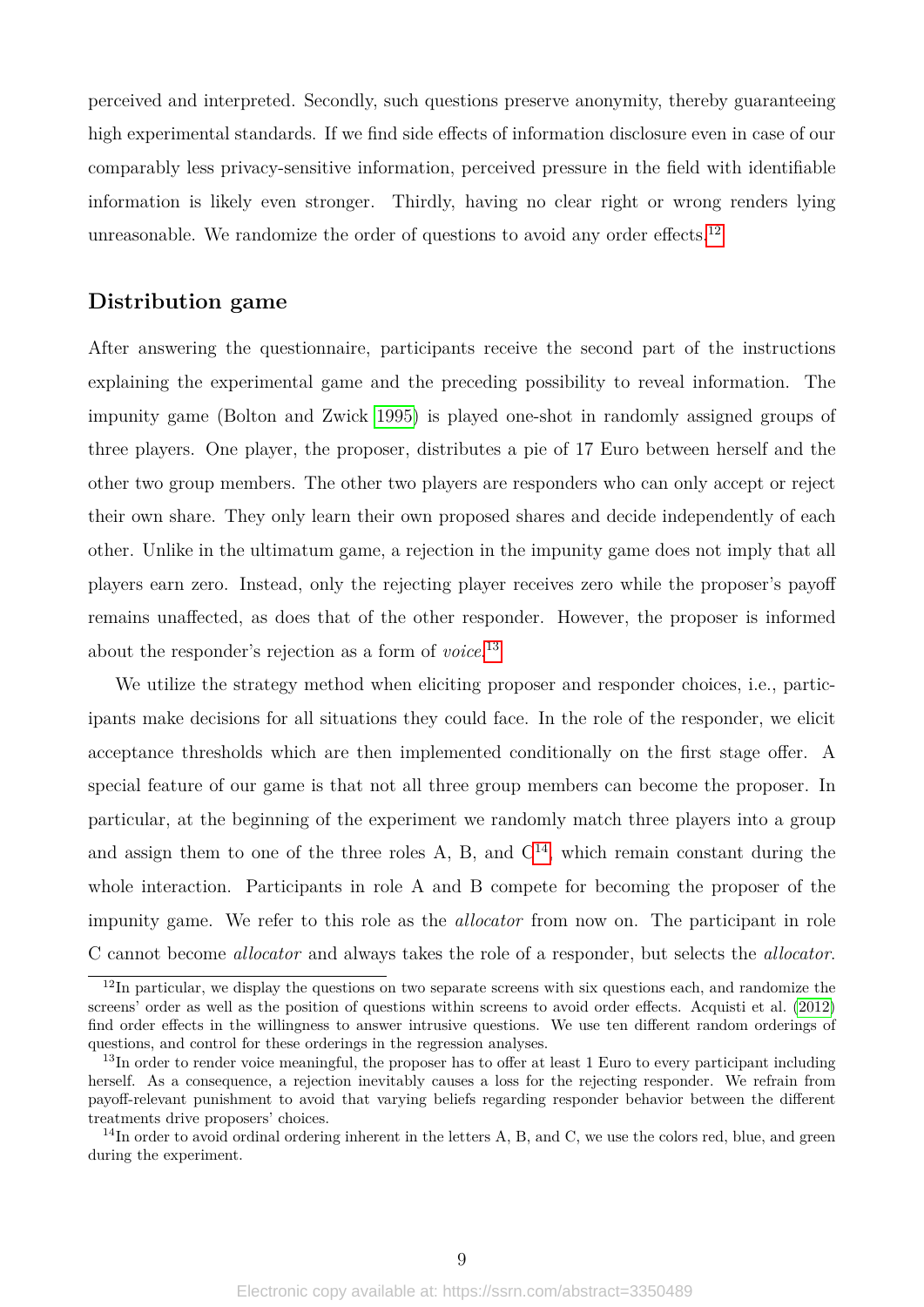perceived and interpreted. Secondly, such questions preserve anonymity, thereby guaranteeing high experimental standards. If we find side effects of information disclosure even in case of our comparably less privacy-sensitive information, perceived pressure in the field with identifiable information is likely even stronger. Thirdly, having no clear right or wrong renders lying unreasonable. We randomize the order of questions to avoid any order effects.[12]

## Distribution game

After answering the questionnaire, participants receive the second part of the instructions explaining the experimental game and the preceding possibility to reveal information. The impunity game (Bolton and Zwick 1995) is played one-shot in randomly assigned groups of three players. One player, the proposer, distributes a pie of 17 Euro between herself and the other two group members. The other two players are responders who can only accept or reject their own share. They only learn their own proposed shares and decide independently of each other. Unlike in the ultimatum game, a rejection in the impunity game does not imply that all players earn zero. Instead, only the rejecting player receives zero while the proposer's payoff remains unaffected, as does that of the other responder. However, the proposer is informed about the responder's rejection as a form of *voice*.[13]

We utilize the strategy method when eliciting proposer and responder choices, i.e., participants make decisions for all situations they could face. In the role of the responder, we elicit acceptance thresholds which are then implemented conditionally on the first stage offer. A special feature of our game is that not all three group members can become the proposer. In particular, at the beginning of the experiment we randomly match three players into a group and assign them to one of the three roles A, B, and C[14], which remain constant during the whole interaction. Participants in role A and B compete for becoming the proposer of the impunity game. We refer to this role as the *allocator* from now on. The participant in role C cannot become *allocator* and always takes the role of a responder, but selects the *allocator*.

[12] In particular, we display the questions on two separate screens with six questions each, and randomize the screens' order as well as the position of questions within screens to avoid order effects. Acquisti et al. (2012) find order effects in the willingness to answer intrusive questions. We use ten different random orderings of questions, and control for these orderings in the regression analyses.

[13] In order to render voice meaningful, the proposer has to offer at least 1 Euro to every participant including herself. As a consequence, a rejection inevitably causes a loss for the rejecting responder. We refrain from payoff-relevant punishment to avoid that varying beliefs regarding responder behavior between the different treatments drive proposers' choices.

[14] In order to avoid ordinal ordering inherent in the letters A, B, and C, we use the colors red, blue, and green during the experiment.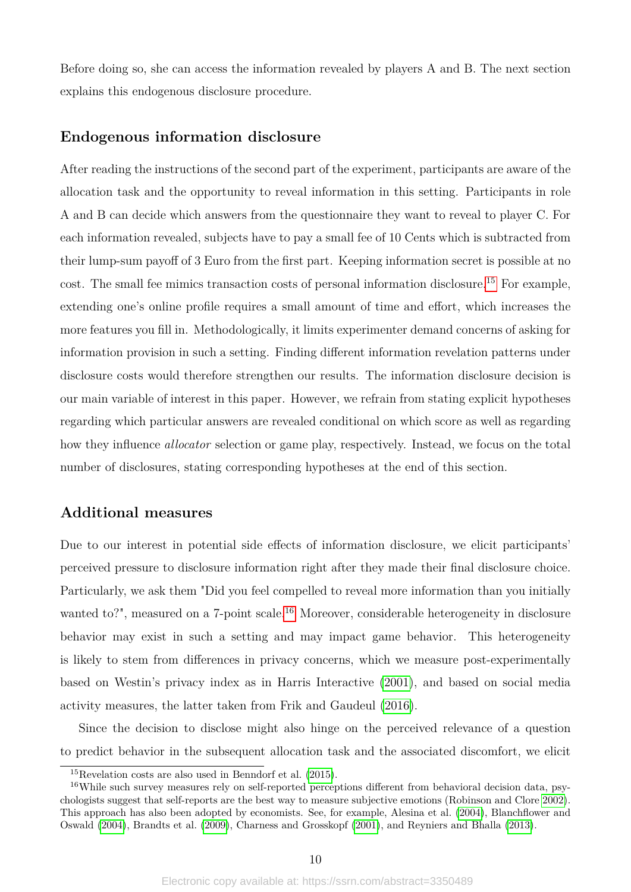Before doing so, she can access the information revealed by players A and B. The next section explains this endogenous disclosure procedure.

### Endogenous information disclosure

After reading the instructions of the second part of the experiment, participants are aware of the allocation task and the opportunity to reveal information in this setting. Participants in role A and B can decide which answers from the questionnaire they want to reveal to player C. For each information revealed, subjects have to pay a small fee of 10 Cents which is subtracted from their lump-sum payoff of 3 Euro from the first part. Keeping information secret is possible at no cost. The small fee mimics transaction costs of personal information disclosure.[15] For example, extending one's online profile requires a small amount of time and effort, which increases the more features you fill in. Methodologically, it limits experimenter demand concerns of asking for information provision in such a setting. Finding different information revelation patterns under disclosure costs would therefore strengthen our results. The information disclosure decision is our main variable of interest in this paper. However, we refrain from stating explicit hypotheses regarding which particular answers are revealed conditional on which score as well as regarding how they influence *allocator* selection or game play, respectively. Instead, we focus on the total number of disclosures, stating corresponding hypotheses at the end of this section.

### Additional measures

Due to our interest in potential side effects of information disclosure, we elicit participants' perceived pressure to disclosure information right after they made their final disclosure choice. Particularly, we ask them "Did you feel compelled to reveal more information than you initially wanted to?", measured on a 7-point scale.[16] Moreover, considerable heterogeneity in disclosure behavior may exist in such a setting and may impact game behavior. This heterogeneity is likely to stem from differences in privacy concerns, which we measure post-experimentally based on Westin's privacy index as in Harris Interactive (2001), and based on social media activity measures, the latter taken from Frik and Gaudeul (2016).

Since the decision to disclose might also hinge on the perceived relevance of a question to predict behavior in the subsequent allocation task and the associated discomfort, we elicit

[15] Revelation costs are also used in Benndorf et al. (2015).

[16] While such survey measures rely on self-reported perceptions different from behavioral decision data, psychologists suggest that self-reports are the best way to measure subjective emotions (Robinson and Clore 2002). This approach has also been adopted by economists. See, for example, Alesina et al. (2004), Blanchflower and Oswald (2004), Brandts et al. (2009), Charness and Grosskopf (2001), and Reyniers and Bhalla (2013).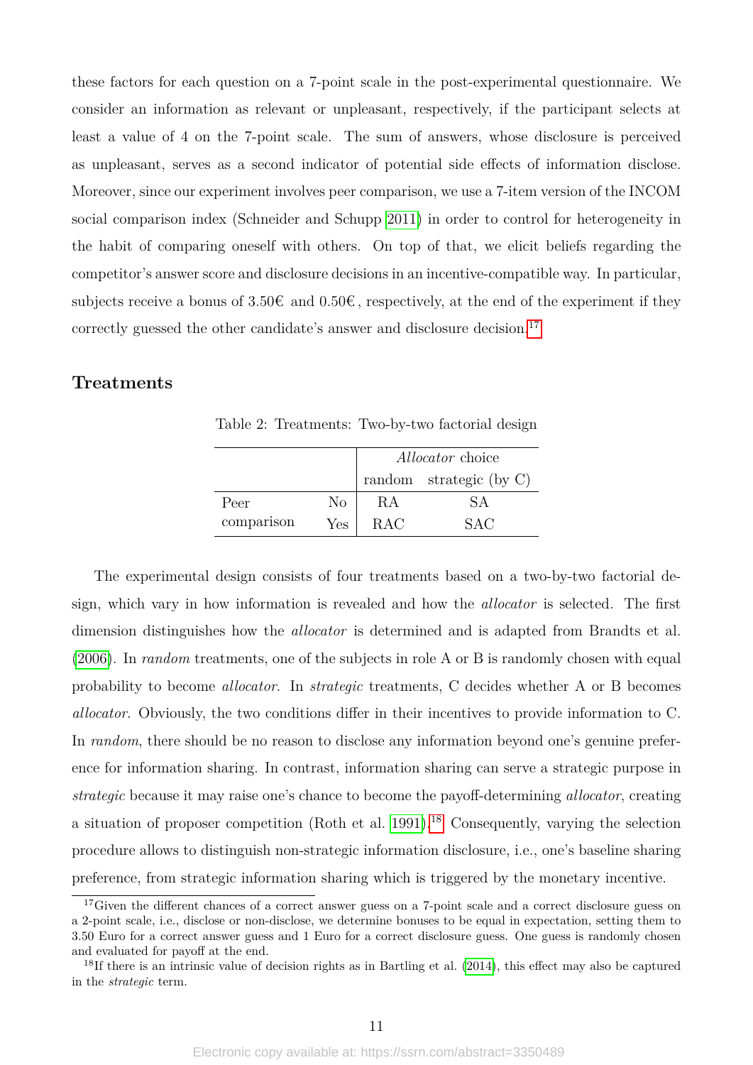these factors for each question on a 7-point scale in the post-experimental questionnaire. We consider an information as relevant or unpleasant, respectively, if the participant selects at least a value of 4 on the 7-point scale. The sum of answers, whose disclosure is perceived as unpleasant, serves as a second indicator of potential side effects of information disclose. Moreover, since our experiment involves peer comparison, we use a 7-item version of the INCOM social comparison index (Schneider and Schupp 2011) in order to control for heterogeneity in the habit of comparing oneself with others. On top of that, we elicit beliefs regarding the competitor's answer score and disclosure decisions in an incentive-compatible way. In particular, subjects receive a bonus of 3.50€ and 0.50€, respectively, at the end of the experiment if they correctly guessed the other candidate's answer and disclosure decision.[17]

## Treatments

Table 2: Treatments: Two-by-two factorial design

| | | *Allocator* choice | |
|---|---|---|---|
| | | random | strategic (by C) |
| Peer comparison | No | RA | SA |
| | Yes | RAC | SAC |

The experimental design consists of four treatments based on a two-by-two factorial design, which vary in how information is revealed and how the *allocator* is selected. The first dimension distinguishes how the *allocator* is determined and is adapted from Brandts et al. (2006). In *random* treatments, one of the subjects in role A or B is randomly chosen with equal probability to become *allocator*. In *strategic* treatments, C decides whether A or B becomes *allocator*. Obviously, the two conditions differ in their incentives to provide information to C. In *random*, there should be no reason to disclose any information beyond one's genuine preference for information sharing. In contrast, information sharing can serve a strategic purpose in *strategic* because it may raise one's chance to become the payoff-determining *allocator*, creating a situation of proposer competition (Roth et al. 1991).[18] Consequently, varying the selection procedure allows to distinguish non-strategic information disclosure, i.e., one's baseline sharing preference, from strategic information sharing which is triggered by the monetary incentive.

[17] Given the different chances of a correct answer guess on a 7-point scale and a correct disclosure guess on a 2-point scale, i.e., disclose or non-disclose, we determine bonuses to be equal in expectation, setting them to 3.50 Euro for a correct answer guess and 1 Euro for a correct disclosure guess. One guess is randomly chosen and evaluated for payoff at the end.

[18] If there is an intrinsic value of decision rights as in Bartling et al. (2014), this effect may also be captured in the *strategic* term.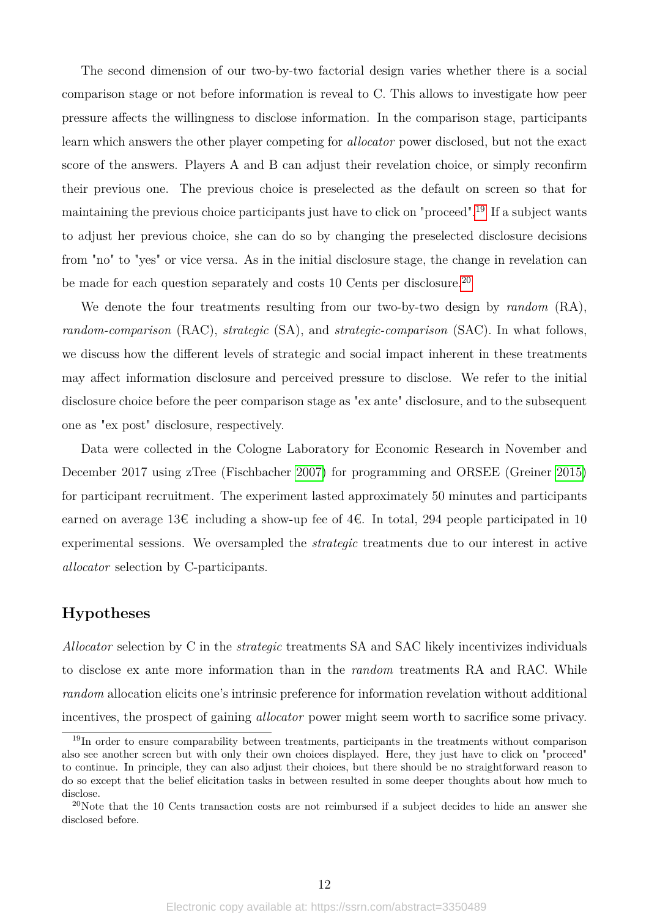The second dimension of our two-by-two factorial design varies whether there is a social comparison stage or not before information is reveal to C. This allows to investigate how peer pressure affects the willingness to disclose information. In the comparison stage, participants learn which answers the other player competing for *allocator* power disclosed, but not the exact score of the answers. Players A and B can adjust their revelation choice, or simply reconfirm their previous one. The previous choice is preselected as the default on screen so that for maintaining the previous choice participants just have to click on "proceed".[19] If a subject wants to adjust her previous choice, she can do so by changing the preselected disclosure decisions from "no" to "yes" or vice versa. As in the initial disclosure stage, the change in revelation can be made for each question separately and costs 10 Cents per disclosure.[20]

We denote the four treatments resulting from our two-by-two design by *random* (RA), *random-comparison* (RAC), *strategic* (SA), and *strategic-comparison* (SAC). In what follows, we discuss how the different levels of strategic and social impact inherent in these treatments may affect information disclosure and perceived pressure to disclose. We refer to the initial disclosure choice before the peer comparison stage as "ex ante" disclosure, and to the subsequent one as "ex post" disclosure, respectively.

Data were collected in the Cologne Laboratory for Economic Research in November and December 2017 using zTree (Fischbacher 2007) for programming and ORSEE (Greiner 2015) for participant recruitment. The experiment lasted approximately 50 minutes and participants earned on average 13€ including a show-up fee of 4€. In total, 294 people participated in 10 experimental sessions. We oversampled the *strategic* treatments due to our interest in active *allocator* selection by C-participants.

## Hypotheses

*Allocator* selection by C in the *strategic* treatments SA and SAC likely incentivizes individuals to disclose ex ante more information than in the *random* treatments RA and RAC. While *random* allocation elicits one's intrinsic preference for information revelation without additional incentives, the prospect of gaining *allocator* power might seem worth to sacrifice some privacy.

[19] In order to ensure comparability between treatments, participants in the treatments without comparison also see another screen but with only their own choices displayed. Here, they just have to click on "proceed" to continue. In principle, they can also adjust their choices, but there should be no straightforward reason to do so except that the belief elicitation tasks in between resulted in some deeper thoughts about how much to disclose.

[20] Note that the 10 Cents transaction costs are not reimbursed if a subject decides to hide an answer she disclosed before.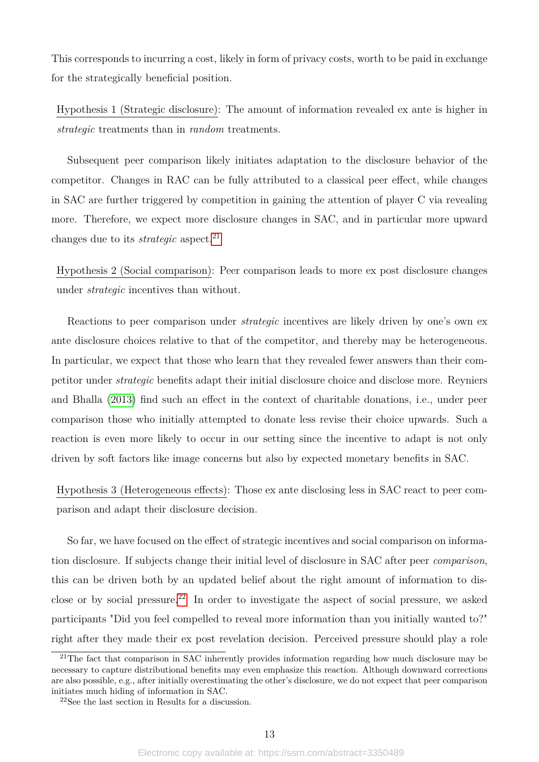This corresponds to incurring a cost, likely in form of privacy costs, worth to be paid in exchange for the strategically beneficial position.

Hypothesis 1 (Strategic disclosure): The amount of information revealed ex ante is higher in *strategic* treatments than in *random* treatments.

Subsequent peer comparison likely initiates adaptation to the disclosure behavior of the competitor. Changes in RAC can be fully attributed to a classical peer effect, while changes in SAC are further triggered by competition in gaining the attention of player C via revealing more. Therefore, we expect more disclosure changes in SAC, and in particular more upward changes due to its *strategic* aspect.[21]

Hypothesis 2 (Social comparison): Peer comparison leads to more ex post disclosure changes under *strategic* incentives than without.

Reactions to peer comparison under *strategic* incentives are likely driven by one's own ex ante disclosure choices relative to that of the competitor, and thereby may be heterogeneous. In particular, we expect that those who learn that they revealed fewer answers than their competitor under *strategic* benefits adapt their initial disclosure choice and disclose more. Reyniers and Bhalla (2013) find such an effect in the context of charitable donations, i.e., under peer comparison those who initially attempted to donate less revise their choice upwards. Such a reaction is even more likely to occur in our setting since the incentive to adapt is not only driven by soft factors like image concerns but also by expected monetary benefits in SAC.

Hypothesis 3 (Heterogeneous effects): Those ex ante disclosing less in SAC react to peer comparison and adapt their disclosure decision.

So far, we have focused on the effect of strategic incentives and social comparison on information disclosure. If subjects change their initial level of disclosure in SAC after peer *comparison*, this can be driven both by an updated belief about the right amount of information to disclose or by social pressure.[22] In order to investigate the aspect of social pressure, we asked participants "Did you feel compelled to reveal more information than you initially wanted to?" right after they made their ex post revelation decision. Perceived pressure should play a role

[21] The fact that comparison in SAC inherently provides information regarding how much disclosure may be necessary to capture distributional benefits may even emphasize this reaction. Although downward corrections are also possible, e.g., after initially overestimating the other's disclosure, we do not expect that peer comparison initiates much hiding of information in SAC.

[22] See the last section in Results for a discussion.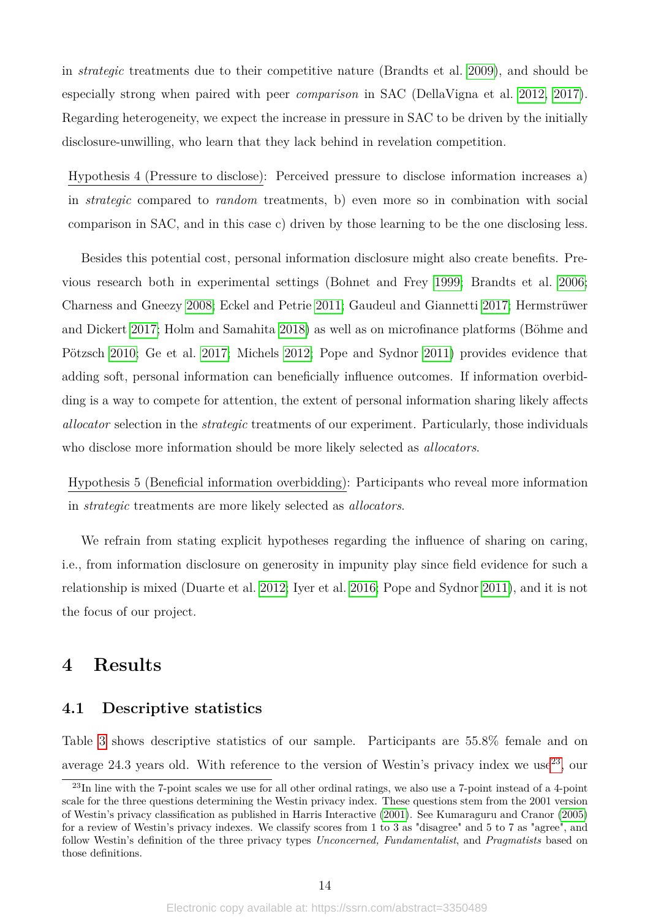in *strategic* treatments due to their competitive nature (Brandts et al. 2009), and should be especially strong when paired with peer *comparison* in SAC (DellaVigna et al. 2012, 2017). Regarding heterogeneity, we expect the increase in pressure in SAC to be driven by the initially disclosure-unwilling, who learn that they lack behind in revelation competition.

Hypothesis 4 (Pressure to disclose): Perceived pressure to disclose information increases a) in *strategic* compared to *random* treatments, b) even more so in combination with social comparison in SAC, and in this case c) driven by those learning to be the one disclosing less.

Besides this potential cost, personal information disclosure might also create benefits. Previous research both in experimental settings (Bohnet and Frey 1999; Brandts et al. 2006; Charness and Gneezy 2008; Eckel and Petrie 2011; Gaudeul and Giannetti 2017; Hermstrüwer and Dickert 2017; Holm and Samahita 2018) as well as on microfinance platforms (Böhme and Pötzsch 2010; Ge et al. 2017; Michels 2012; Pope and Sydnor 2011) provides evidence that adding soft, personal information can beneficially influence outcomes. If information overbidding is a way to compete for attention, the extent of personal information sharing likely affects *allocator* selection in the *strategic* treatments of our experiment. Particularly, those individuals who disclose more information should be more likely selected as *allocators*.

Hypothesis 5 (Beneficial information overbidding): Participants who reveal more information in *strategic* treatments are more likely selected as *allocators*.

We refrain from stating explicit hypotheses regarding the influence of sharing on caring, i.e., from information disclosure on generosity in impunity play since field evidence for such a relationship is mixed (Duarte et al. 2012; Iyer et al. 2016; Pope and Sydnor 2011), and it is not the focus of our project.

# 4 Results

## 4.1 Descriptive statistics

Table 3 shows descriptive statistics of our sample. Participants are 55.8% female and on average 24.3 years old. With reference to the version of Westin's privacy index we use[23], our

[23] In line with the 7-point scales we use for all other ordinal ratings, we also use a 7-point instead of a 4-point scale for the three questions determining the Westin privacy index. These questions stem from the 2001 version of Westin's privacy classification as published in Harris Interactive (2001). See Kumaraguru and Cranor (2005) for a review of Westin's privacy indexes. We classify scores from 1 to 3 as "disagree" and 5 to 7 as "agree", and follow Westin's definition of the three privacy types *Unconcerned, Fundamentalist*, and *Pragmatists* based on those definitions.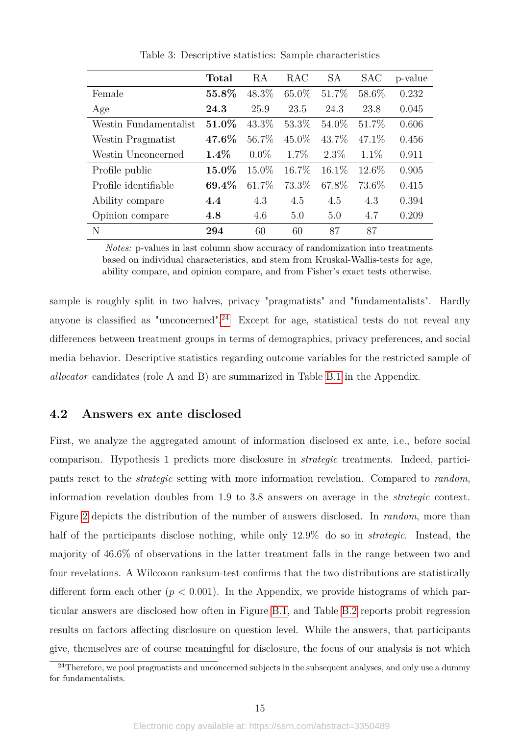Table 3: Descriptive statistics: Sample characteristics

| | **Total** | RA | RAC | SA | SAC | p-value |
|---|---|---|---|---|---|---|
| Female | **55.8%** | 48.3% | 65.0% | 51.7% | 58.6% | 0.232 |
| Age | **24.3** | 25.9 | 23.5 | 24.3 | 23.8 | 0.045 |
| Westin Fundamentalist | **51.0%** | 43.3% | 53.3% | 54.0% | 51.7% | 0.606 |
| Westin Pragmatist | **47.6%** | 56.7% | 45.0% | 43.7% | 47.1% | 0.456 |
| Westin Unconcerned | **1.4%** | 0.0% | 1.7% | 2.3% | 1.1% | 0.911 |
| Profile public | **15.0%** | 15.0% | 16.7% | 16.1% | 12.6% | 0.905 |
| Profile identifiable | **69.4%** | 61.7% | 73.3% | 67.8% | 73.6% | 0.415 |
| Ability compare | **4.4** | 4.3 | 4.5 | 4.5 | 4.3 | 0.394 |
| Opinion compare | **4.8** | 4.6 | 5.0 | 5.0 | 4.7 | 0.209 |
| N | **294** | 60 | 60 | 87 | 87 | |

*Notes:* p-values in last column show accuracy of randomization into treatments based on individual characteristics, and stem from Kruskal-Wallis-tests for age, ability compare, and opinion compare, and from Fisher's exact tests otherwise.

sample is roughly split in two halves, privacy "pragmatists" and "fundamentalists". Hardly anyone is classified as "unconcerned".[24] Except for age, statistical tests do not reveal any differences between treatment groups in terms of demographics, privacy preferences, and social media behavior. Descriptive statistics regarding outcome variables for the restricted sample of *allocator* candidates (role A and B) are summarized in Table B.1 in the Appendix.

## 4.2 Answers ex ante disclosed

First, we analyze the aggregated amount of information disclosed ex ante, i.e., before social comparison. Hypothesis 1 predicts more disclosure in *strategic* treatments. Indeed, participants react to the *strategic* setting with more information revelation. Compared to *random*, information revelation doubles from 1.9 to 3.8 answers on average in the *strategic* context. Figure 2 depicts the distribution of the number of answers disclosed. In *random*, more than half of the participants disclose nothing, while only 12.9% do so in *strategic*. Instead, the majority of 46.6% of observations in the latter treatment falls in the range between two and four revelations. A Wilcoxon ranksum-test confirms that the two distributions are statistically different form each other ($p < 0.001$). In the Appendix, we provide histograms of which particular answers are disclosed how often in Figure B.1, and Table B.2 reports probit regression results on factors affecting disclosure on question level. While the answers, that participants give, themselves are of course meaningful for disclosure, the focus of our analysis is not which

[24]Therefore, we pool pragmatists and unconcerned subjects in the subsequent analyses, and only use a dummy for fundamentalists.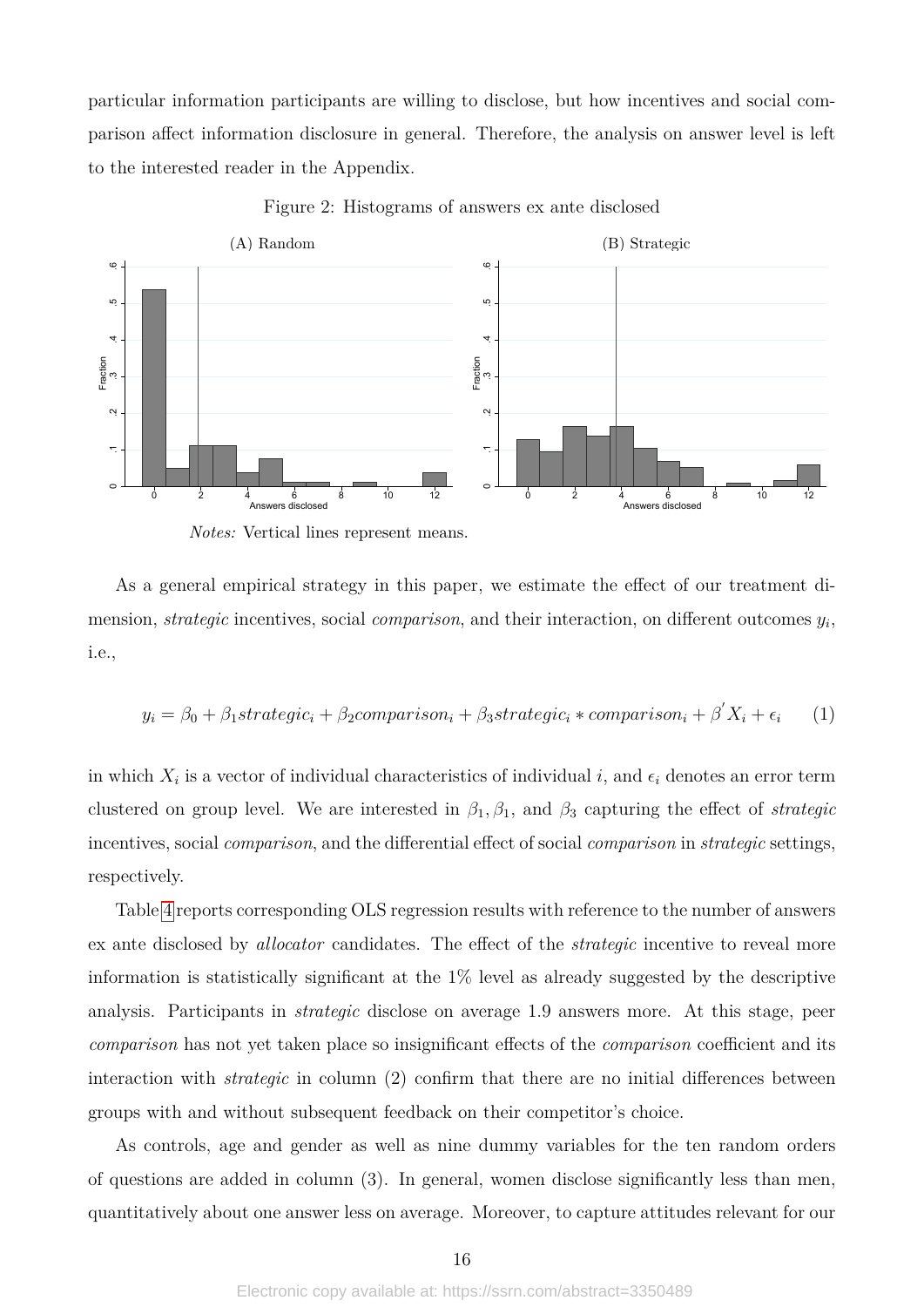particular information participants are willing to disclose, but how incentives and social comparison affect information disclosure in general. Therefore, the analysis on answer level is left to the interested reader in the Appendix.

Figure 2: Histograms of answers ex ante disclosed

*Notes:* Vertical lines represent means.

As a general empirical strategy in this paper, we estimate the effect of our treatment dimension, *strategic* incentives, social *comparison*, and their interaction, on different outcomes $y_i$, i.e.,

$$y_i = \beta_0 + \beta_1 strategic_i + \beta_2 comparison_i + \beta_3 strategic_i * comparison_i + \beta' X_i + \epsilon_i \qquad (1)$$

in which $X_i$ is a vector of individual characteristics of individual $i$, and $\epsilon_i$ denotes an error term clustered on group level. We are interested in $\beta_1, \beta_1$, and $\beta_3$ capturing the effect of *strategic* incentives, social *comparison*, and the differential effect of social *comparison* in *strategic* settings, respectively.

Table 4 reports corresponding OLS regression results with reference to the number of answers ex ante disclosed by *allocator* candidates. The effect of the *strategic* incentive to reveal more information is statistically significant at the 1% level as already suggested by the descriptive analysis. Participants in *strategic* disclose on average 1.9 answers more. At this stage, peer *comparison* has not yet taken place so insignificant effects of the *comparison* coefficient and its interaction with *strategic* in column (2) confirm that there are no initial differences between groups with and without subsequent feedback on their competitor's choice.

As controls, age and gender as well as nine dummy variables for the ten random orders of questions are added in column (3). In general, women disclose significantly less than men, quantitatively about one answer less on average. Moreover, to capture attitudes relevant for our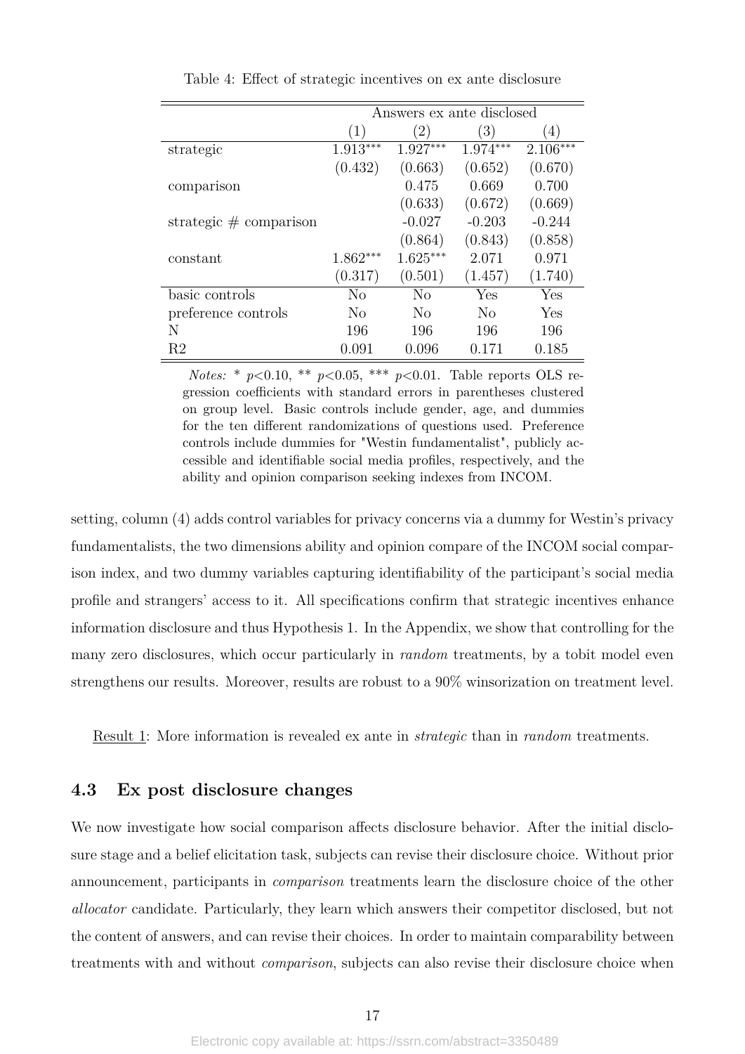Table 4: Effect of strategic incentives on ex ante disclosure

| | Answers ex ante disclosed | | | |
|---|---|---|---|---|
| | (1) | (2) | (3) | (4) |
| strategic | 1.913*** | 1.927*** | 1.974*** | 2.106*** |
| | (0.432) | (0.663) | (0.652) | (0.670) |
| comparison | | 0.475 | 0.669 | 0.700 |
| | | (0.633) | (0.672) | (0.669) |
| strategic # comparison | | -0.027 | -0.203 | -0.244 |
| | | (0.864) | (0.843) | (0.858) |
| constant | 1.862*** | 1.625*** | 2.071 | 0.971 |
| | (0.317) | (0.501) | (1.457) | (1.740) |
| basic controls | No | No | Yes | Yes |
| preference controls | No | No | No | Yes |
| N | 196 | 196 | 196 | 196 |
| R2 | 0.091 | 0.096 | 0.171 | 0.185 |

*Notes:* * $p<0.10$, ** $p<0.05$, *** $p<0.01$. Table reports OLS regression coefficients with standard errors in parentheses clustered on group level. Basic controls include gender, age, and dummies for the ten different randomizations of questions used. Preference controls include dummies for "Westin fundamentalist", publicly accessible and identifiable social media profiles, respectively, and the ability and opinion comparison seeking indexes from INCOM.

setting, column (4) adds control variables for privacy concerns via a dummy for Westin's privacy fundamentalists, the two dimensions ability and opinion compare of the INCOM social comparison index, and two dummy variables capturing identifiability of the participant's social media profile and strangers' access to it. All specifications confirm that strategic incentives enhance information disclosure and thus Hypothesis 1. In the Appendix, we show that controlling for the many zero disclosures, which occur particularly in *random* treatments, by a tobit model even strengthens our results. Moreover, results are robust to a 90% winsorization on treatment level.

Result 1: More information is revealed ex ante in *strategic* than in *random* treatments.

### 4.3 Ex post disclosure changes

We now investigate how social comparison affects disclosure behavior. After the initial disclosure stage and a belief elicitation task, subjects can revise their disclosure choice. Without prior announcement, participants in *comparison* treatments learn the disclosure choice of the other *allocator* candidate. Particularly, they learn which answers their competitor disclosed, but not the content of answers, and can revise their choices. In order to maintain comparability between treatments with and without *comparison*, subjects can also revise their disclosure choice when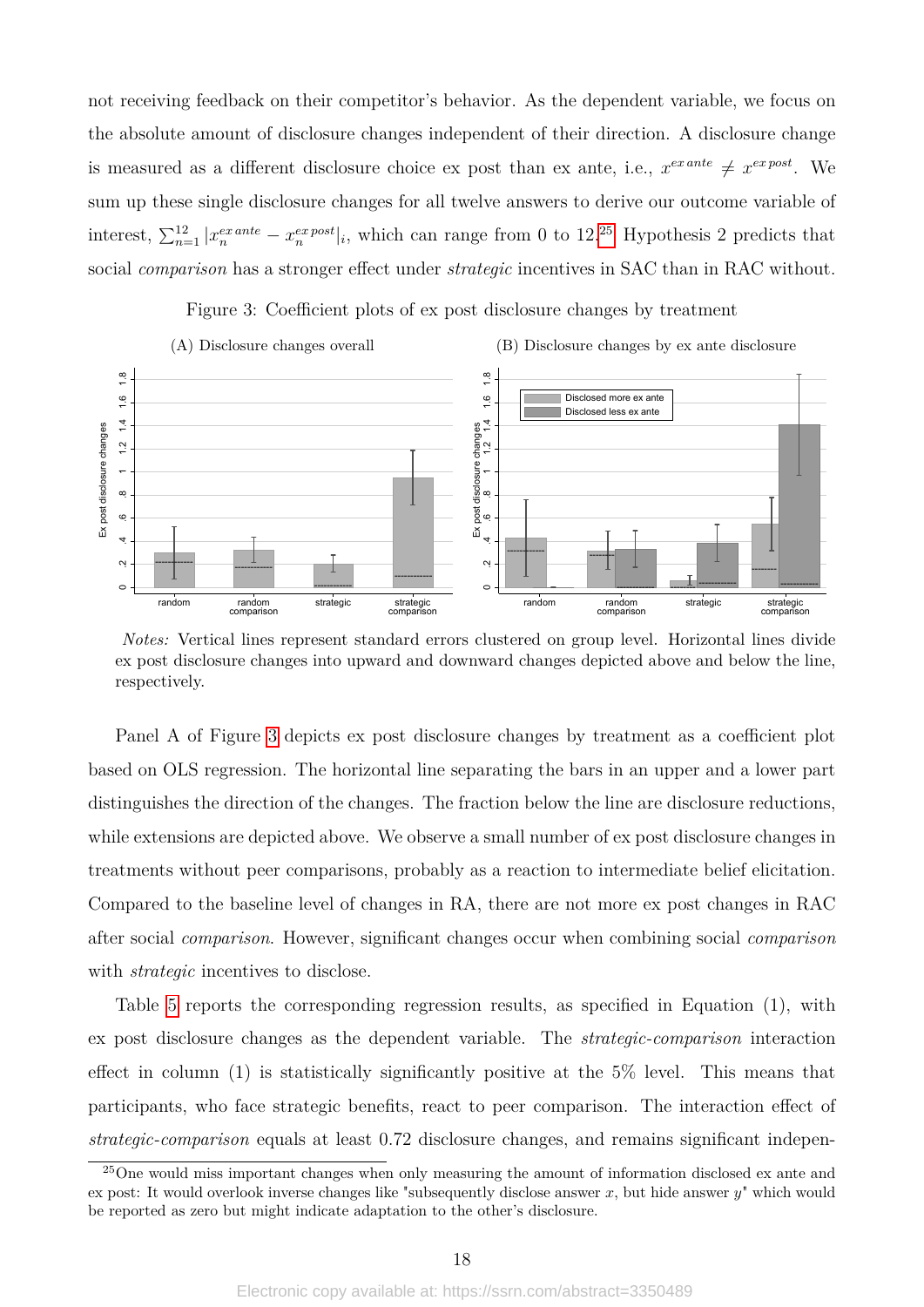not receiving feedback on their competitor's behavior. As the dependent variable, we focus on the absolute amount of disclosure changes independent of their direction. A disclosure change is measured as a different disclosure choice ex post than ex ante, i.e., $x^{ex\,ante} \neq x^{ex\,post}$. We sum up these single disclosure changes for all twelve answers to derive our outcome variable of interest, $\sum_{n=1}^{12} |x_n^{ex\,ante} - x_n^{ex\,post}|_i$, which can range from 0 to 12.[25] Hypothesis 2 predicts that social *comparison* has a stronger effect under *strategic* incentives in SAC than in RAC without.

Figure 3: Coefficient plots of ex post disclosure changes by treatment

(A) Disclosure changes overall

(B) Disclosure changes by ex ante disclosure

*Notes:* Vertical lines represent standard errors clustered on group level. Horizontal lines divide ex post disclosure changes into upward and downward changes depicted above and below the line, respectively.

Panel A of Figure 3 depicts ex post disclosure changes by treatment as a coefficient plot based on OLS regression. The horizontal line separating the bars in an upper and a lower part distinguishes the direction of the changes. The fraction below the line are disclosure reductions, while extensions are depicted above. We observe a small number of ex post disclosure changes in treatments without peer comparisons, probably as a reaction to intermediate belief elicitation. Compared to the baseline level of changes in RA, there are not more ex post changes in RAC after social *comparison*. However, significant changes occur when combining social *comparison* with *strategic* incentives to disclose.

Table 5 reports the corresponding regression results, as specified in Equation (1), with ex post disclosure changes as the dependent variable. The *strategic-comparison* interaction effect in column (1) is statistically significantly positive at the 5% level. This means that participants, who face strategic benefits, react to peer comparison. The interaction effect of *strategic-comparison* equals at least 0.72 disclosure changes, and remains significant indepen-

[25] One would miss important changes when only measuring the amount of information disclosed ex ante and ex post: It would overlook inverse changes like "subsequently disclose answer $x$, but hide answer $y$" which would be reported as zero but might indicate adaptation to the other's disclosure.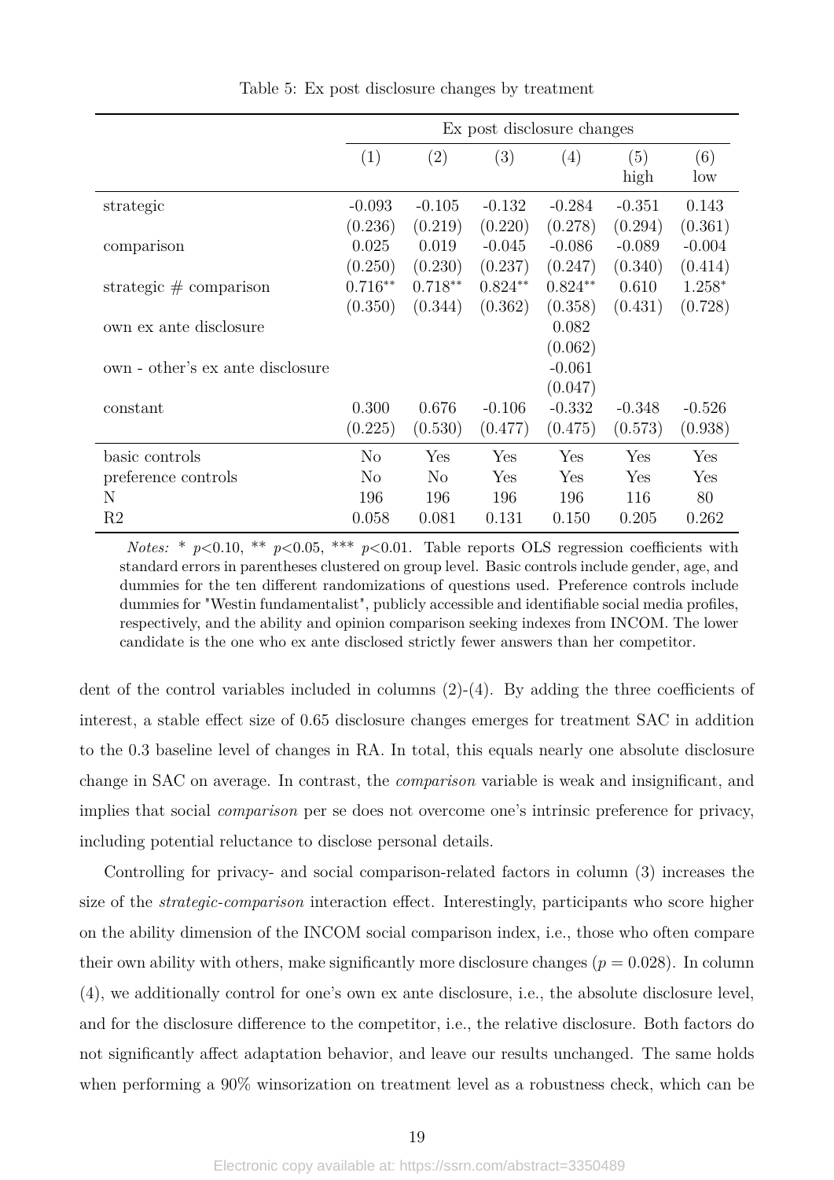Table 5: Ex post disclosure changes by treatment

| | Ex post disclosure changes | | | | | |
|---|---|---|---|---|---|---|
| | (1) | (2) | (3) | (4) | (5) high | (6) low |
| strategic | -0.093 | -0.105 | -0.132 | -0.284 | -0.351 | 0.143 |
| | (0.236) | (0.219) | (0.220) | (0.278) | (0.294) | (0.361) |
| comparison | 0.025 | 0.019 | -0.045 | -0.086 | -0.089 | -0.004 |
| | (0.250) | (0.230) | (0.237) | (0.247) | (0.340) | (0.414) |
| strategic # comparison | 0.716** | 0.718** | 0.824** | 0.824** | 0.610 | 1.258* |
| | (0.350) | (0.344) | (0.362) | (0.358) | (0.431) | (0.728) |
| own ex ante disclosure | | | | 0.082 | | |
| | | | | (0.062) | | |
| own - other's ex ante disclosure | | | | -0.061 | | |
| | | | | (0.047) | | |
| constant | 0.300 | 0.676 | -0.106 | -0.332 | -0.348 | -0.526 |
| | (0.225) | (0.530) | (0.477) | (0.475) | (0.573) | (0.938) |
| basic controls | No | Yes | Yes | Yes | Yes | Yes |
| preference controls | No | No | Yes | Yes | Yes | Yes |
| N | 196 | 196 | 196 | 196 | 116 | 80 |
| R2 | 0.058 | 0.081 | 0.131 | 0.150 | 0.205 | 0.262 |

*Notes:* * $p<0.10$, ** $p<0.05$, *** $p<0.01$. Table reports OLS regression coefficients with standard errors in parentheses clustered on group level. Basic controls include gender, age, and dummies for the ten different randomizations of questions used. Preference controls include dummies for "Westin fundamentalist", publicly accessible and identifiable social media profiles, respectively, and the ability and opinion comparison seeking indexes from INCOM. The lower candidate is the one who ex ante disclosed strictly fewer answers than her competitor.

dent of the control variables included in columns (2)-(4). By adding the three coefficients of interest, a stable effect size of 0.65 disclosure changes emerges for treatment SAC in addition to the 0.3 baseline level of changes in RA. In total, this equals nearly one absolute disclosure change in SAC on average. In contrast, the *comparison* variable is weak and insignificant, and implies that social *comparison* per se does not overcome one's intrinsic preference for privacy, including potential reluctance to disclose personal details.

Controlling for privacy- and social comparison-related factors in column (3) increases the size of the *strategic-comparison* interaction effect. Interestingly, participants who score higher on the ability dimension of the INCOM social comparison index, i.e., those who often compare their own ability with others, make significantly more disclosure changes ($p = 0.028$). In column (4), we additionally control for one's own ex ante disclosure, i.e., the absolute disclosure level, and for the disclosure difference to the competitor, i.e., the relative disclosure. Both factors do not significantly affect adaptation behavior, and leave our results unchanged. The same holds when performing a 90% winsorization on treatment level as a robustness check, which can be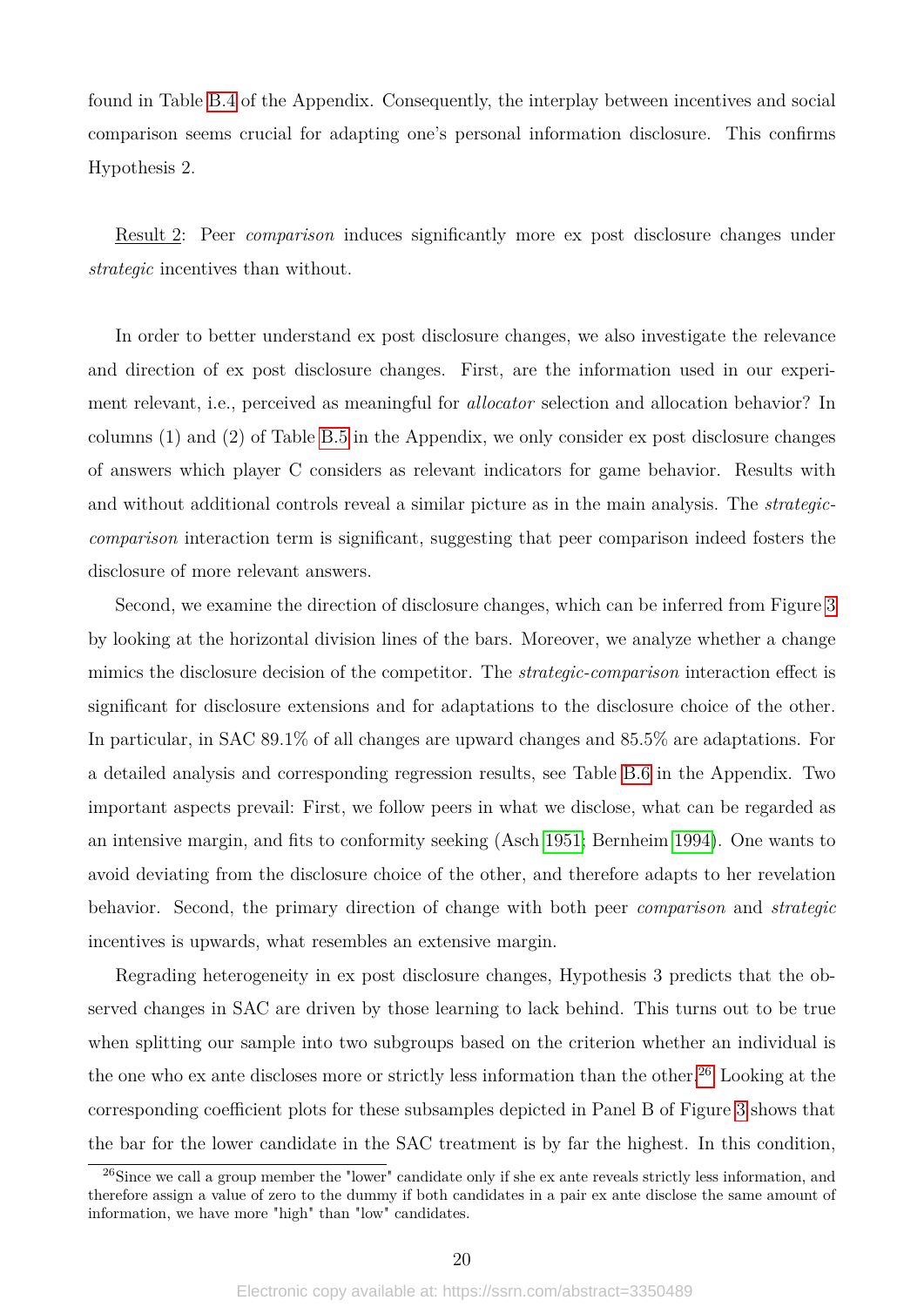found in Table B.4 of the Appendix. Consequently, the interplay between incentives and social comparison seems crucial for adapting one's personal information disclosure. This confirms Hypothesis 2.

Result 2: Peer *comparison* induces significantly more ex post disclosure changes under *strategic* incentives than without.

In order to better understand ex post disclosure changes, we also investigate the relevance and direction of ex post disclosure changes. First, are the information used in our experiment relevant, i.e., perceived as meaningful for *allocator* selection and allocation behavior? In columns (1) and (2) of Table B.5 in the Appendix, we only consider ex post disclosure changes of answers which player C considers as relevant indicators for game behavior. Results with and without additional controls reveal a similar picture as in the main analysis. The *strategic-comparison* interaction term is significant, suggesting that peer comparison indeed fosters the disclosure of more relevant answers.

Second, we examine the direction of disclosure changes, which can be inferred from Figure 3 by looking at the horizontal division lines of the bars. Moreover, we analyze whether a change mimics the disclosure decision of the competitor. The *strategic-comparison* interaction effect is significant for disclosure extensions and for adaptations to the disclosure choice of the other. In particular, in SAC 89.1% of all changes are upward changes and 85.5% are adaptations. For a detailed analysis and corresponding regression results, see Table B.6 in the Appendix. Two important aspects prevail: First, we follow peers in what we disclose, what can be regarded as an intensive margin, and fits to conformity seeking (Asch 1951; Bernheim 1994). One wants to avoid deviating from the disclosure choice of the other, and therefore adapts to her revelation behavior. Second, the primary direction of change with both peer *comparison* and *strategic* incentives is upwards, what resembles an extensive margin.

Regrading heterogeneity in ex post disclosure changes, Hypothesis 3 predicts that the observed changes in SAC are driven by those learning to lack behind. This turns out to be true when splitting our sample into two subgroups based on the criterion whether an individual is the one who ex ante discloses more or strictly less information than the other.[26] Looking at the corresponding coefficient plots for these subsamples depicted in Panel B of Figure 3 shows that the bar for the lower candidate in the SAC treatment is by far the highest. In this condition,

[26]Since we call a group member the "lower" candidate only if she ex ante reveals strictly less information, and therefore assign a value of zero to the dummy if both candidates in a pair ex ante disclose the same amount of information, we have more "high" than "low" candidates.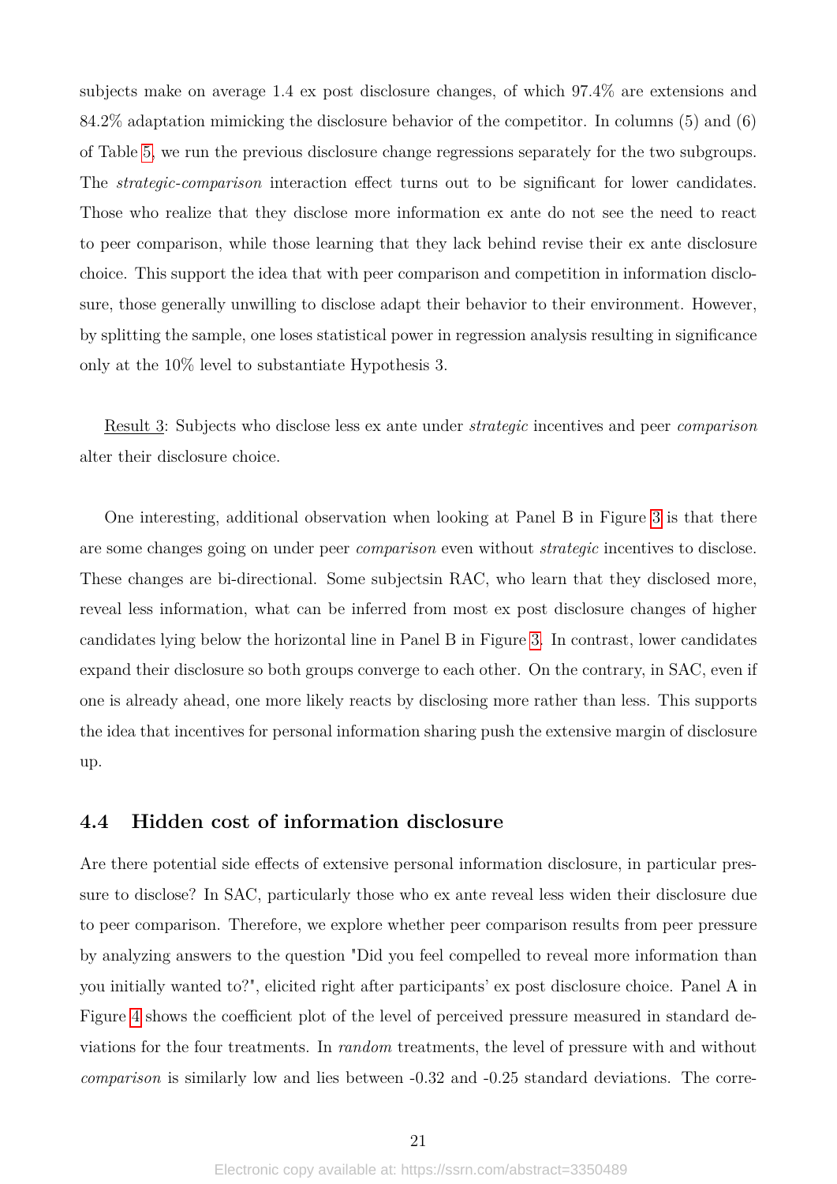subjects make on average 1.4 ex post disclosure changes, of which 97.4% are extensions and 84.2% adaptation mimicking the disclosure behavior of the competitor. In columns (5) and (6) of Table 5, we run the previous disclosure change regressions separately for the two subgroups. The *strategic-comparison* interaction effect turns out to be significant for lower candidates. Those who realize that they disclose more information ex ante do not see the need to react to peer comparison, while those learning that they lack behind revise their ex ante disclosure choice. This support the idea that with peer comparison and competition in information disclosure, those generally unwilling to disclose adapt their behavior to their environment. However, by splitting the sample, one loses statistical power in regression analysis resulting in significance only at the 10% level to substantiate Hypothesis 3.

Result 3: Subjects who disclose less ex ante under *strategic* incentives and peer *comparison* alter their disclosure choice.

One interesting, additional observation when looking at Panel B in Figure 3 is that there are some changes going on under peer *comparison* even without *strategic* incentives to disclose. These changes are bi-directional. Some subjectsin RAC, who learn that they disclosed more, reveal less information, what can be inferred from most ex post disclosure changes of higher candidates lying below the horizontal line in Panel B in Figure 3. In contrast, lower candidates expand their disclosure so both groups converge to each other. On the contrary, in SAC, even if one is already ahead, one more likely reacts by disclosing more rather than less. This supports the idea that incentives for personal information sharing push the extensive margin of disclosure up.

## 4.4 Hidden cost of information disclosure

Are there potential side effects of extensive personal information disclosure, in particular pressure to disclose? In SAC, particularly those who ex ante reveal less widen their disclosure due to peer comparison. Therefore, we explore whether peer comparison results from peer pressure by analyzing answers to the question "Did you feel compelled to reveal more information than you initially wanted to?", elicited right after participants' ex post disclosure choice. Panel A in Figure 4 shows the coefficient plot of the level of perceived pressure measured in standard deviations for the four treatments. In *random* treatments, the level of pressure with and without *comparison* is similarly low and lies between -0.32 and -0.25 standard deviations. The corre-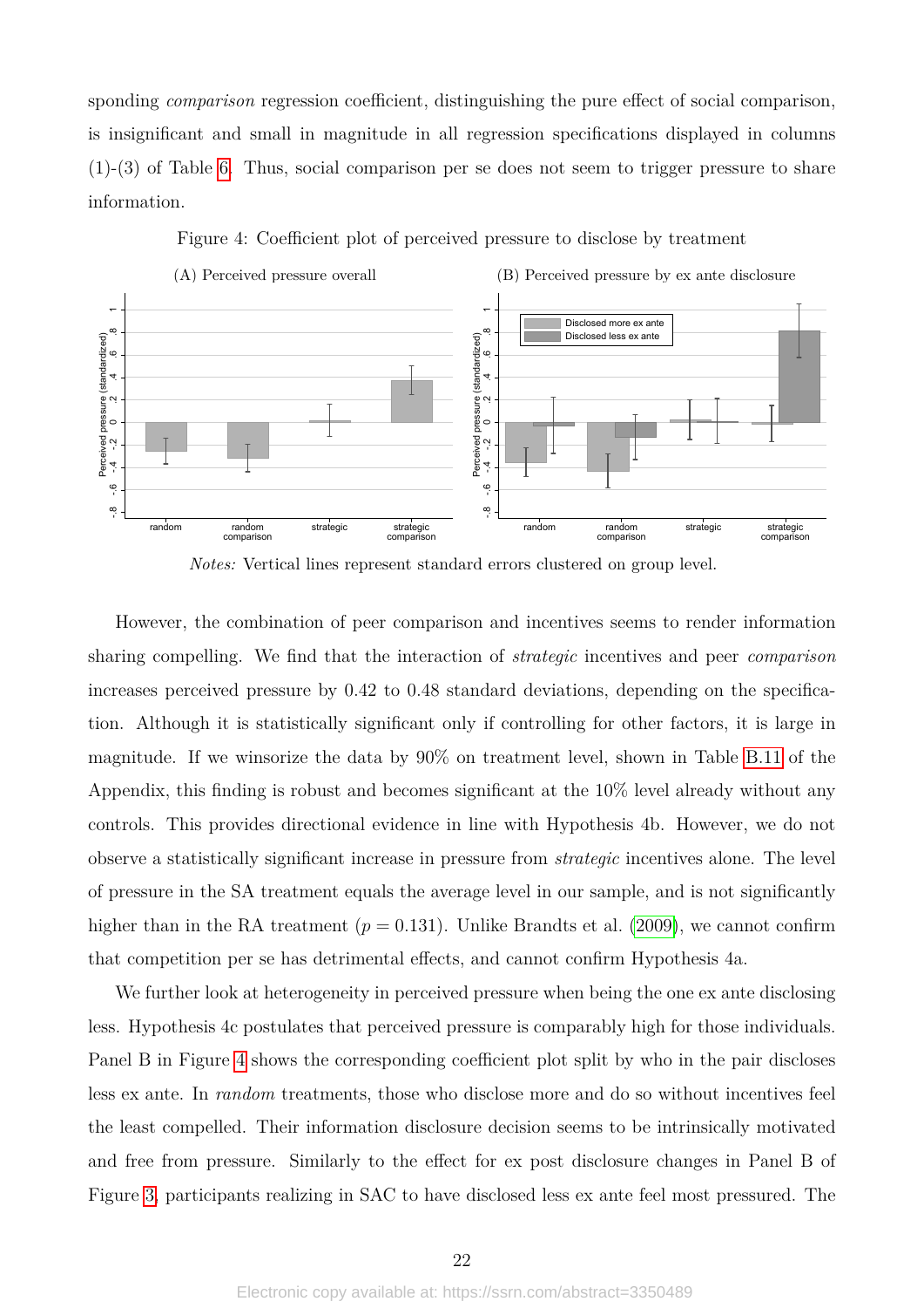sponding *comparison* regression coefficient, distinguishing the pure effect of social comparison, is insignificant and small in magnitude in all regression specifications displayed in columns (1)-(3) of Table 6. Thus, social comparison per se does not seem to trigger pressure to share information.

Figure 4: Coefficient plot of perceived pressure to disclose by treatment

(A) Perceived pressure overall

(B) Perceived pressure by ex ante disclosure

*Notes:* Vertical lines represent standard errors clustered on group level.

However, the combination of peer comparison and incentives seems to render information sharing compelling. We find that the interaction of *strategic* incentives and peer *comparison* increases perceived pressure by 0.42 to 0.48 standard deviations, depending on the specification. Although it is statistically significant only if controlling for other factors, it is large in magnitude. If we winsorize the data by 90% on treatment level, shown in Table B.11 of the Appendix, this finding is robust and becomes significant at the 10% level already without any controls. This provides directional evidence in line with Hypothesis 4b. However, we do not observe a statistically significant increase in pressure from *strategic* incentives alone. The level of pressure in the SA treatment equals the average level in our sample, and is not significantly higher than in the RA treatment ($p = 0.131$). Unlike Brandts et al. (2009), we cannot confirm that competition per se has detrimental effects, and cannot confirm Hypothesis 4a.

We further look at heterogeneity in perceived pressure when being the one ex ante disclosing less. Hypothesis 4c postulates that perceived pressure is comparably high for those individuals. Panel B in Figure 4 shows the corresponding coefficient plot split by who in the pair discloses less ex ante. In *random* treatments, those who disclose more and do so without incentives feel the least compelled. Their information disclosure decision seems to be intrinsically motivated and free from pressure. Similarly to the effect for ex post disclosure changes in Panel B of Figure 3, participants realizing in SAC to have disclosed less ex ante feel most pressured. The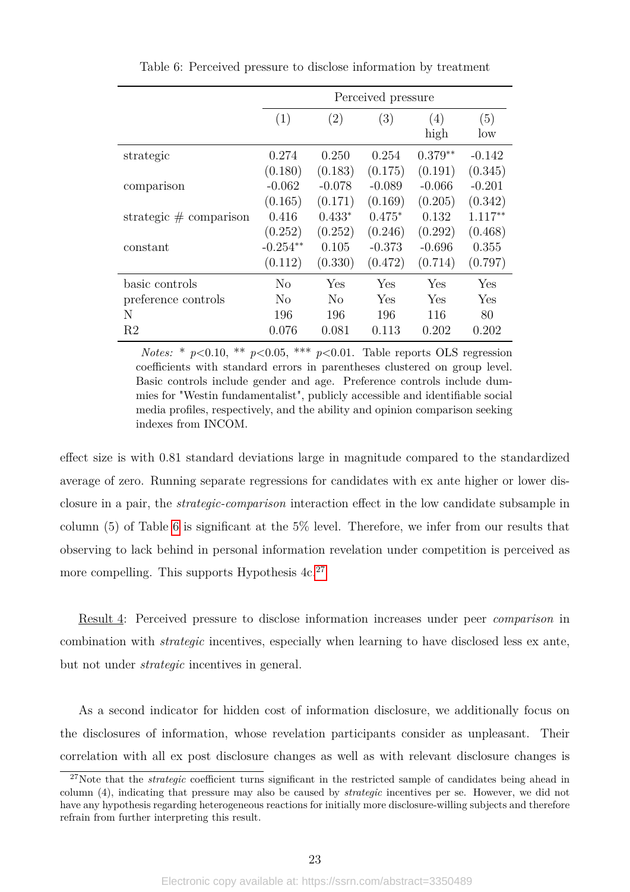Table 6: Perceived pressure to disclose information by treatment

| | Perceived pressure | | | | |
|---|---|---|---|---|---|
| | (1) | (2) | (3) | (4) high | (5) low |
| strategic | 0.274 | 0.250 | 0.254 | 0.379** | -0.142 |
| | (0.180) | (0.183) | (0.175) | (0.191) | (0.345) |
| comparison | -0.062 | -0.078 | -0.089 | -0.066 | -0.201 |
| | (0.165) | (0.171) | (0.169) | (0.205) | (0.342) |
| strategic # comparison | 0.416 | 0.433* | 0.475* | 0.132 | 1.117** |
| | (0.252) | (0.252) | (0.246) | (0.292) | (0.468) |
| constant | -0.254** | 0.105 | -0.373 | -0.696 | 0.355 |
| | (0.112) | (0.330) | (0.472) | (0.714) | (0.797) |
| basic controls | No | Yes | Yes | Yes | Yes |
| preference controls | No | No | Yes | Yes | Yes |
| N | 196 | 196 | 196 | 116 | 80 |
| R2 | 0.076 | 0.081 | 0.113 | 0.202 | 0.202 |

*Notes:* * $p<0.10$, ** $p<0.05$, *** $p<0.01$. Table reports OLS regression coefficients with standard errors in parentheses clustered on group level. Basic controls include gender and age. Preference controls include dummies for "Westin fundamentalist", publicly accessible and identifiable social media profiles, respectively, and the ability and opinion comparison seeking indexes from INCOM.

effect size is with 0.81 standard deviations large in magnitude compared to the standardized average of zero. Running separate regressions for candidates with ex ante higher or lower disclosure in a pair, the *strategic-comparison* interaction effect in the low candidate subsample in column (5) of Table 6 is significant at the 5% level. Therefore, we infer from our results that observing to lack behind in personal information revelation under competition is perceived as more compelling. This supports Hypothesis 4c.[27]

Result 4: Perceived pressure to disclose information increases under peer *comparison* in combination with *strategic* incentives, especially when learning to have disclosed less ex ante, but not under *strategic* incentives in general.

As a second indicator for hidden cost of information disclosure, we additionally focus on the disclosures of information, whose revelation participants consider as unpleasant. Their correlation with all ex post disclosure changes as well as with relevant disclosure changes is

[27] Note that the *strategic* coefficient turns significant in the restricted sample of candidates being ahead in column (4), indicating that pressure may also be caused by *strategic* incentives per se. However, we did not have any hypothesis regarding heterogeneous reactions for initially more disclosure-willing subjects and therefore refrain from further interpreting this result.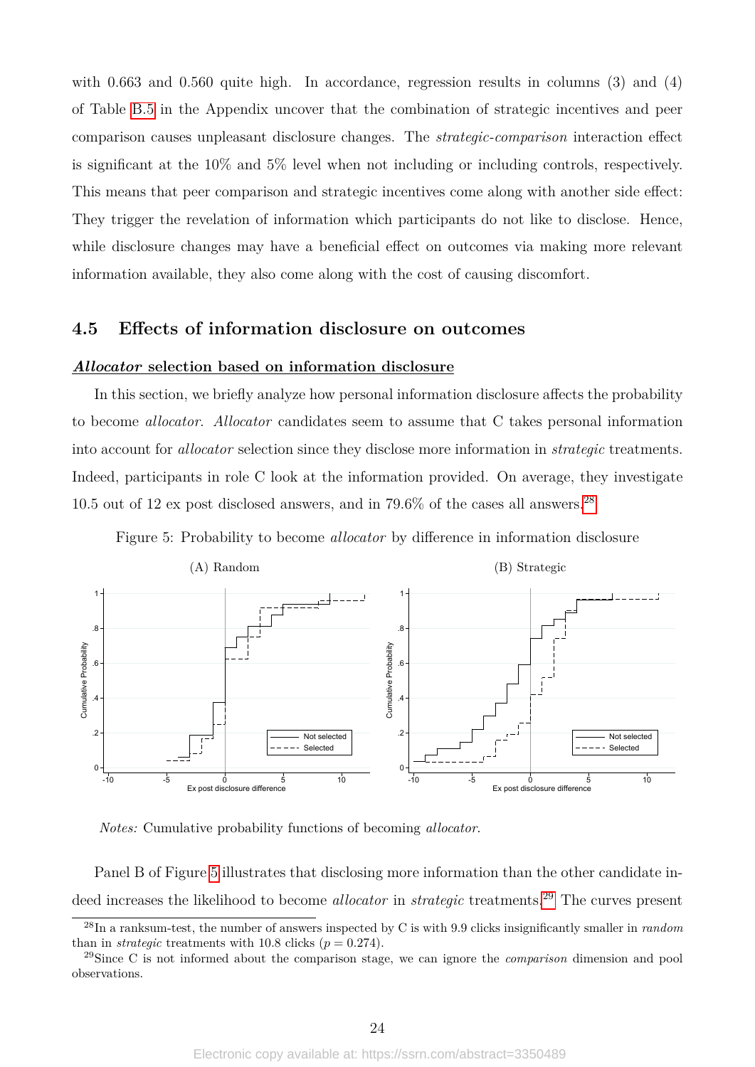with 0.663 and 0.560 quite high. In accordance, regression results in columns (3) and (4) of Table B.5 in the Appendix uncover that the combination of strategic incentives and peer comparison causes unpleasant disclosure changes. The *strategic-comparison* interaction effect is significant at the 10% and 5% level when not including or including controls, respectively. This means that peer comparison and strategic incentives come along with another side effect: They trigger the revelation of information which participants do not like to disclose. Hence, while disclosure changes may have a beneficial effect on outcomes via making more relevant information available, they also come along with the cost of causing discomfort.

## 4.5 Effects of information disclosure on outcomes

**_Allocator_ selection based on information disclosure**

In this section, we briefly analyze how personal information disclosure affects the probability to become *allocator*. *Allocator* candidates seem to assume that C takes personal information into account for *allocator* selection since they disclose more information in *strategic* treatments. Indeed, participants in role C look at the information provided. On average, they investigate 10.5 out of 12 ex post disclosed answers, and in 79.6% of the cases all answers.[28]

Figure 5: Probability to become *allocator* by difference in information disclosure

(A) Random | (B) Strategic

*Notes:* Cumulative probability functions of becoming *allocator*.

Panel B of Figure 5 illustrates that disclosing more information than the other candidate indeed increases the likelihood to become *allocator* in *strategic* treatments.[29] The curves present

[28] In a ranksum-test, the number of answers inspected by C is with 9.9 clicks insignificantly smaller in *random* than in *strategic* treatments with 10.8 clicks ($p = 0.274$).

[29] Since C is not informed about the comparison stage, we can ignore the *comparison* dimension and pool observations.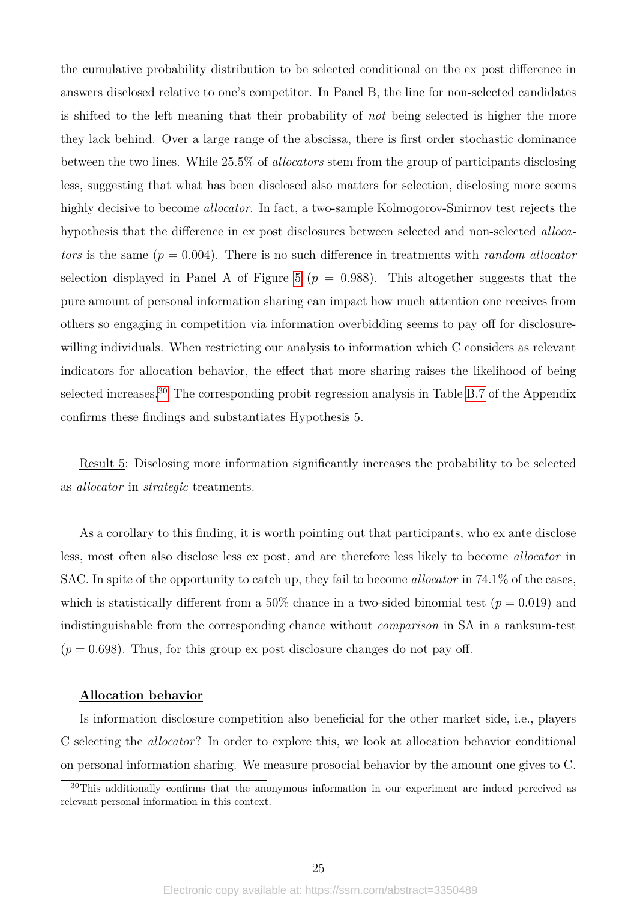the cumulative probability distribution to be selected conditional on the ex post difference in answers disclosed relative to one's competitor. In Panel B, the line for non-selected candidates is shifted to the left meaning that their probability of *not* being selected is higher the more they lack behind. Over a large range of the abscissa, there is first order stochastic dominance between the two lines. While 25.5% of *allocators* stem from the group of participants disclosing less, suggesting that what has been disclosed also matters for selection, disclosing more seems highly decisive to become *allocator*. In fact, a two-sample Kolmogorov-Smirnov test rejects the hypothesis that the difference in ex post disclosures between selected and non-selected *allocators* is the same ($p = 0.004$). There is no such difference in treatments with *random allocator* selection displayed in Panel A of Figure 5 ($p = 0.988$). This altogether suggests that the pure amount of personal information sharing can impact how much attention one receives from others so engaging in competition via information overbidding seems to pay off for disclosure-willing individuals. When restricting our analysis to information which C considers as relevant indicators for allocation behavior, the effect that more sharing raises the likelihood of being selected increases.[30] The corresponding probit regression analysis in Table B.7 of the Appendix confirms these findings and substantiates Hypothesis 5.

<u>Result 5</u>: Disclosing more information significantly increases the probability to be selected as *allocator* in *strategic* treatments.

As a corollary to this finding, it is worth pointing out that participants, who ex ante disclose less, most often also disclose less ex post, and are therefore less likely to become *allocator* in SAC. In spite of the opportunity to catch up, they fail to become *allocator* in 74.1% of the cases, which is statistically different from a 50% chance in a two-sided binomial test ($p = 0.019$) and indistinguishable from the corresponding chance without *comparison* in SA in a ranksum-test ($p = 0.698$). Thus, for this group ex post disclosure changes do not pay off.

**<u>Allocation behavior</u>**

Is information disclosure competition also beneficial for the other market side, i.e., players C selecting the *allocator*? In order to explore this, we look at allocation behavior conditional on personal information sharing. We measure prosocial behavior by the amount one gives to C.

[30] This additionally confirms that the anonymous information in our experiment are indeed perceived as relevant personal information in this context.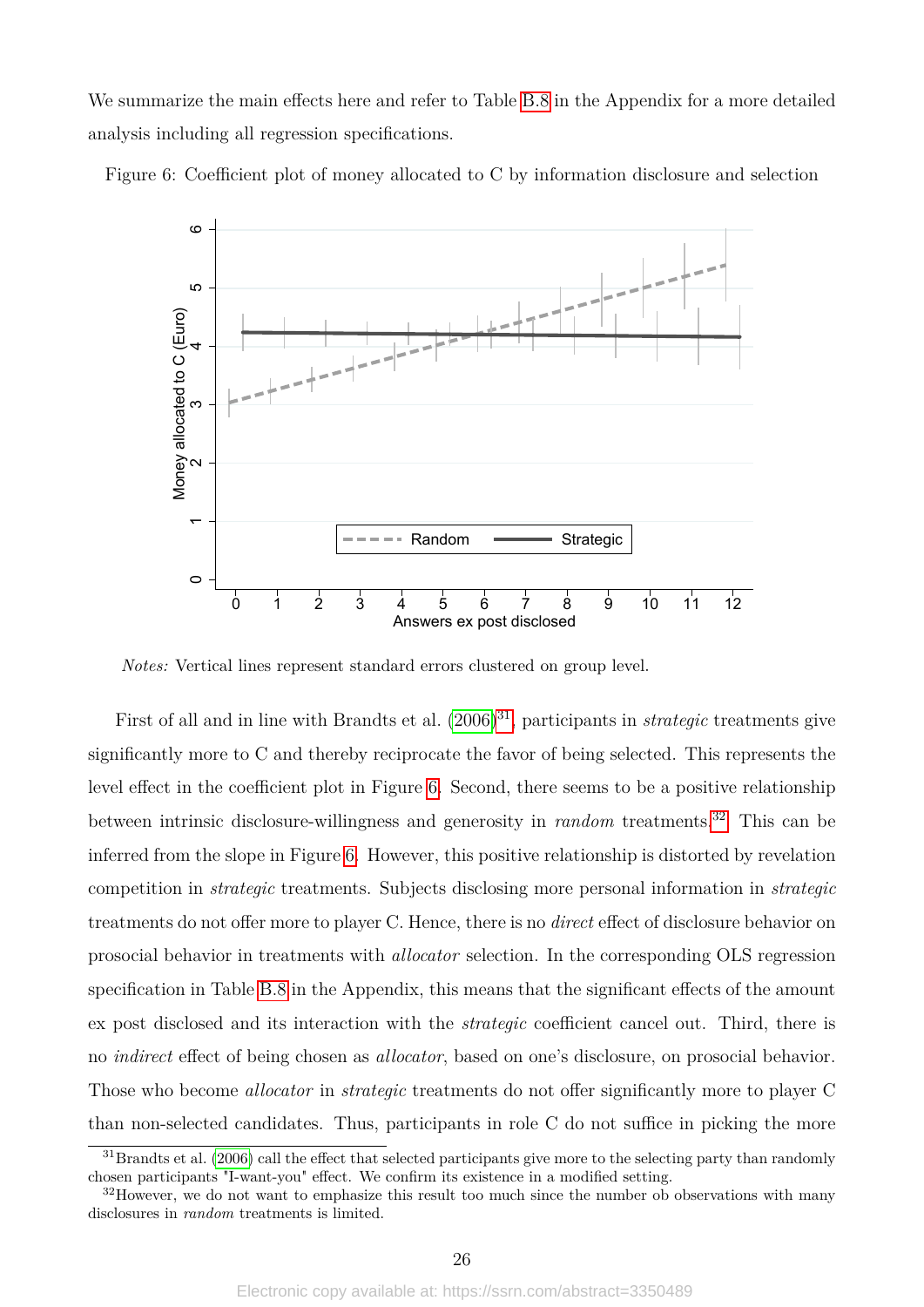We summarize the main effects here and refer to Table B.8 in the Appendix for a more detailed analysis including all regression specifications.

Figure 6: Coefficient plot of money allocated to C by information disclosure and selection

*Notes:* Vertical lines represent standard errors clustered on group level.

First of all and in line with Brandts et al. (2006)[31], participants in *strategic* treatments give significantly more to C and thereby reciprocate the favor of being selected. This represents the level effect in the coefficient plot in Figure 6. Second, there seems to be a positive relationship between intrinsic disclosure-willingness and generosity in *random* treatments.[32] This can be inferred from the slope in Figure 6. However, this positive relationship is distorted by revelation competition in *strategic* treatments. Subjects disclosing more personal information in *strategic* treatments do not offer more to player C. Hence, there is no *direct* effect of disclosure behavior on prosocial behavior in treatments with *allocator* selection. In the corresponding OLS regression specification in Table B.8 in the Appendix, this means that the significant effects of the amount ex post disclosed and its interaction with the *strategic* coefficient cancel out. Third, there is no *indirect* effect of being chosen as *allocator*, based on one's disclosure, on prosocial behavior. Those who become *allocator* in *strategic* treatments do not offer significantly more to player C than non-selected candidates. Thus, participants in role C do not suffice in picking the more

[31] Brandts et al. (2006) call the effect that selected participants give more to the selecting party than randomly chosen participants "I-want-you" effect. We confirm its existence in a modified setting.

[32] However, we do not want to emphasize this result too much since the number ob observations with many disclosures in *random* treatments is limited.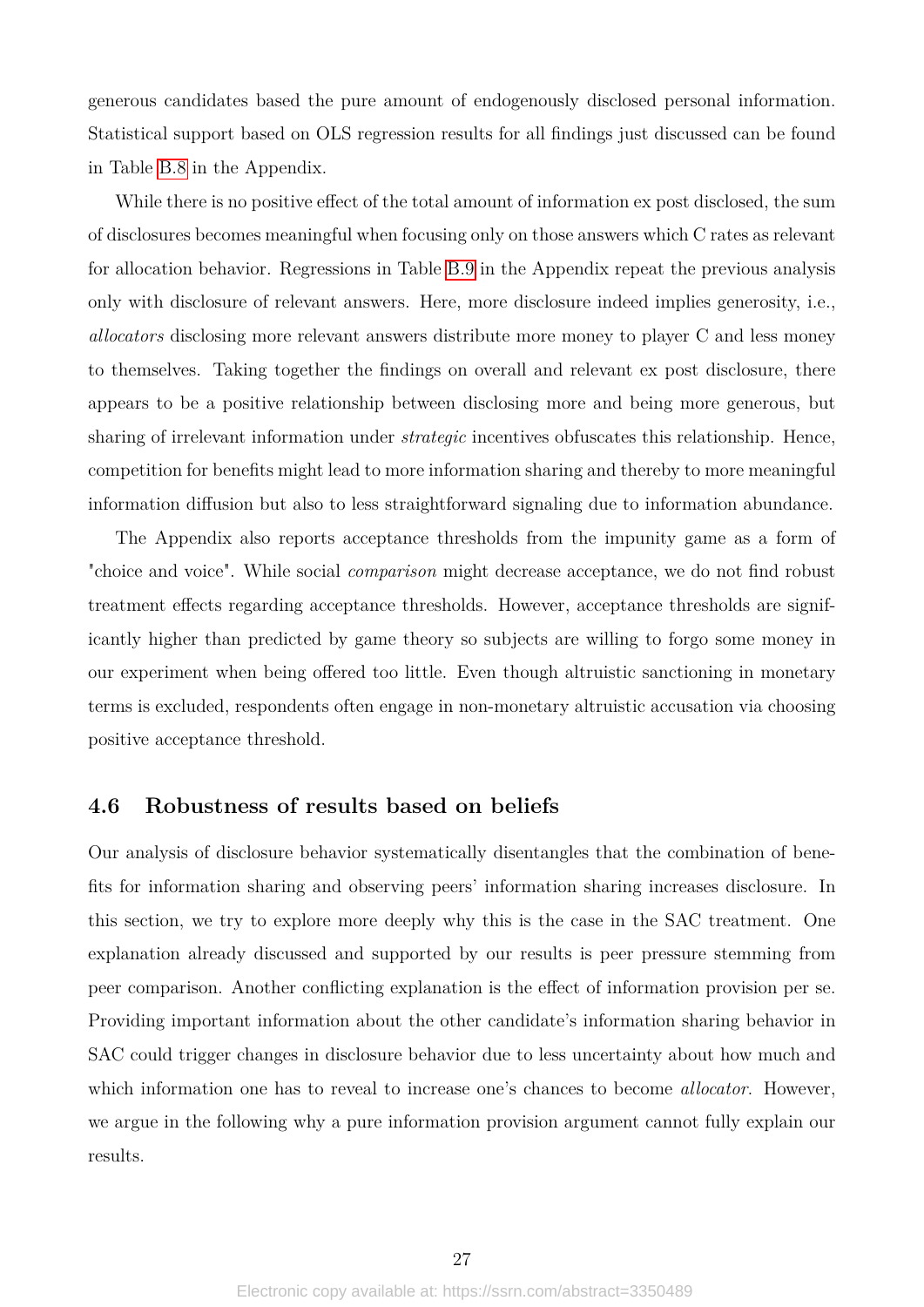generous candidates based the pure amount of endogenously disclosed personal information. Statistical support based on OLS regression results for all findings just discussed can be found in Table B.8 in the Appendix.

While there is no positive effect of the total amount of information ex post disclosed, the sum of disclosures becomes meaningful when focusing only on those answers which C rates as relevant for allocation behavior. Regressions in Table B.9 in the Appendix repeat the previous analysis only with disclosure of relevant answers. Here, more disclosure indeed implies generosity, i.e., *allocators* disclosing more relevant answers distribute more money to player C and less money to themselves. Taking together the findings on overall and relevant ex post disclosure, there appears to be a positive relationship between disclosing more and being more generous, but sharing of irrelevant information under *strategic* incentives obfuscates this relationship. Hence, competition for benefits might lead to more information sharing and thereby to more meaningful information diffusion but also to less straightforward signaling due to information abundance.

The Appendix also reports acceptance thresholds from the impunity game as a form of "choice and voice". While social *comparison* might decrease acceptance, we do not find robust treatment effects regarding acceptance thresholds. However, acceptance thresholds are significantly higher than predicted by game theory so subjects are willing to forgo some money in our experiment when being offered too little. Even though altruistic sanctioning in monetary terms is excluded, respondents often engage in non-monetary altruistic accusation via choosing positive acceptance threshold.

### 4.6 Robustness of results based on beliefs

Our analysis of disclosure behavior systematically disentangles that the combination of benefits for information sharing and observing peers' information sharing increases disclosure. In this section, we try to explore more deeply why this is the case in the SAC treatment. One explanation already discussed and supported by our results is peer pressure stemming from peer comparison. Another conflicting explanation is the effect of information provision per se. Providing important information about the other candidate's information sharing behavior in SAC could trigger changes in disclosure behavior due to less uncertainty about how much and which information one has to reveal to increase one's chances to become *allocator*. However, we argue in the following why a pure information provision argument cannot fully explain our results.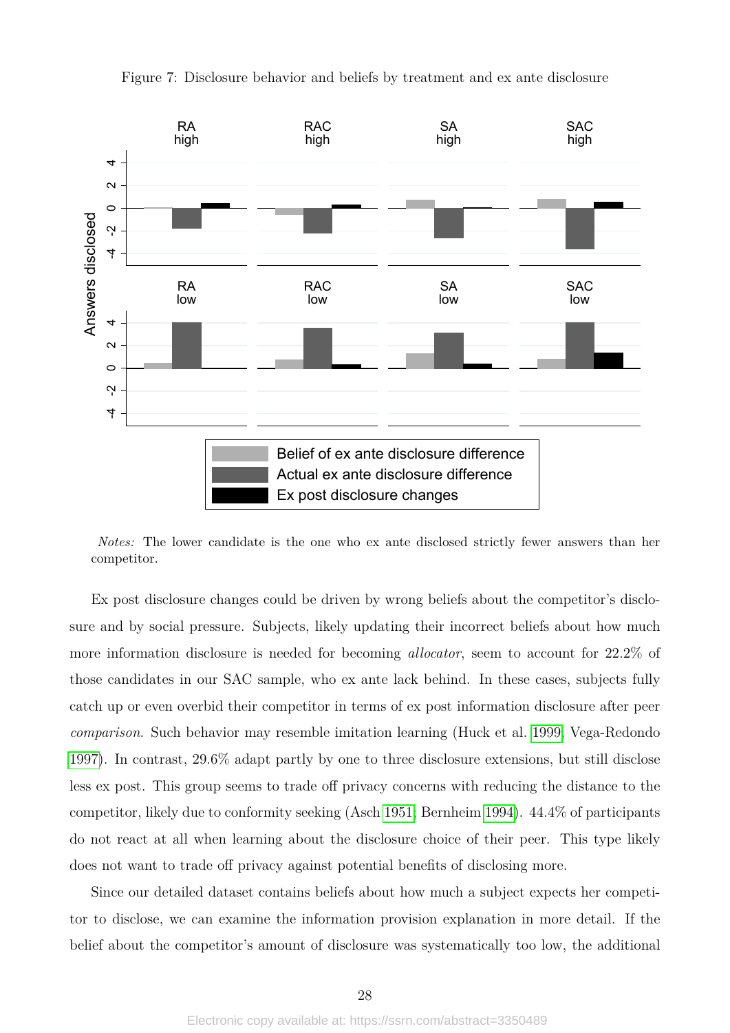Figure 7: Disclosure behavior and beliefs by treatment and ex ante disclosure

*Notes:* The lower candidate is the one who ex ante disclosed strictly fewer answers than her competitor.

Ex post disclosure changes could be driven by wrong beliefs about the competitor's disclosure and by social pressure. Subjects, likely updating their incorrect beliefs about how much more information disclosure is needed for becoming *allocator*, seem to account for 22.2% of those candidates in our SAC sample, who ex ante lack behind. In these cases, subjects fully catch up or even overbid their competitor in terms of ex post information disclosure after peer *comparison*. Such behavior may resemble imitation learning (Huck et al. 1999; Vega-Redondo 1997). In contrast, 29.6% adapt partly by one to three disclosure extensions, but still disclose less ex post. This group seems to trade off privacy concerns with reducing the distance to the competitor, likely due to conformity seeking (Asch 1951; Bernheim 1994). 44.4% of participants do not react at all when learning about the disclosure choice of their peer. This type likely does not want to trade off privacy against potential benefits of disclosing more.

Since our detailed dataset contains beliefs about how much a subject expects her competitor to disclose, we can examine the information provision explanation in more detail. If the belief about the competitor's amount of disclosure was systematically too low, the additional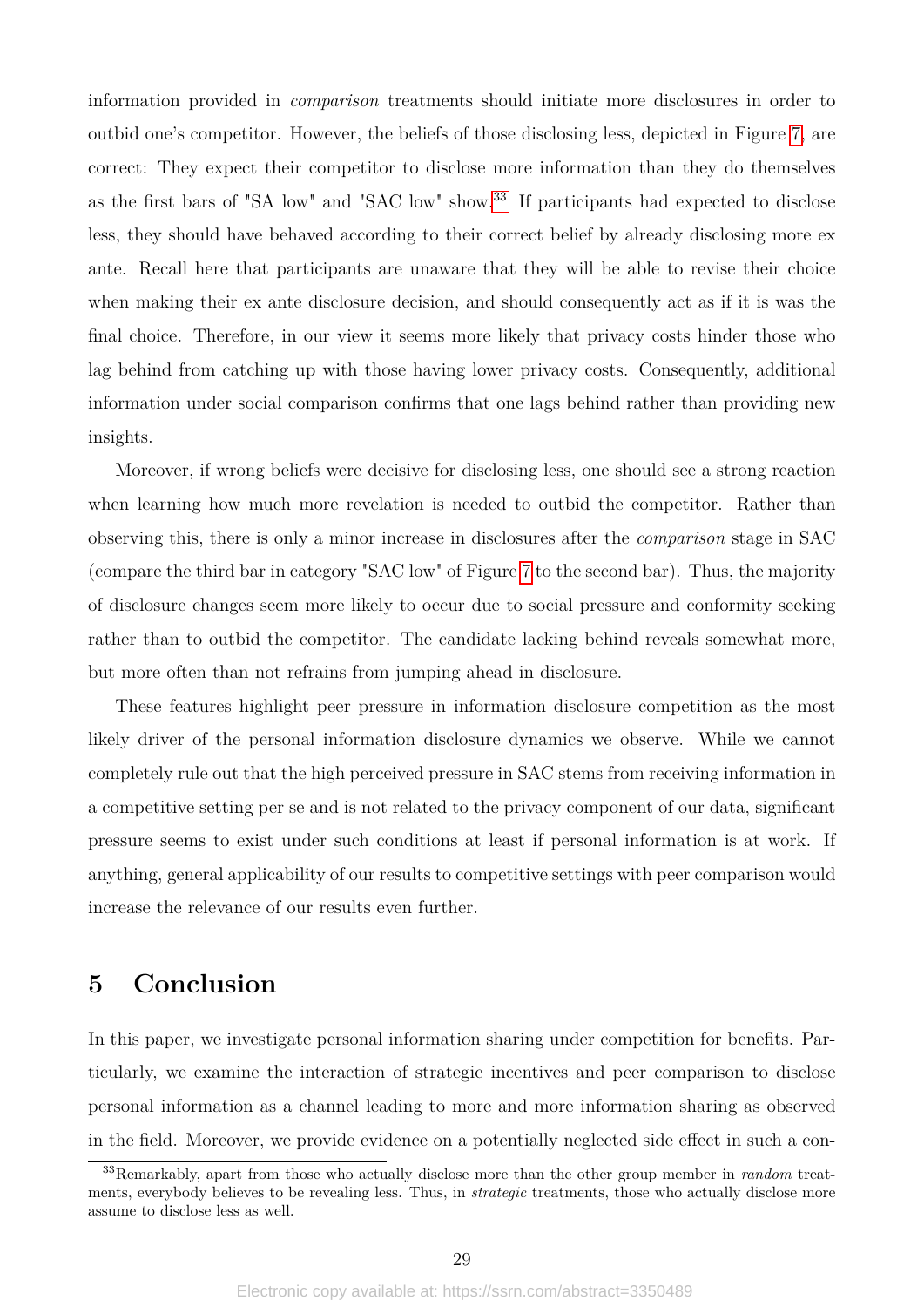information provided in *comparison* treatments should initiate more disclosures in order to outbid one's competitor. However, the beliefs of those disclosing less, depicted in Figure 7, are correct: They expect their competitor to disclose more information than they do themselves as the first bars of "SA low" and "SAC low" show.[33] If participants had expected to disclose less, they should have behaved according to their correct belief by already disclosing more ex ante. Recall here that participants are unaware that they will be able to revise their choice when making their ex ante disclosure decision, and should consequently act as if it is was the final choice. Therefore, in our view it seems more likely that privacy costs hinder those who lag behind from catching up with those having lower privacy costs. Consequently, additional information under social comparison confirms that one lags behind rather than providing new insights.

Moreover, if wrong beliefs were decisive for disclosing less, one should see a strong reaction when learning how much more revelation is needed to outbid the competitor. Rather than observing this, there is only a minor increase in disclosures after the *comparison* stage in SAC (compare the third bar in category "SAC low" of Figure 7 to the second bar). Thus, the majority of disclosure changes seem more likely to occur due to social pressure and conformity seeking rather than to outbid the competitor. The candidate lacking behind reveals somewhat more, but more often than not refrains from jumping ahead in disclosure.

These features highlight peer pressure in information disclosure competition as the most likely driver of the personal information disclosure dynamics we observe. While we cannot completely rule out that the high perceived pressure in SAC stems from receiving information in a competitive setting per se and is not related to the privacy component of our data, significant pressure seems to exist under such conditions at least if personal information is at work. If anything, general applicability of our results to competitive settings with peer comparison would increase the relevance of our results even further.

# 5 Conclusion

In this paper, we investigate personal information sharing under competition for benefits. Particularly, we examine the interaction of strategic incentives and peer comparison to disclose personal information as a channel leading to more and more information sharing as observed in the field. Moreover, we provide evidence on a potentially neglected side effect in such a con-

[33] Remarkably, apart from those who actually disclose more than the other group member in *random* treatments, everybody believes to be revealing less. Thus, in *strategic* treatments, those who actually disclose more assume to disclose less as well.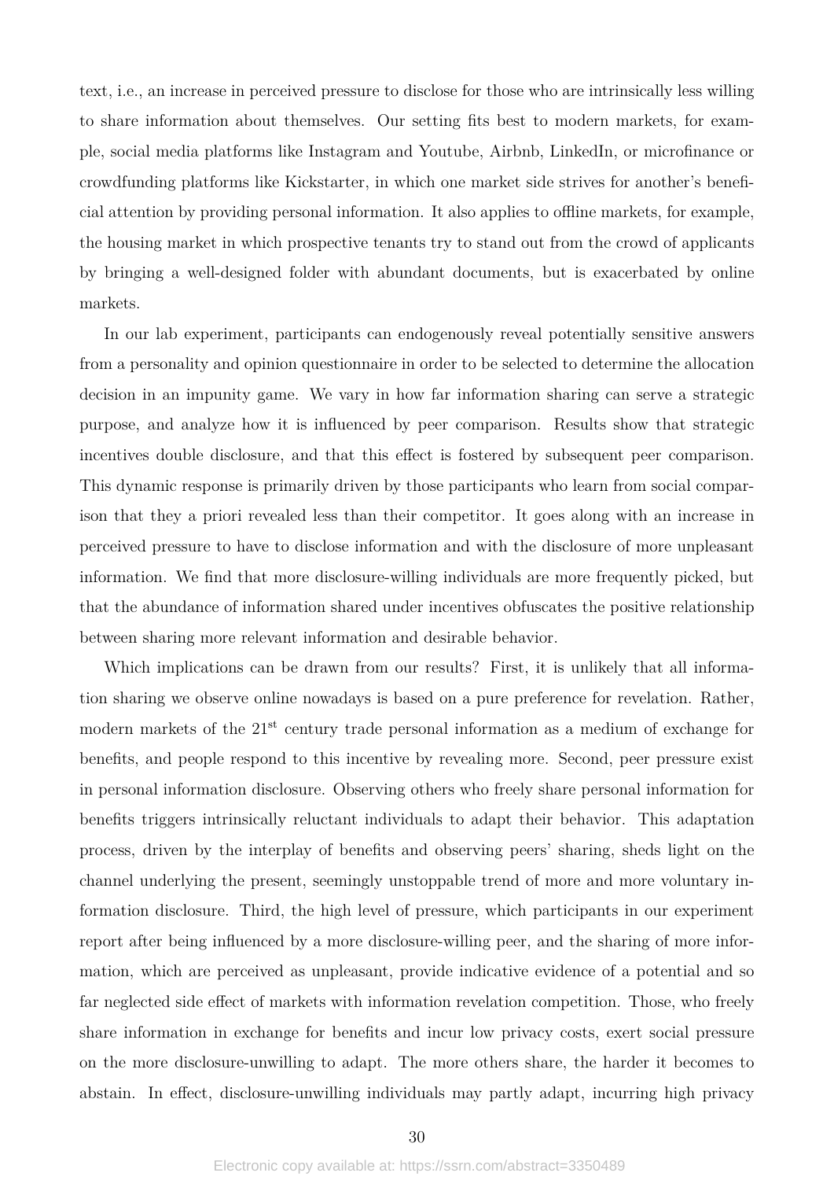text, i.e., an increase in perceived pressure to disclose for those who are intrinsically less willing to share information about themselves. Our setting fits best to modern markets, for example, social media platforms like Instagram and Youtube, Airbnb, LinkedIn, or microfinance or crowdfunding platforms like Kickstarter, in which one market side strives for another's beneficial attention by providing personal information. It also applies to offline markets, for example, the housing market in which prospective tenants try to stand out from the crowd of applicants by bringing a well-designed folder with abundant documents, but is exacerbated by online markets.

In our lab experiment, participants can endogenously reveal potentially sensitive answers from a personality and opinion questionnaire in order to be selected to determine the allocation decision in an impunity game. We vary in how far information sharing can serve a strategic purpose, and analyze how it is influenced by peer comparison. Results show that strategic incentives double disclosure, and that this effect is fostered by subsequent peer comparison. This dynamic response is primarily driven by those participants who learn from social comparison that they a priori revealed less than their competitor. It goes along with an increase in perceived pressure to have to disclose information and with the disclosure of more unpleasant information. We find that more disclosure-willing individuals are more frequently picked, but that the abundance of information shared under incentives obfuscates the positive relationship between sharing more relevant information and desirable behavior.

Which implications can be drawn from our results? First, it is unlikely that all information sharing we observe online nowadays is based on a pure preference for revelation. Rather, modern markets of the 21$^{\text{st}}$ century trade personal information as a medium of exchange for benefits, and people respond to this incentive by revealing more. Second, peer pressure exist in personal information disclosure. Observing others who freely share personal information for benefits triggers intrinsically reluctant individuals to adapt their behavior. This adaptation process, driven by the interplay of benefits and observing peers' sharing, sheds light on the channel underlying the present, seemingly unstoppable trend of more and more voluntary information disclosure. Third, the high level of pressure, which participants in our experiment report after being influenced by a more disclosure-willing peer, and the sharing of more information, which are perceived as unpleasant, provide indicative evidence of a potential and so far neglected side effect of markets with information revelation competition. Those, who freely share information in exchange for benefits and incur low privacy costs, exert social pressure on the more disclosure-unwilling to adapt. The more others share, the harder it becomes to abstain. In effect, disclosure-unwilling individuals may partly adapt, incurring high privacy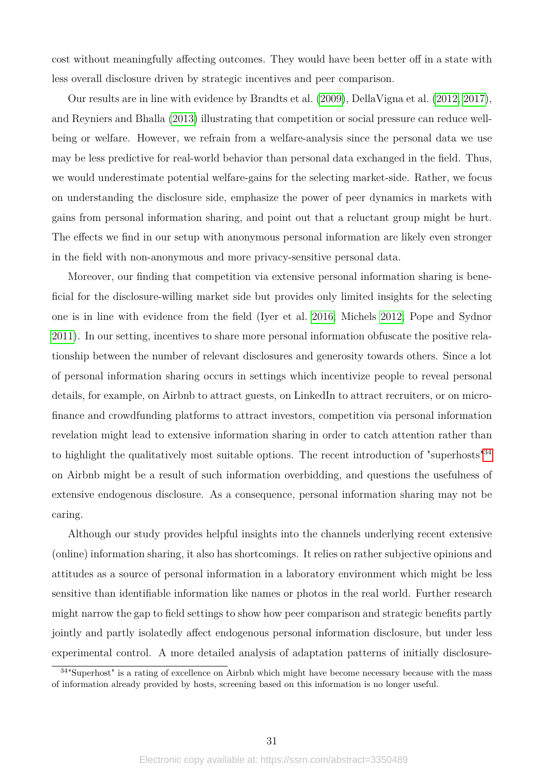cost without meaningfully affecting outcomes. They would have been better off in a state with less overall disclosure driven by strategic incentives and peer comparison.

Our results are in line with evidence by Brandts et al. (2009), DellaVigna et al. (2012, 2017), and Reyniers and Bhalla (2013) illustrating that competition or social pressure can reduce well-being or welfare. However, we refrain from a welfare-analysis since the personal data we use may be less predictive for real-world behavior than personal data exchanged in the field. Thus, we would underestimate potential welfare-gains for the selecting market-side. Rather, we focus on understanding the disclosure side, emphasize the power of peer dynamics in markets with gains from personal information sharing, and point out that a reluctant group might be hurt. The effects we find in our setup with anonymous personal information are likely even stronger in the field with non-anonymous and more privacy-sensitive personal data.

Moreover, our finding that competition via extensive personal information sharing is beneficial for the disclosure-willing market side but provides only limited insights for the selecting one is in line with evidence from the field (Iyer et al. 2016; Michels 2012; Pope and Sydnor 2011). In our setting, incentives to share more personal information obfuscate the positive relationship between the number of relevant disclosures and generosity towards others. Since a lot of personal information sharing occurs in settings which incentivize people to reveal personal details, for example, on Airbnb to attract guests, on LinkedIn to attract recruiters, or on micro-finance and crowdfunding platforms to attract investors, competition via personal information revelation might lead to extensive information sharing in order to catch attention rather than to highlight the qualitatively most suitable options. The recent introduction of "superhosts"[34] on Airbnb might be a result of such information overbidding, and questions the usefulness of extensive endogenous disclosure. As a consequence, personal information sharing may not be caring.

Although our study provides helpful insights into the channels underlying recent extensive (online) information sharing, it also has shortcomings. It relies on rather subjective opinions and attitudes as a source of personal information in a laboratory environment which might be less sensitive than identifiable information like names or photos in the real world. Further research might narrow the gap to field settings to show how peer comparison and strategic benefits partly jointly and partly isolatedly affect endogenous personal information disclosure, but under less experimental control. A more detailed analysis of adaptation patterns of initially disclosure-

[34] "Superhost" is a rating of excellence on Airbnb which might have become necessary because with the mass of information already provided by hosts, screening based on this information is no longer useful.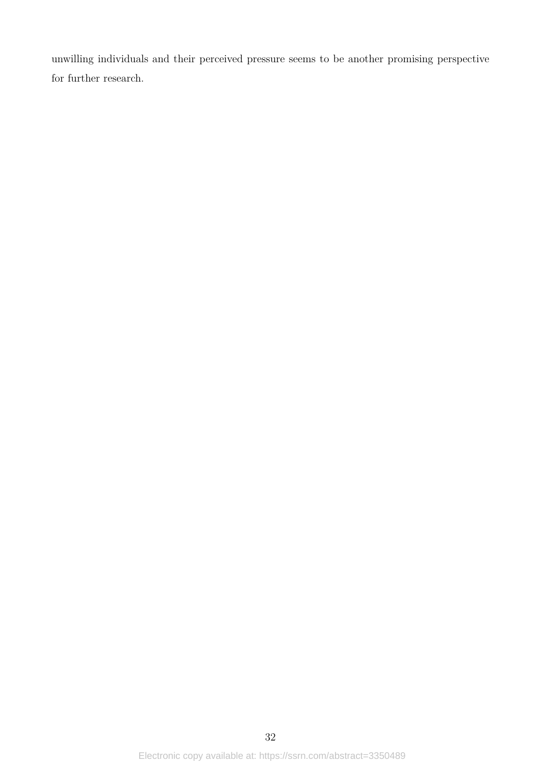unwilling individuals and their perceived pressure seems to be another promising perspective for further research.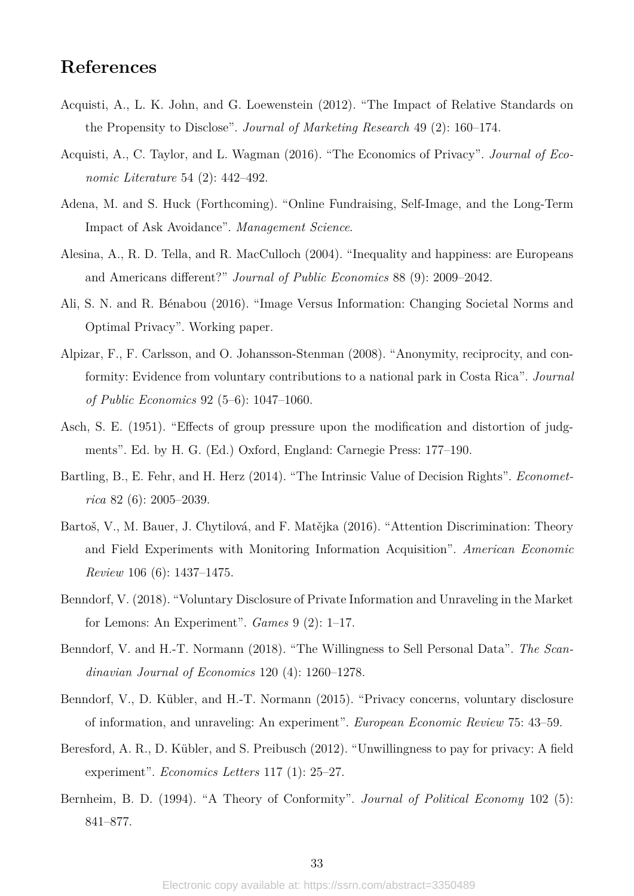# References

Acquisti, A., L. K. John, and G. Loewenstein (2012). "The Impact of Relative Standards on the Propensity to Disclose". *Journal of Marketing Research* 49 (2): 160–174.

Acquisti, A., C. Taylor, and L. Wagman (2016). "The Economics of Privacy". *Journal of Economic Literature* 54 (2): 442–492.

Adena, M. and S. Huck (Forthcoming). "Online Fundraising, Self-Image, and the Long-Term Impact of Ask Avoidance". *Management Science*.

Alesina, A., R. D. Tella, and R. MacCulloch (2004). "Inequality and happiness: are Europeans and Americans different?" *Journal of Public Economics* 88 (9): 2009–2042.

Ali, S. N. and R. Bénabou (2016). "Image Versus Information: Changing Societal Norms and Optimal Privacy". Working paper.

Alpizar, F., F. Carlsson, and O. Johansson-Stenman (2008). "Anonymity, reciprocity, and conformity: Evidence from voluntary contributions to a national park in Costa Rica". *Journal of Public Economics* 92 (5–6): 1047–1060.

Asch, S. E. (1951). "Effects of group pressure upon the modification and distortion of judgments". Ed. by H. G. (Ed.) Oxford, England: Carnegie Press: 177–190.

Bartling, B., E. Fehr, and H. Herz (2014). "The Intrinsic Value of Decision Rights". *Econometrica* 82 (6): 2005–2039.

Bartoš, V., M. Bauer, J. Chytilová, and F. Matějka (2016). "Attention Discrimination: Theory and Field Experiments with Monitoring Information Acquisition". *American Economic Review* 106 (6): 1437–1475.

Benndorf, V. (2018). "Voluntary Disclosure of Private Information and Unraveling in the Market for Lemons: An Experiment". *Games* 9 (2): 1–17.

Benndorf, V. and H.-T. Normann (2018). "The Willingness to Sell Personal Data". *The Scandinavian Journal of Economics* 120 (4): 1260–1278.

Benndorf, V., D. Kübler, and H.-T. Normann (2015). "Privacy concerns, voluntary disclosure of information, and unraveling: An experiment". *European Economic Review* 75: 43–59.

Beresford, A. R., D. Kübler, and S. Preibusch (2012). "Unwillingness to pay for privacy: A field experiment". *Economics Letters* 117 (1): 25–27.

Bernheim, B. D. (1994). "A Theory of Conformity". *Journal of Political Economy* 102 (5): 841–877.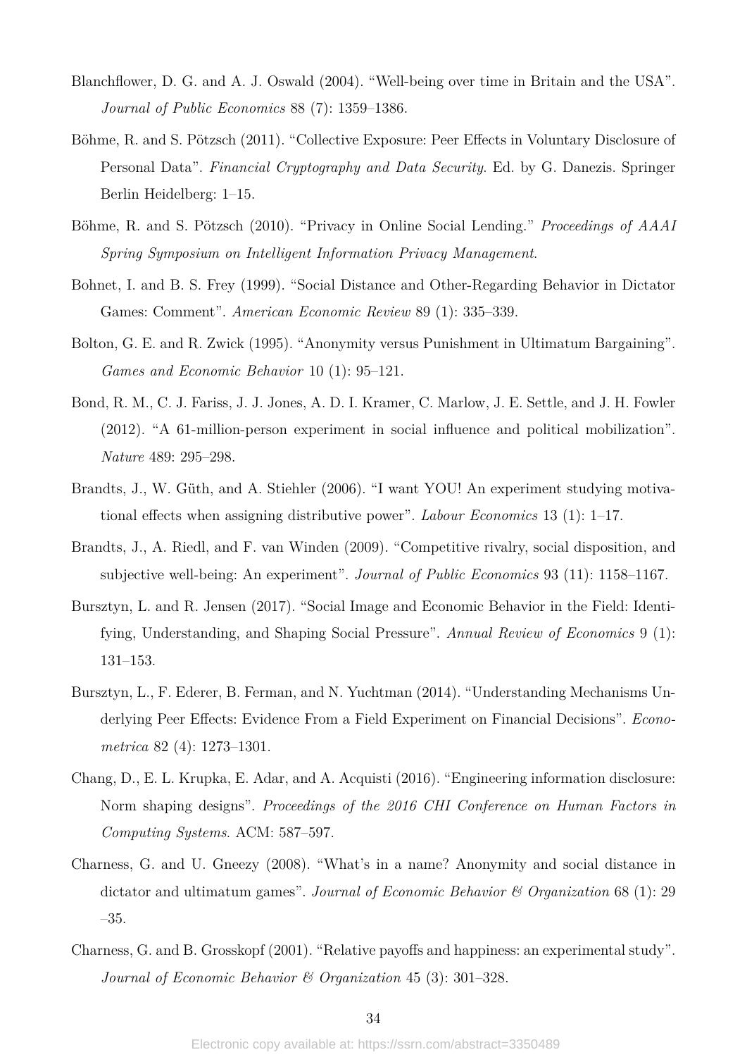Blanchflower, D. G. and A. J. Oswald (2004). "Well-being over time in Britain and the USA". *Journal of Public Economics* 88 (7): 1359–1386.

Böhme, R. and S. Pötzsch (2011). "Collective Exposure: Peer Effects in Voluntary Disclosure of Personal Data". *Financial Cryptography and Data Security*. Ed. by G. Danezis. Springer Berlin Heidelberg: 1–15.

Böhme, R. and S. Pötzsch (2010). "Privacy in Online Social Lending." *Proceedings of AAAI Spring Symposium on Intelligent Information Privacy Management*.

Bohnet, I. and B. S. Frey (1999). "Social Distance and Other-Regarding Behavior in Dictator Games: Comment". *American Economic Review* 89 (1): 335–339.

Bolton, G. E. and R. Zwick (1995). "Anonymity versus Punishment in Ultimatum Bargaining". *Games and Economic Behavior* 10 (1): 95–121.

Bond, R. M., C. J. Fariss, J. J. Jones, A. D. I. Kramer, C. Marlow, J. E. Settle, and J. H. Fowler (2012). "A 61-million-person experiment in social influence and political mobilization". *Nature* 489: 295–298.

Brandts, J., W. Güth, and A. Stiehler (2006). "I want YOU! An experiment studying motivational effects when assigning distributive power". *Labour Economics* 13 (1): 1–17.

Brandts, J., A. Riedl, and F. van Winden (2009). "Competitive rivalry, social disposition, and subjective well-being: An experiment". *Journal of Public Economics* 93 (11): 1158–1167.

Bursztyn, L. and R. Jensen (2017). "Social Image and Economic Behavior in the Field: Identifying, Understanding, and Shaping Social Pressure". *Annual Review of Economics* 9 (1): 131–153.

Bursztyn, L., F. Ederer, B. Ferman, and N. Yuchtman (2014). "Understanding Mechanisms Underlying Peer Effects: Evidence From a Field Experiment on Financial Decisions". *Econometrica* 82 (4): 1273–1301.

Chang, D., E. L. Krupka, E. Adar, and A. Acquisti (2016). "Engineering information disclosure: Norm shaping designs". *Proceedings of the 2016 CHI Conference on Human Factors in Computing Systems*. ACM: 587–597.

Charness, G. and U. Gneezy (2008). "What's in a name? Anonymity and social distance in dictator and ultimatum games". *Journal of Economic Behavior & Organization* 68 (1): 29 –35.

Charness, G. and B. Grosskopf (2001). "Relative payoffs and happiness: an experimental study". *Journal of Economic Behavior & Organization* 45 (3): 301–328.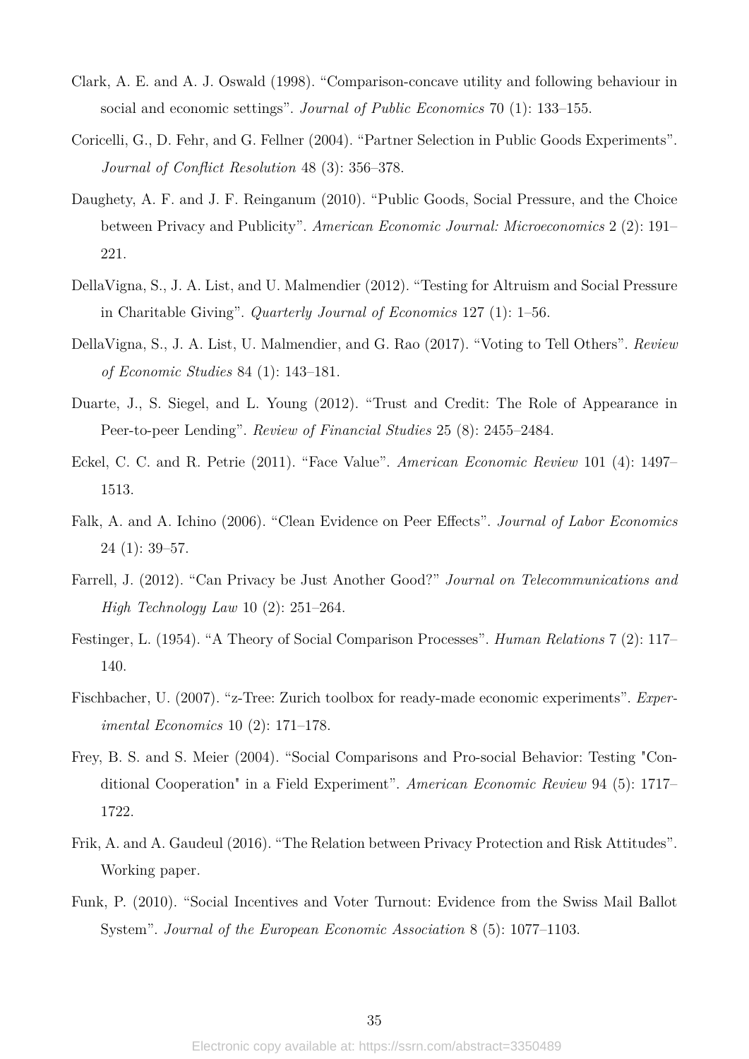Clark, A. E. and A. J. Oswald (1998). "Comparison-concave utility and following behaviour in social and economic settings". *Journal of Public Economics* 70 (1): 133–155.

Coricelli, G., D. Fehr, and G. Fellner (2004). "Partner Selection in Public Goods Experiments". *Journal of Conflict Resolution* 48 (3): 356–378.

Daughety, A. F. and J. F. Reinganum (2010). "Public Goods, Social Pressure, and the Choice between Privacy and Publicity". *American Economic Journal: Microeconomics* 2 (2): 191–221.

DellaVigna, S., J. A. List, and U. Malmendier (2012). "Testing for Altruism and Social Pressure in Charitable Giving". *Quarterly Journal of Economics* 127 (1): 1–56.

DellaVigna, S., J. A. List, U. Malmendier, and G. Rao (2017). "Voting to Tell Others". *Review of Economic Studies* 84 (1): 143–181.

Duarte, J., S. Siegel, and L. Young (2012). "Trust and Credit: The Role of Appearance in Peer-to-peer Lending". *Review of Financial Studies* 25 (8): 2455–2484.

Eckel, C. C. and R. Petrie (2011). "Face Value". *American Economic Review* 101 (4): 1497–1513.

Falk, A. and A. Ichino (2006). "Clean Evidence on Peer Effects". *Journal of Labor Economics* 24 (1): 39–57.

Farrell, J. (2012). "Can Privacy be Just Another Good?" *Journal on Telecommunications and High Technology Law* 10 (2): 251–264.

Festinger, L. (1954). "A Theory of Social Comparison Processes". *Human Relations* 7 (2): 117–140.

Fischbacher, U. (2007). "z-Tree: Zurich toolbox for ready-made economic experiments". *Experimental Economics* 10 (2): 171–178.

Frey, B. S. and S. Meier (2004). "Social Comparisons and Pro-social Behavior: Testing "Conditional Cooperation" in a Field Experiment". *American Economic Review* 94 (5): 1717–1722.

Frik, A. and A. Gaudeul (2016). "The Relation between Privacy Protection and Risk Attitudes". Working paper.

Funk, P. (2010). "Social Incentives and Voter Turnout: Evidence from the Swiss Mail Ballot System". *Journal of the European Economic Association* 8 (5): 1077–1103.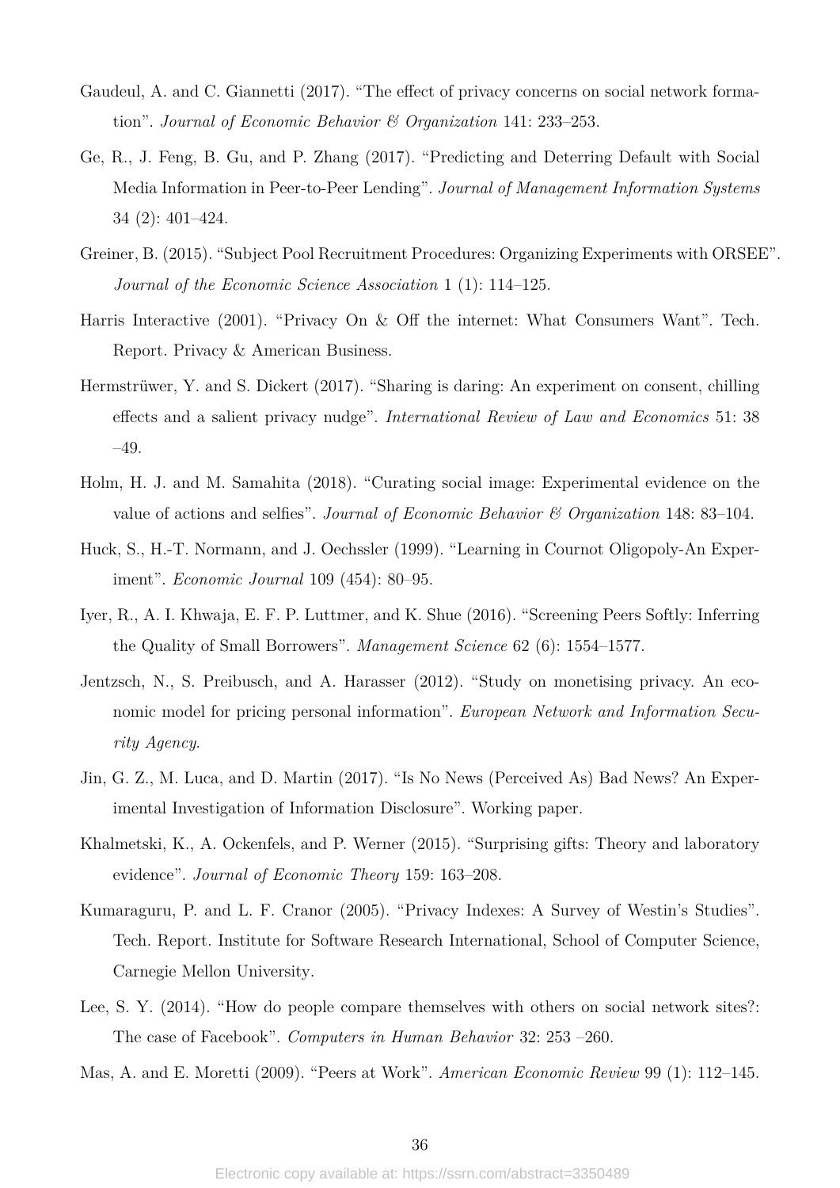Gaudeul, A. and C. Giannetti (2017). "The effect of privacy concerns on social network formation". *Journal of Economic Behavior & Organization* 141: 233–253.

Ge, R., J. Feng, B. Gu, and P. Zhang (2017). "Predicting and Deterring Default with Social Media Information in Peer-to-Peer Lending". *Journal of Management Information Systems* 34 (2): 401–424.

Greiner, B. (2015). "Subject Pool Recruitment Procedures: Organizing Experiments with ORSEE". *Journal of the Economic Science Association* 1 (1): 114–125.

Harris Interactive (2001). "Privacy On & Off the internet: What Consumers Want". Tech. Report. Privacy & American Business.

Hermstrüwer, Y. and S. Dickert (2017). "Sharing is daring: An experiment on consent, chilling effects and a salient privacy nudge". *International Review of Law and Economics* 51: 38 –49.

Holm, H. J. and M. Samahita (2018). "Curating social image: Experimental evidence on the value of actions and selfies". *Journal of Economic Behavior & Organization* 148: 83–104.

Huck, S., H.-T. Normann, and J. Oechssler (1999). "Learning in Cournot Oligopoly-An Experiment". *Economic Journal* 109 (454): 80–95.

Iyer, R., A. I. Khwaja, E. F. P. Luttmer, and K. Shue (2016). "Screening Peers Softly: Inferring the Quality of Small Borrowers". *Management Science* 62 (6): 1554–1577.

Jentzsch, N., S. Preibusch, and A. Harasser (2012). "Study on monetising privacy. An economic model for pricing personal information". *European Network and Information Security Agency*.

Jin, G. Z., M. Luca, and D. Martin (2017). "Is No News (Perceived As) Bad News? An Experimental Investigation of Information Disclosure". Working paper.

Khalmetski, K., A. Ockenfels, and P. Werner (2015). "Surprising gifts: Theory and laboratory evidence". *Journal of Economic Theory* 159: 163–208.

Kumaraguru, P. and L. F. Cranor (2005). "Privacy Indexes: A Survey of Westin's Studies". Tech. Report. Institute for Software Research International, School of Computer Science, Carnegie Mellon University.

Lee, S. Y. (2014). "How do people compare themselves with others on social network sites?: The case of Facebook". *Computers in Human Behavior* 32: 253 –260.

Mas, A. and E. Moretti (2009). "Peers at Work". *American Economic Review* 99 (1): 112–145.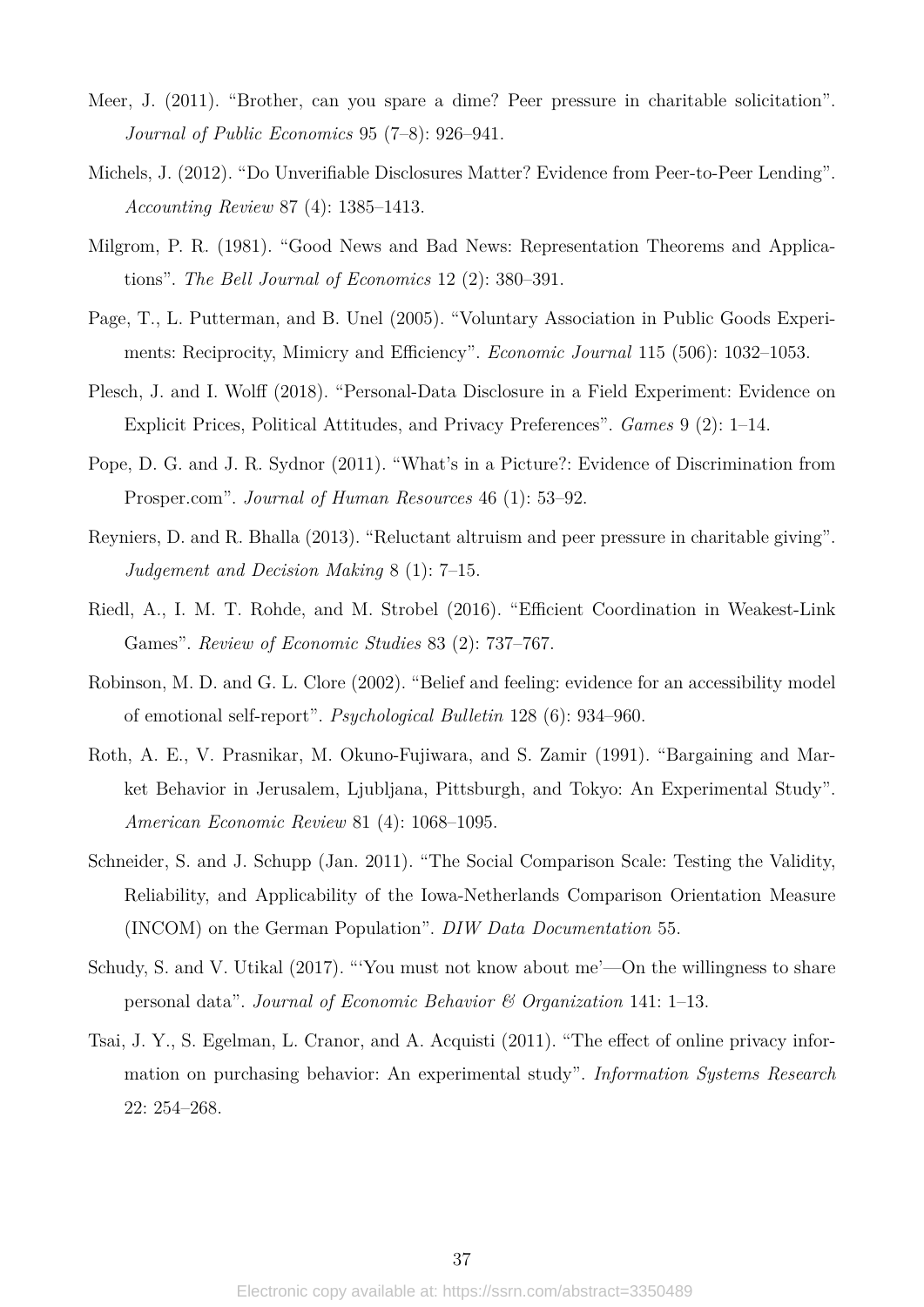Meer, J. (2011). "Brother, can you spare a dime? Peer pressure in charitable solicitation". *Journal of Public Economics* 95 (7–8): 926–941.

Michels, J. (2012). "Do Unverifiable Disclosures Matter? Evidence from Peer-to-Peer Lending". *Accounting Review* 87 (4): 1385–1413.

Milgrom, P. R. (1981). "Good News and Bad News: Representation Theorems and Applications". *The Bell Journal of Economics* 12 (2): 380–391.

Page, T., L. Putterman, and B. Unel (2005). "Voluntary Association in Public Goods Experiments: Reciprocity, Mimicry and Efficiency". *Economic Journal* 115 (506): 1032–1053.

Plesch, J. and I. Wolff (2018). "Personal-Data Disclosure in a Field Experiment: Evidence on Explicit Prices, Political Attitudes, and Privacy Preferences". *Games* 9 (2): 1–14.

Pope, D. G. and J. R. Sydnor (2011). "What's in a Picture?: Evidence of Discrimination from Prosper.com". *Journal of Human Resources* 46 (1): 53–92.

Reyniers, D. and R. Bhalla (2013). "Reluctant altruism and peer pressure in charitable giving". *Judgement and Decision Making* 8 (1): 7–15.

Riedl, A., I. M. T. Rohde, and M. Strobel (2016). "Efficient Coordination in Weakest-Link Games". *Review of Economic Studies* 83 (2): 737–767.

Robinson, M. D. and G. L. Clore (2002). "Belief and feeling: evidence for an accessibility model of emotional self-report". *Psychological Bulletin* 128 (6): 934–960.

Roth, A. E., V. Prasnikar, M. Okuno-Fujiwara, and S. Zamir (1991). "Bargaining and Market Behavior in Jerusalem, Ljubljana, Pittsburgh, and Tokyo: An Experimental Study". *American Economic Review* 81 (4): 1068–1095.

Schneider, S. and J. Schupp (Jan. 2011). "The Social Comparison Scale: Testing the Validity, Reliability, and Applicability of the Iowa-Netherlands Comparison Orientation Measure (INCOM) on the German Population". *DIW Data Documentation* 55.

Schudy, S. and V. Utikal (2017). "'You must not know about me'—On the willingness to share personal data". *Journal of Economic Behavior & Organization* 141: 1–13.

Tsai, J. Y., S. Egelman, L. Cranor, and A. Acquisti (2011). "The effect of online privacy information on purchasing behavior: An experimental study". *Information Systems Research* 22: 254–268.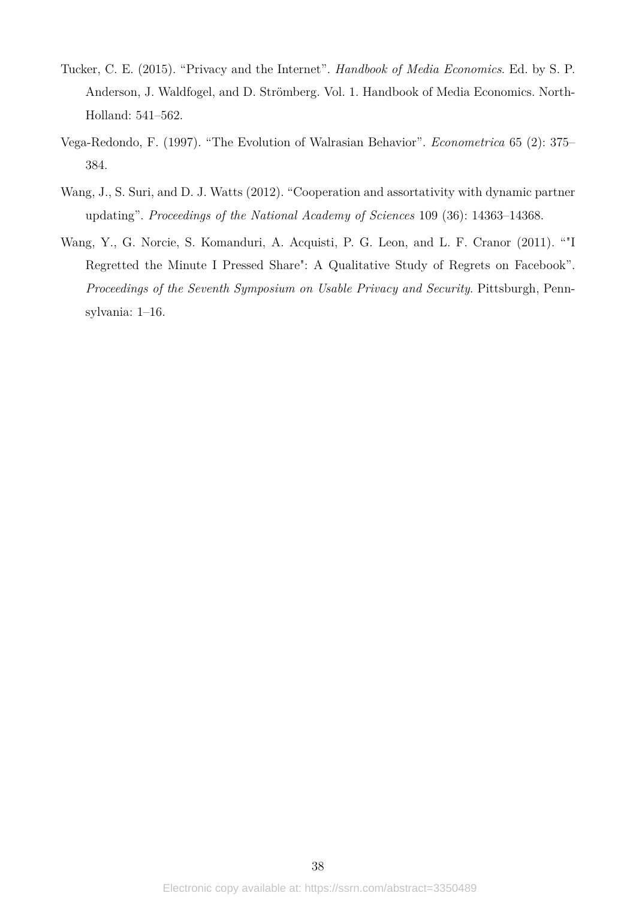Tucker, C. E. (2015). “Privacy and the Internet”. *Handbook of Media Economics*. Ed. by S. P. Anderson, J. Waldfogel, and D. Strömberg. Vol. 1. Handbook of Media Economics. North-Holland: 541–562.

Vega-Redondo, F. (1997). “The Evolution of Walrasian Behavior”. *Econometrica* 65 (2): 375–384.

Wang, J., S. Suri, and D. J. Watts (2012). “Cooperation and assortativity with dynamic partner updating”. *Proceedings of the National Academy of Sciences* 109 (36): 14363–14368.

Wang, Y., G. Norcie, S. Komanduri, A. Acquisti, P. G. Leon, and L. F. Cranor (2011). “"I Regretted the Minute I Pressed Share": A Qualitative Study of Regrets on Facebook”. *Proceedings of the Seventh Symposium on Usable Privacy and Security*. Pittsburgh, Pennsylvania: 1–16.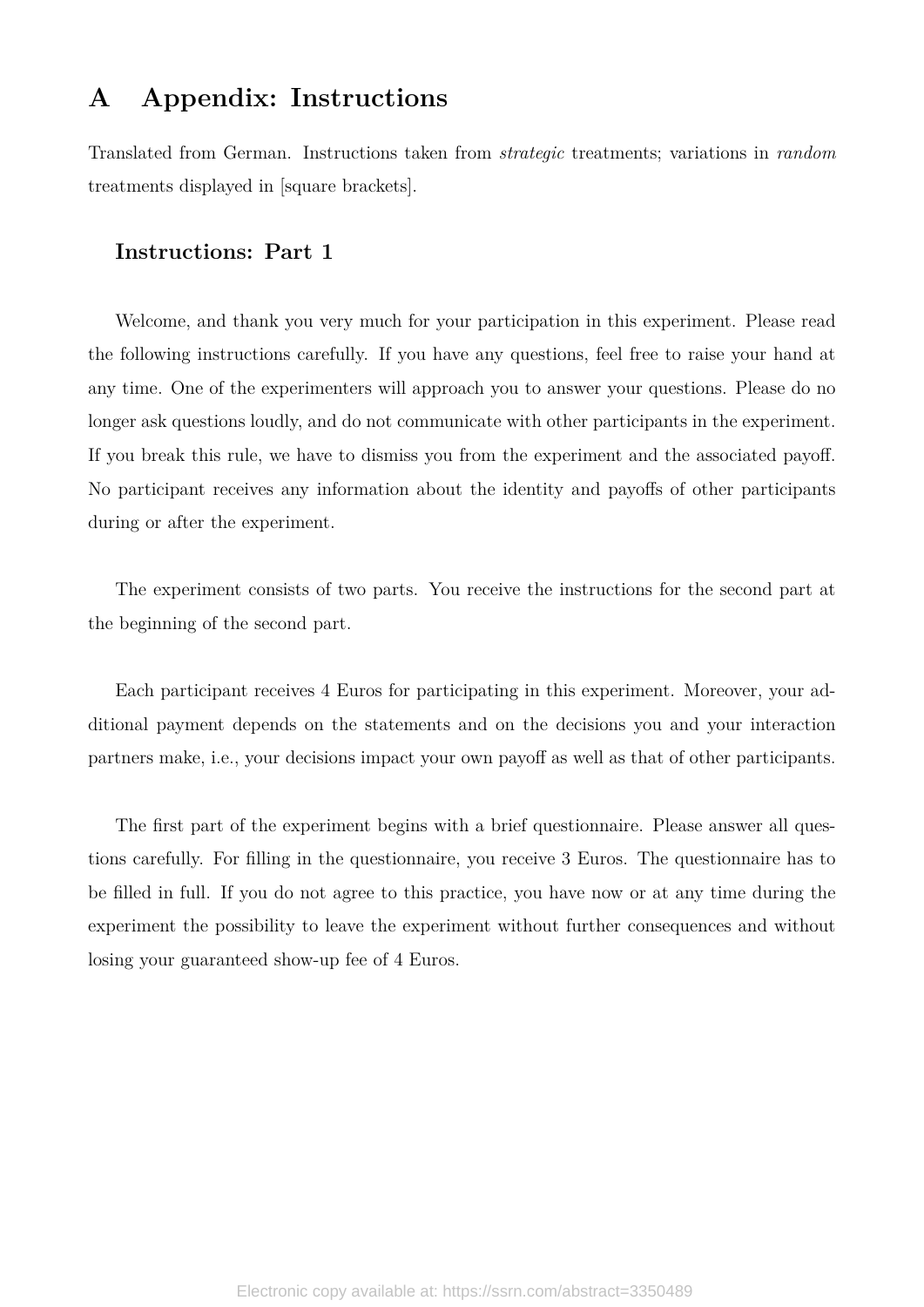# A Appendix: Instructions

Translated from German. Instructions taken from *strategic* treatments; variations in *random* treatments displayed in [square brackets].

### Instructions: Part 1

Welcome, and thank you very much for your participation in this experiment. Please read the following instructions carefully. If you have any questions, feel free to raise your hand at any time. One of the experimenters will approach you to answer your questions. Please do no longer ask questions loudly, and do not communicate with other participants in the experiment. If you break this rule, we have to dismiss you from the experiment and the associated payoff. No participant receives any information about the identity and payoffs of other participants during or after the experiment.

The experiment consists of two parts. You receive the instructions for the second part at the beginning of the second part.

Each participant receives 4 Euros for participating in this experiment. Moreover, your additional payment depends on the statements and on the decisions you and your interaction partners make, i.e., your decisions impact your own payoff as well as that of other participants.

The first part of the experiment begins with a brief questionnaire. Please answer all questions carefully. For filling in the questionnaire, you receive 3 Euros. The questionnaire has to be filled in full. If you do not agree to this practice, you have now or at any time during the experiment the possibility to leave the experiment without further consequences and without losing your guaranteed show-up fee of 4 Euros.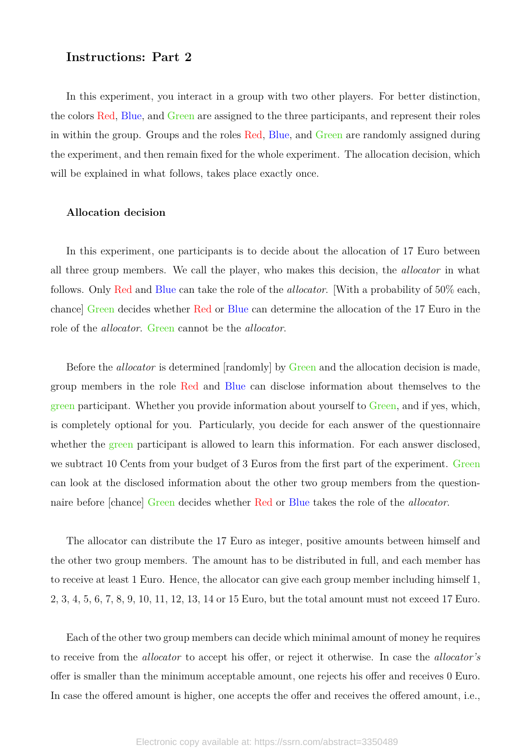## Instructions: Part 2

In this experiment, you interact in a group with two other players. For better distinction, the colors Red, Blue, and Green are assigned to the three participants, and represent their roles in within the group. Groups and the roles Red, Blue, and Green are randomly assigned during the experiment, and then remain fixed for the whole experiment. The allocation decision, which will be explained in what follows, takes place exactly once.

### Allocation decision

In this experiment, one participants is to decide about the allocation of 17 Euro between all three group members. We call the player, who makes this decision, the *allocator* in what follows. Only Red and Blue can take the role of the *allocator*. [With a probability of 50% each, chance] Green decides whether Red or Blue can determine the allocation of the 17 Euro in the role of the *allocator*. Green cannot be the *allocator*.

Before the *allocator* is determined [randomly] by Green and the allocation decision is made, group members in the role Red and Blue can disclose information about themselves to the green participant. Whether you provide information about yourself to Green, and if yes, which, is completely optional for you. Particularly, you decide for each answer of the questionnaire whether the green participant is allowed to learn this information. For each answer disclosed, we subtract 10 Cents from your budget of 3 Euros from the first part of the experiment. Green can look at the disclosed information about the other two group members from the questionnaire before [chance] Green decides whether Red or Blue takes the role of the *allocator*.

The allocator can distribute the 17 Euro as integer, positive amounts between himself and the other two group members. The amount has to be distributed in full, and each member has to receive at least 1 Euro. Hence, the allocator can give each group member including himself 1, 2, 3, 4, 5, 6, 7, 8, 9, 10, 11, 12, 13, 14 or 15 Euro, but the total amount must not exceed 17 Euro.

Each of the other two group members can decide which minimal amount of money he requires to receive from the *allocator* to accept his offer, or reject it otherwise. In case the *allocator's* offer is smaller than the minimum acceptable amount, one rejects his offer and receives 0 Euro. In case the offered amount is higher, one accepts the offer and receives the offered amount, i.e.,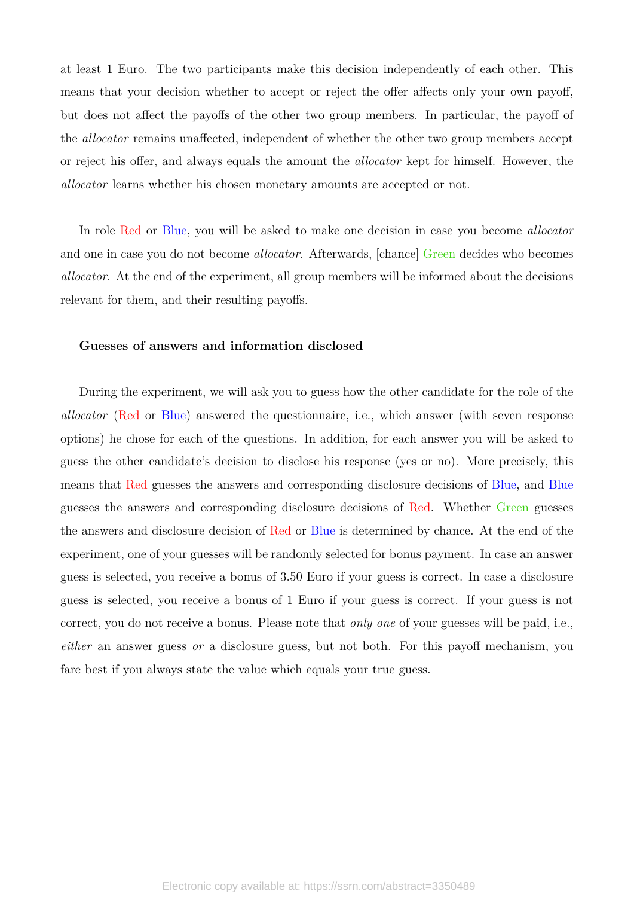at least 1 Euro. The two participants make this decision independently of each other. This means that your decision whether to accept or reject the offer affects only your own payoff, but does not affect the payoffs of the other two group members. In particular, the payoff of the *allocator* remains unaffected, independent of whether the other two group members accept or reject his offer, and always equals the amount the *allocator* kept for himself. However, the *allocator* learns whether his chosen monetary amounts are accepted or not.

In role Red or Blue, you will be asked to make one decision in case you become *allocator* and one in case you do not become *allocator*. Afterwards, [chance] Green decides who becomes *allocator*. At the end of the experiment, all group members will be informed about the decisions relevant for them, and their resulting payoffs.

**Guesses of answers and information disclosed**

During the experiment, we will ask you to guess how the other candidate for the role of the *allocator* (Red or Blue) answered the questionnaire, i.e., which answer (with seven response options) he chose for each of the questions. In addition, for each answer you will be asked to guess the other candidate's decision to disclose his response (yes or no). More precisely, this means that Red guesses the answers and corresponding disclosure decisions of Blue, and Blue guesses the answers and corresponding disclosure decisions of Red. Whether Green guesses the answers and disclosure decision of Red or Blue is determined by chance. At the end of the experiment, one of your guesses will be randomly selected for bonus payment. In case an answer guess is selected, you receive a bonus of 3.50 Euro if your guess is correct. In case a disclosure guess is selected, you receive a bonus of 1 Euro if your guess is correct. If your guess is not correct, you do not receive a bonus. Please note that *only one* of your guesses will be paid, i.e., *either* an answer guess *or* a disclosure guess, but not both. For this payoff mechanism, you fare best if you always state the value which equals your true guess.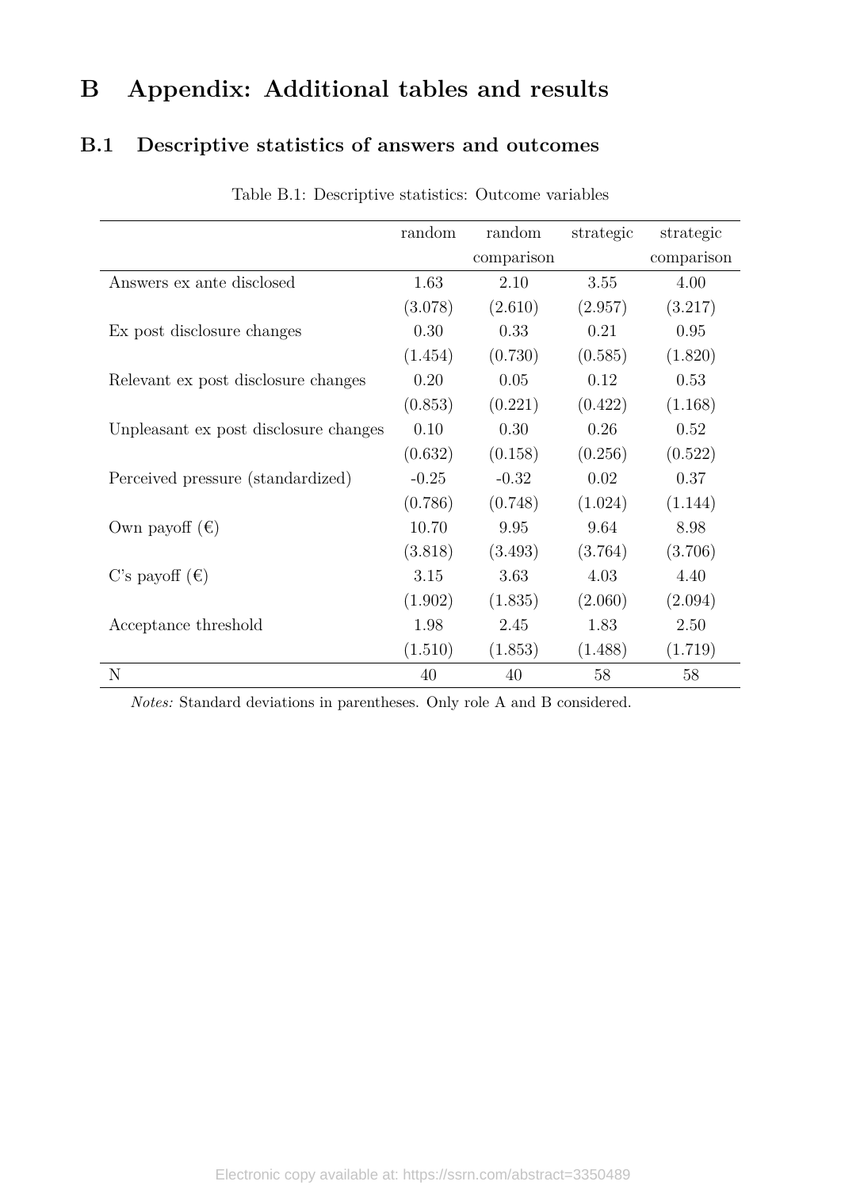# B Appendix: Additional tables and results

## B.1 Descriptive statistics of answers and outcomes

Table B.1: Descriptive statistics: Outcome variables

| | random | random comparison | strategic | strategic comparison |
|---|---|---|---|---|
| Answers ex ante disclosed | 1.63 | 2.10 | 3.55 | 4.00 |
| | (3.078) | (2.610) | (2.957) | (3.217) |
| Ex post disclosure changes | 0.30 | 0.33 | 0.21 | 0.95 |
| | (1.454) | (0.730) | (0.585) | (1.820) |
| Relevant ex post disclosure changes | 0.20 | 0.05 | 0.12 | 0.53 |
| | (0.853) | (0.221) | (0.422) | (1.168) |
| Unpleasant ex post disclosure changes | 0.10 | 0.30 | 0.26 | 0.52 |
| | (0.632) | (0.158) | (0.256) | (0.522) |
| Perceived pressure (standardized) | -0.25 | -0.32 | 0.02 | 0.37 |
| | (0.786) | (0.748) | (1.024) | (1.144) |
| Own payoff (€) | 10.70 | 9.95 | 9.64 | 8.98 |
| | (3.818) | (3.493) | (3.764) | (3.706) |
| C's payoff (€) | 3.15 | 3.63 | 4.03 | 4.40 |
| | (1.902) | (1.835) | (2.060) | (2.094) |
| Acceptance threshold | 1.98 | 2.45 | 1.83 | 2.50 |
| | (1.510) | (1.853) | (1.488) | (1.719) |
| N | 40 | 40 | 58 | 58 |

*Notes:* Standard deviations in parentheses. Only role A and B considered.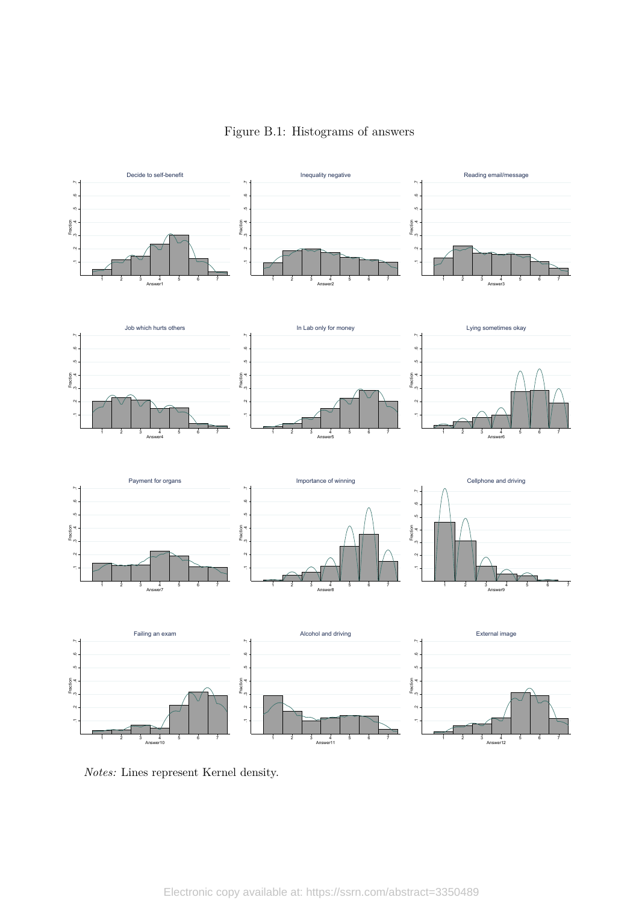Figure B.1: Histograms of answers

*Notes:* Lines represent Kernel density.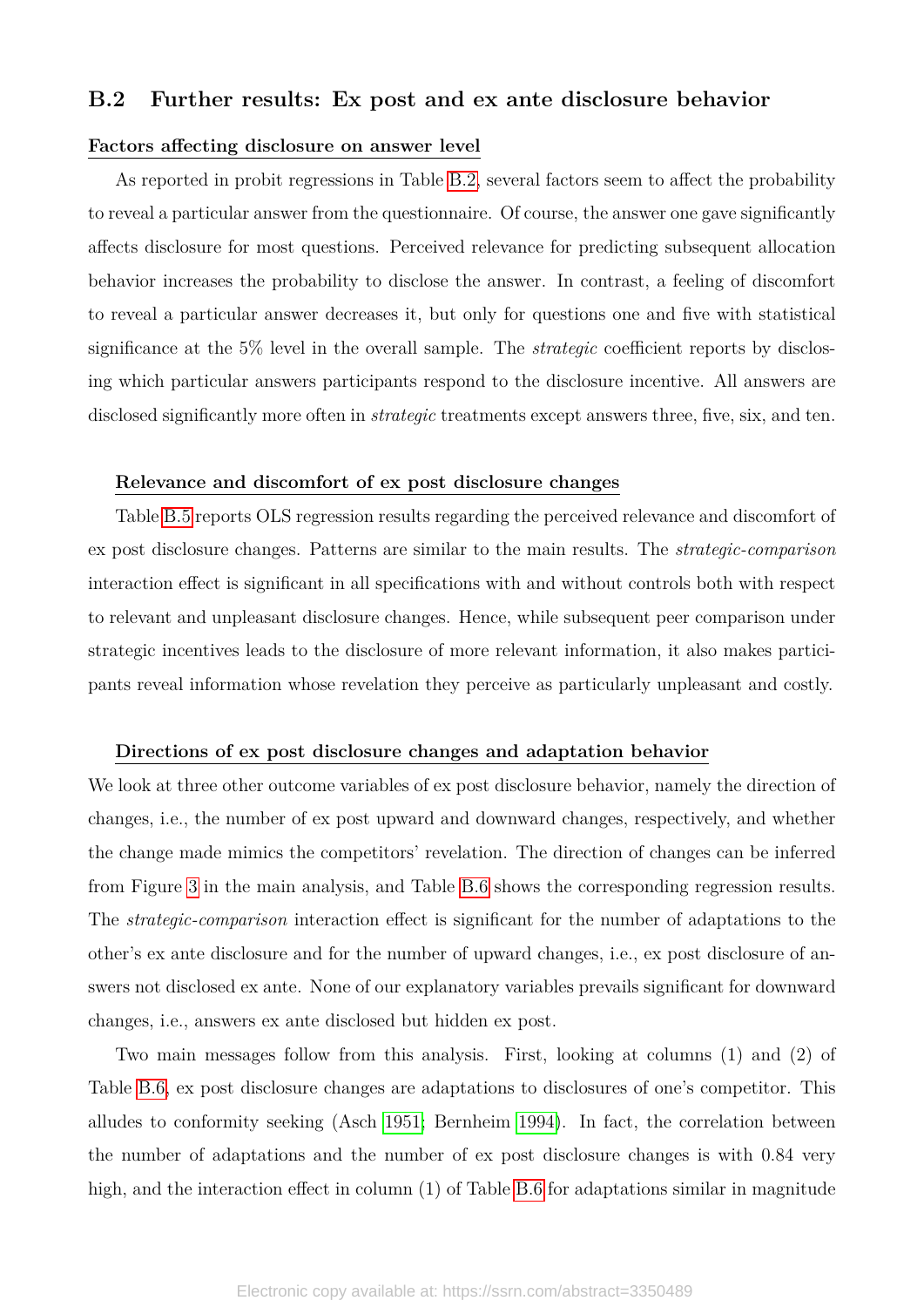## B.2 Further results: Ex post and ex ante disclosure behavior

**Factors affecting disclosure on answer level**

As reported in probit regressions in Table B.2, several factors seem to affect the probability to reveal a particular answer from the questionnaire. Of course, the answer one gave significantly affects disclosure for most questions. Perceived relevance for predicting subsequent allocation behavior increases the probability to disclose the answer. In contrast, a feeling of discomfort to reveal a particular answer decreases it, but only for questions one and five with statistical significance at the 5% level in the overall sample. The *strategic* coefficient reports by disclosing which particular answers participants respond to the disclosure incentive. All answers are disclosed significantly more often in *strategic* treatments except answers three, five, six, and ten.

**Relevance and discomfort of ex post disclosure changes**

Table B.5 reports OLS regression results regarding the perceived relevance and discomfort of ex post disclosure changes. Patterns are similar to the main results. The *strategic-comparison* interaction effect is significant in all specifications with and without controls both with respect to relevant and unpleasant disclosure changes. Hence, while subsequent peer comparison under strategic incentives leads to the disclosure of more relevant information, it also makes participants reveal information whose revelation they perceive as particularly unpleasant and costly.

**Directions of ex post disclosure changes and adaptation behavior**

We look at three other outcome variables of ex post disclosure behavior, namely the direction of changes, i.e., the number of ex post upward and downward changes, respectively, and whether the change made mimics the competitors' revelation. The direction of changes can be inferred from Figure 3 in the main analysis, and Table B.6 shows the corresponding regression results. The *strategic-comparison* interaction effect is significant for the number of adaptations to the other's ex ante disclosure and for the number of upward changes, i.e., ex post disclosure of answers not disclosed ex ante. None of our explanatory variables prevails significant for downward changes, i.e., answers ex ante disclosed but hidden ex post.

Two main messages follow from this analysis. First, looking at columns (1) and (2) of Table B.6, ex post disclosure changes are adaptations to disclosures of one's competitor. This alludes to conformity seeking (Asch 1951; Bernheim 1994). In fact, the correlation between the number of adaptations and the number of ex post disclosure changes is with 0.84 very high, and the interaction effect in column (1) of Table B.6 for adaptations similar in magnitude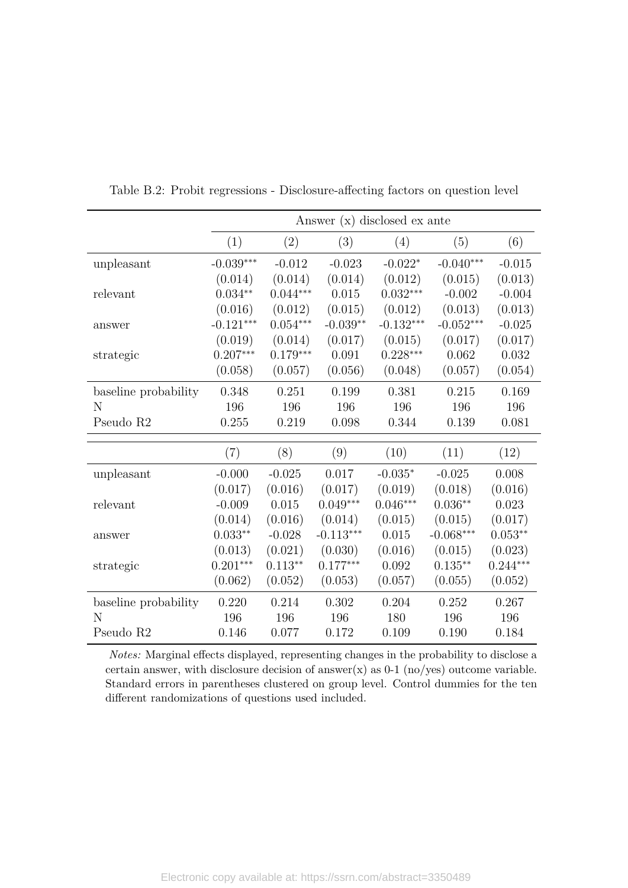Table B.2: Probit regressions - Disclosure-affecting factors on question level

| | Answer (x) disclosed ex ante | | | | | |
|---|---|---|---|---|---|---|
| | (1) | (2) | (3) | (4) | (5) | (6) |
| unpleasant | -0.039*** | -0.012 | -0.023 | -0.022* | -0.040*** | -0.015 |
| | (0.014) | (0.014) | (0.014) | (0.012) | (0.015) | (0.013) |
| relevant | 0.034** | 0.044*** | 0.015 | 0.032*** | -0.002 | -0.004 |
| | (0.016) | (0.012) | (0.015) | (0.012) | (0.013) | (0.013) |
| answer | -0.121*** | 0.054*** | -0.039** | -0.132*** | -0.052*** | -0.025 |
| | (0.019) | (0.014) | (0.017) | (0.015) | (0.017) | (0.017) |
| strategic | 0.207*** | 0.179*** | 0.091 | 0.228*** | 0.062 | 0.032 |
| | (0.058) | (0.057) | (0.056) | (0.048) | (0.057) | (0.054) |
| baseline probability | 0.348 | 0.251 | 0.199 | 0.381 | 0.215 | 0.169 |
| N | 196 | 196 | 196 | 196 | 196 | 196 |
| Pseudo R2 | 0.255 | 0.219 | 0.098 | 0.344 | 0.139 | 0.081 |
| | (7) | (8) | (9) | (10) | (11) | (12) |
| unpleasant | -0.000 | -0.025 | 0.017 | -0.035* | -0.025 | 0.008 |
| | (0.017) | (0.016) | (0.017) | (0.019) | (0.018) | (0.016) |
| relevant | -0.009 | 0.015 | 0.049*** | 0.046*** | 0.036** | 0.023 |
| | (0.014) | (0.016) | (0.014) | (0.015) | (0.015) | (0.017) |
| answer | 0.033** | -0.028 | -0.113*** | 0.015 | -0.068*** | 0.053** |
| | (0.013) | (0.021) | (0.030) | (0.016) | (0.015) | (0.023) |
| strategic | 0.201*** | 0.113** | 0.177*** | 0.092 | 0.135** | 0.244*** |
| | (0.062) | (0.052) | (0.053) | (0.057) | (0.055) | (0.052) |
| baseline probability | 0.220 | 0.214 | 0.302 | 0.204 | 0.252 | 0.267 |
| N | 196 | 196 | 196 | 180 | 196 | 196 |
| Pseudo R2 | 0.146 | 0.077 | 0.172 | 0.109 | 0.190 | 0.184 |

*Notes:* Marginal effects displayed, representing changes in the probability to disclose a certain answer, with disclosure decision of answer(x) as 0-1 (no/yes) outcome variable. Standard errors in parentheses clustered on group level. Control dummies for the ten different randomizations of questions used included.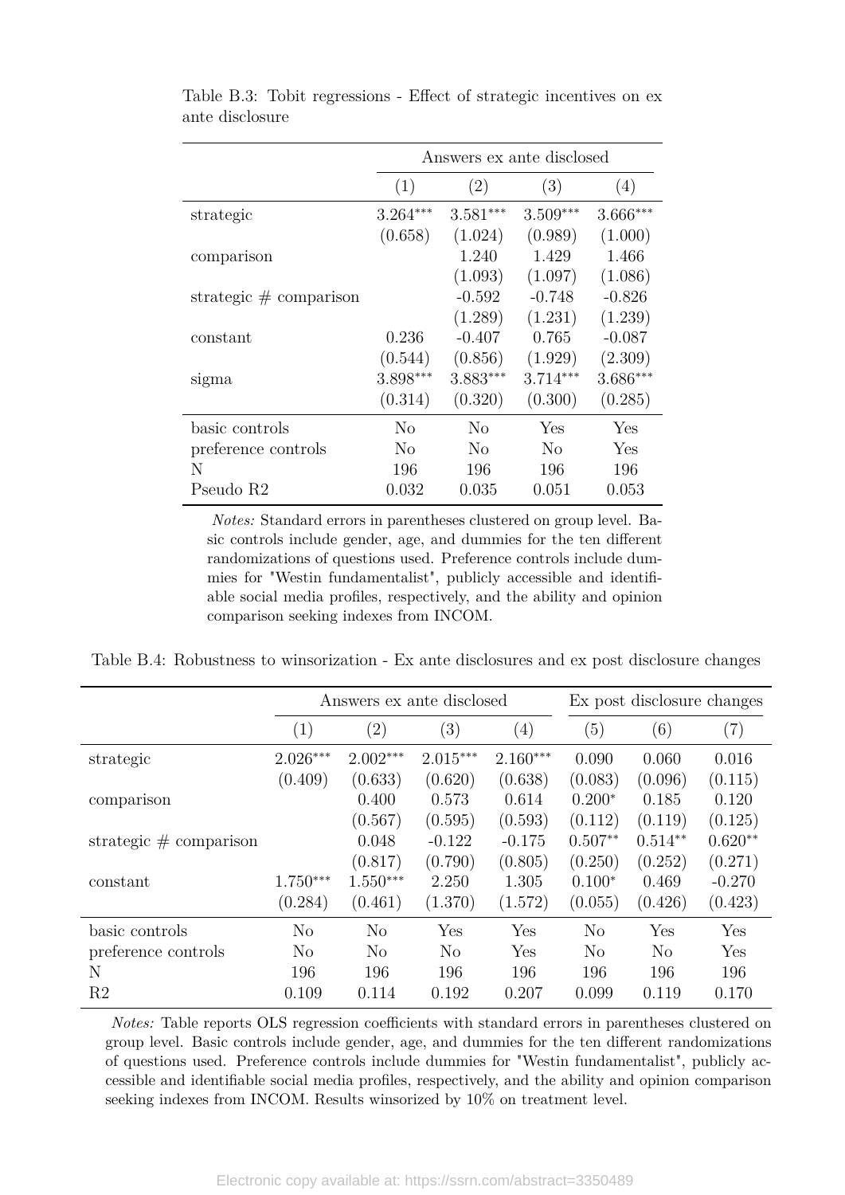Table B.3: Tobit regressions - Effect of strategic incentives on ex ante disclosure

| | Answers ex ante disclosed | | | |
|---|---|---|---|---|
| | (1) | (2) | (3) | (4) |
| strategic | 3.264*** | 3.581*** | 3.509*** | 3.666*** |
| | (0.658) | (1.024) | (0.989) | (1.000) |
| comparison | | 1.240 | 1.429 | 1.466 |
| | | (1.093) | (1.097) | (1.086) |
| strategic # comparison | | -0.592 | -0.748 | -0.826 |
| | | (1.289) | (1.231) | (1.239) |
| constant | 0.236 | -0.407 | 0.765 | -0.087 |
| | (0.544) | (0.856) | (1.929) | (2.309) |
| sigma | 3.898*** | 3.883*** | 3.714*** | 3.686*** |
| | (0.314) | (0.320) | (0.300) | (0.285) |
| basic controls | No | No | Yes | Yes |
| preference controls | No | No | No | Yes |
| N | 196 | 196 | 196 | 196 |
| Pseudo R2 | 0.032 | 0.035 | 0.051 | 0.053 |

*Notes:* Standard errors in parentheses clustered on group level. Basic controls include gender, age, and dummies for the ten different randomizations of questions used. Preference controls include dummies for "Westin fundamentalist", publicly accessible and identifiable social media profiles, respectively, and the ability and opinion comparison seeking indexes from INCOM.

Table B.4: Robustness to winsorization - Ex ante disclosures and ex post disclosure changes

| | Answers ex ante disclosed | | | | Ex post disclosure changes | | |
|---|---|---|---|---|---|---|---|
| | (1) | (2) | (3) | (4) | (5) | (6) | (7) |
| strategic | 2.026*** | 2.002*** | 2.015*** | 2.160*** | 0.090 | 0.060 | 0.016 |
| | (0.409) | (0.633) | (0.620) | (0.638) | (0.083) | (0.096) | (0.115) |
| comparison | | 0.400 | 0.573 | 0.614 | 0.200* | 0.185 | 0.120 |
| | | (0.567) | (0.595) | (0.593) | (0.112) | (0.119) | (0.125) |
| strategic # comparison | | 0.048 | -0.122 | -0.175 | 0.507** | 0.514** | 0.620** |
| | | (0.817) | (0.790) | (0.805) | (0.250) | (0.252) | (0.271) |
| constant | 1.750*** | 1.550*** | 2.250 | 1.305 | 0.100* | 0.469 | -0.270 |
| | (0.284) | (0.461) | (1.370) | (1.572) | (0.055) | (0.426) | (0.423) |
| basic controls | No | No | Yes | Yes | No | Yes | Yes |
| preference controls | No | No | No | Yes | No | No | Yes |
| N | 196 | 196 | 196 | 196 | 196 | 196 | 196 |
| R2 | 0.109 | 0.114 | 0.192 | 0.207 | 0.099 | 0.119 | 0.170 |

*Notes:* Table reports OLS regression coefficients with standard errors in parentheses clustered on group level. Basic controls include gender, age, and dummies for the ten different randomizations of questions used. Preference controls include dummies for "Westin fundamentalist", publicly accessible and identifiable social media profiles, respectively, and the ability and opinion comparison seeking indexes from INCOM. Results winsorized by 10% on treatment level.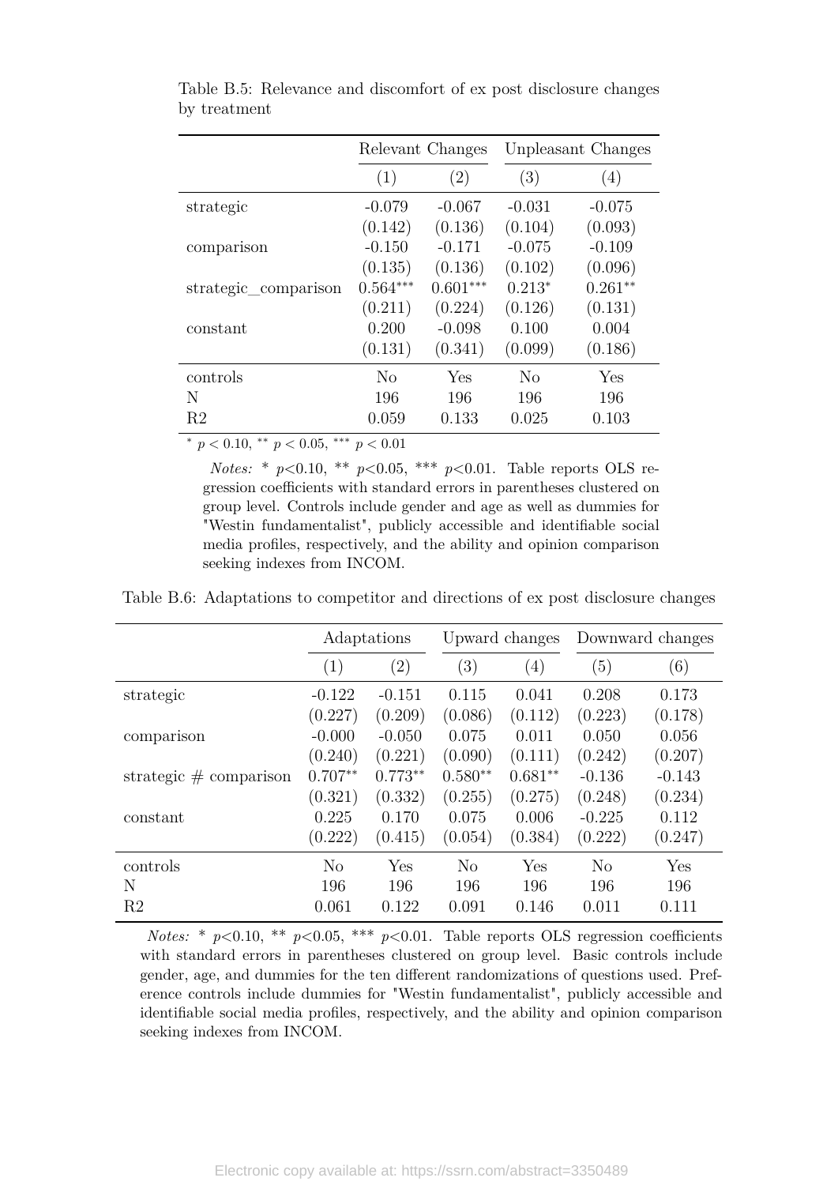Table B.5: Relevance and discomfort of ex post disclosure changes by treatment

| | Relevant Changes | | Unpleasant Changes | |
|---|---|---|---|---|
| | (1) | (2) | (3) | (4) |
| strategic | -0.079 | -0.067 | -0.031 | -0.075 |
| | (0.142) | (0.136) | (0.104) | (0.093) |
| comparison | -0.150 | -0.171 | -0.075 | -0.109 |
| | (0.135) | (0.136) | (0.102) | (0.096) |
| strategic_comparison | 0.564*** | 0.601*** | 0.213* | 0.261** |
| | (0.211) | (0.224) | (0.126) | (0.131) |
| constant | 0.200 | -0.098 | 0.100 | 0.004 |
| | (0.131) | (0.341) | (0.099) | (0.186) |
| controls | No | Yes | No | Yes |
| N | 196 | 196 | 196 | 196 |
| R2 | 0.059 | 0.133 | 0.025 | 0.103 |

\* $p < 0.10$, ** $p < 0.05$, *** $p < 0.01$

*Notes:* * $p$<0.10, ** $p$<0.05, *** $p$<0.01. Table reports OLS regression coefficients with standard errors in parentheses clustered on group level. Controls include gender and age as well as dummies for "Westin fundamentalist", publicly accessible and identifiable social media profiles, respectively, and the ability and opinion comparison seeking indexes from INCOM.

Table B.6: Adaptations to competitor and directions of ex post disclosure changes

| | Adaptations | | Upward changes | | Downward changes | |
|---|---|---|---|---|---|---|
| | (1) | (2) | (3) | (4) | (5) | (6) |
| strategic | -0.122 | -0.151 | 0.115 | 0.041 | 0.208 | 0.173 |
| | (0.227) | (0.209) | (0.086) | (0.112) | (0.223) | (0.178) |
| comparison | -0.000 | -0.050 | 0.075 | 0.011 | 0.050 | 0.056 |
| | (0.240) | (0.221) | (0.090) | (0.111) | (0.242) | (0.207) |
| strategic # comparison | 0.707** | 0.773** | 0.580** | 0.681** | -0.136 | -0.143 |
| | (0.321) | (0.332) | (0.255) | (0.275) | (0.248) | (0.234) |
| constant | 0.225 | 0.170 | 0.075 | 0.006 | -0.225 | 0.112 |
| | (0.222) | (0.415) | (0.054) | (0.384) | (0.222) | (0.247) |
| controls | No | Yes | No | Yes | No | Yes |
| N | 196 | 196 | 196 | 196 | 196 | 196 |
| R2 | 0.061 | 0.122 | 0.091 | 0.146 | 0.011 | 0.111 |

*Notes:* * $p$<0.10, ** $p$<0.05, *** $p$<0.01. Table reports OLS regression coefficients with standard errors in parentheses clustered on group level. Basic controls include gender, age, and dummies for the ten different randomizations of questions used. Preference controls include dummies for "Westin fundamentalist", publicly accessible and identifiable social media profiles, respectively, and the ability and opinion comparison seeking indexes from INCOM.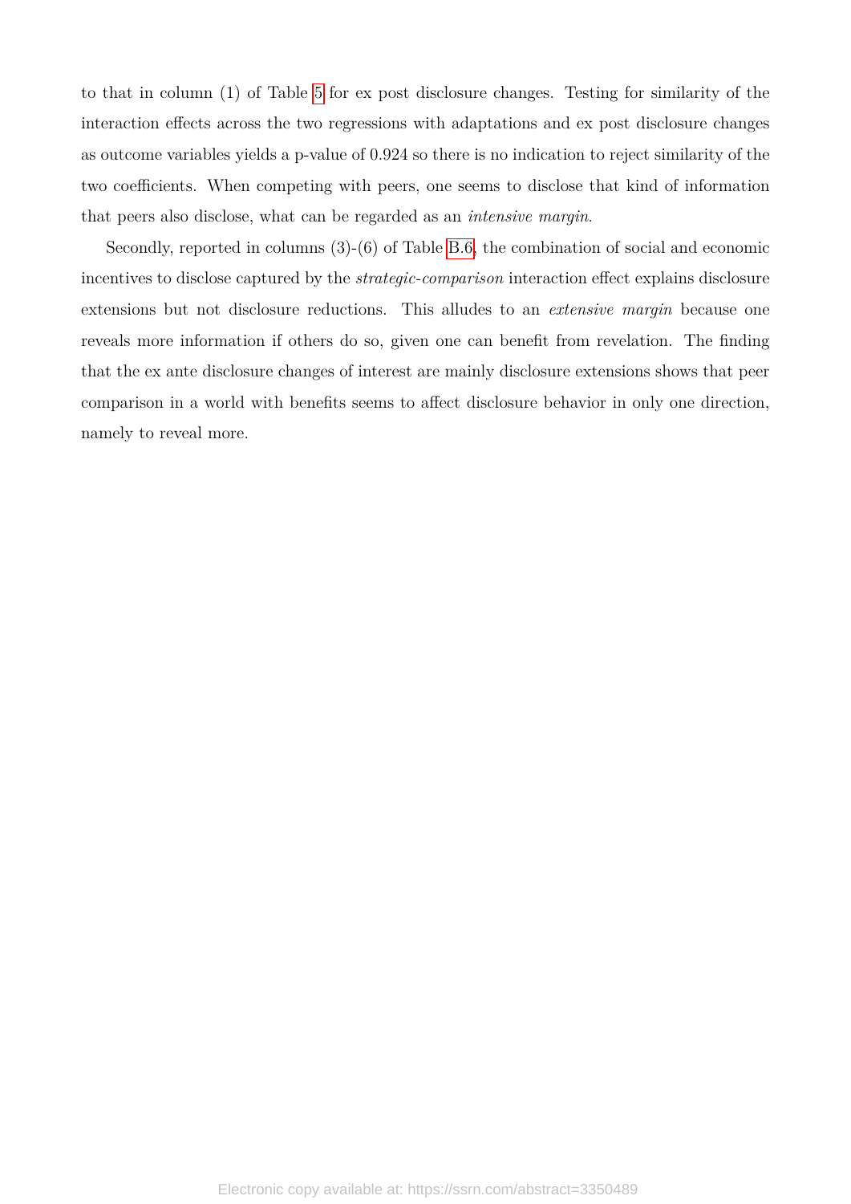to that in column (1) of Table 5 for ex post disclosure changes. Testing for similarity of the interaction effects across the two regressions with adaptations and ex post disclosure changes as outcome variables yields a p-value of 0.924 so there is no indication to reject similarity of the two coefficients. When competing with peers, one seems to disclose that kind of information that peers also disclose, what can be regarded as an *intensive margin*.

Secondly, reported in columns (3)-(6) of Table B.6, the combination of social and economic incentives to disclose captured by the *strategic-comparison* interaction effect explains disclosure extensions but not disclosure reductions. This alludes to an *extensive margin* because one reveals more information if others do so, given one can benefit from revelation. The finding that the ex ante disclosure changes of interest are mainly disclosure extensions shows that peer comparison in a world with benefits seems to affect disclosure behavior in only one direction, namely to reveal more.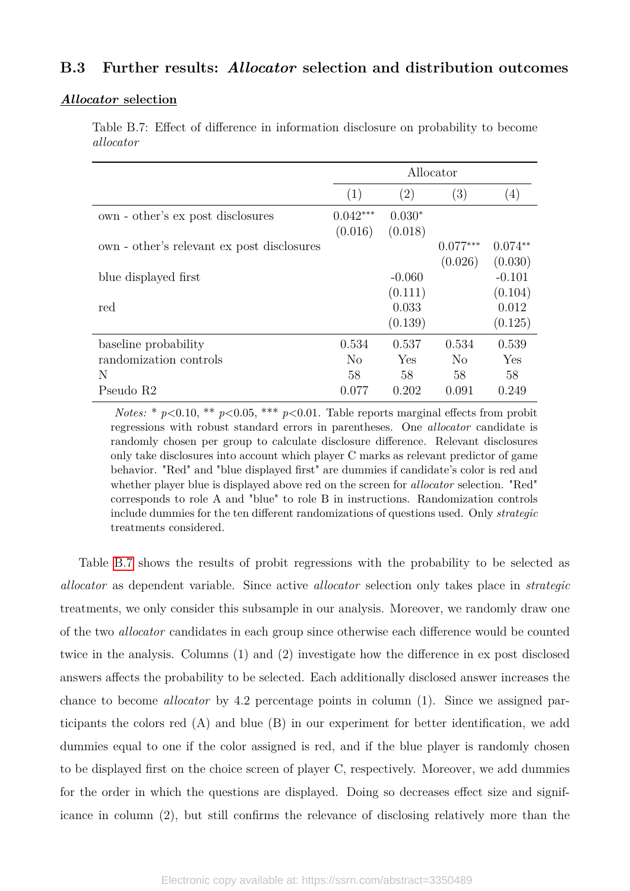## B.3 Further results: *Allocator* selection and distribution outcomes

***Allocator* selection**

Table B.7: Effect of difference in information disclosure on probability to become *allocator*

| | Allocator | | | |
|---|---|---|---|---|
| | (1) | (2) | (3) | (4) |
| own - other's ex post disclosures | 0.042*** | 0.030* | | |
| | (0.016) | (0.018) | | |
| own - other's relevant ex post disclosures | | | 0.077*** | 0.074** |
| | | | (0.026) | (0.030) |
| blue displayed first | | -0.060 | | -0.101 |
| | | (0.111) | | (0.104) |
| red | | 0.033 | | 0.012 |
| | | (0.139) | | (0.125) |
| baseline probability | 0.534 | 0.537 | 0.534 | 0.539 |
| randomization controls | No | Yes | No | Yes |
| N | 58 | 58 | 58 | 58 |
| Pseudo R2 | 0.077 | 0.202 | 0.091 | 0.249 |

*Notes:* * $p<0.10$, ** $p<0.05$, *** $p<0.01$. Table reports marginal effects from probit regressions with robust standard errors in parentheses. One *allocator* candidate is randomly chosen per group to calculate disclosure difference. Relevant disclosures only take disclosures into account which player C marks as relevant predictor of game behavior. "Red" and "blue displayed first" are dummies if candidate's color is red and whether player blue is displayed above red on the screen for *allocator* selection. "Red" corresponds to role A and "blue" to role B in instructions. Randomization controls include dummies for the ten different randomizations of questions used. Only *strategic* treatments considered.

Table B.7 shows the results of probit regressions with the probability to be selected as *allocator* as dependent variable. Since active *allocator* selection only takes place in *strategic* treatments, we only consider this subsample in our analysis. Moreover, we randomly draw one of the two *allocator* candidates in each group since otherwise each difference would be counted twice in the analysis. Columns (1) and (2) investigate how the difference in ex post disclosed answers affects the probability to be selected. Each additionally disclosed answer increases the chance to become *allocator* by 4.2 percentage points in column (1). Since we assigned participants the colors red (A) and blue (B) in our experiment for better identification, we add dummies equal to one if the color assigned is red, and if the blue player is randomly chosen to be displayed first on the choice screen of player C, respectively. Moreover, we add dummies for the order in which the questions are displayed. Doing so decreases effect size and significance in column (2), but still confirms the relevance of disclosing relatively more than the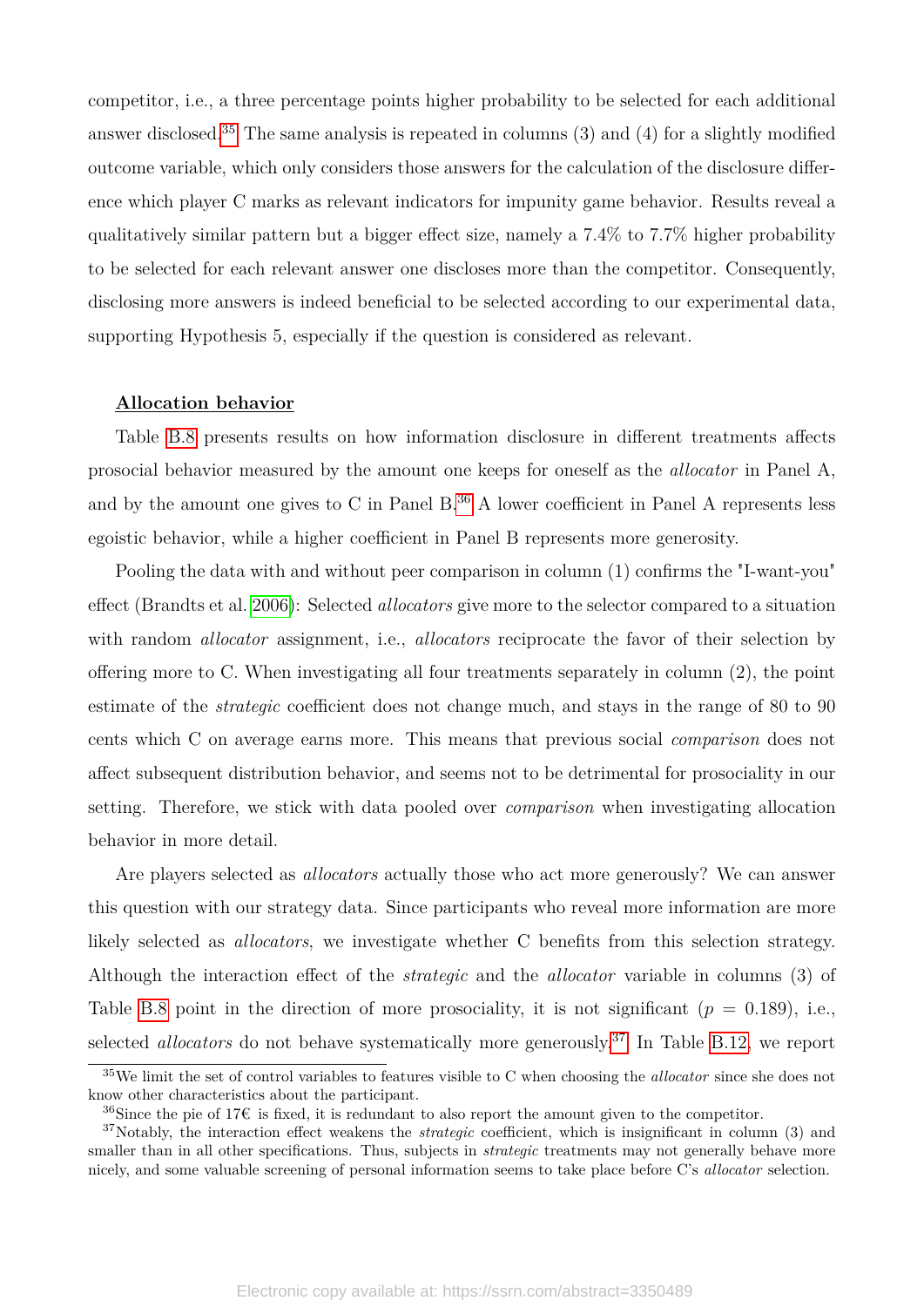competitor, i.e., a three percentage points higher probability to be selected for each additional answer disclosed.[35] The same analysis is repeated in columns (3) and (4) for a slightly modified outcome variable, which only considers those answers for the calculation of the disclosure difference which player C marks as relevant indicators for impunity game behavior. Results reveal a qualitatively similar pattern but a bigger effect size, namely a 7.4% to 7.7% higher probability to be selected for each relevant answer one discloses more than the competitor. Consequently, disclosing more answers is indeed beneficial to be selected according to our experimental data, supporting Hypothesis 5, especially if the question is considered as relevant.

**Allocation behavior**

Table B.8 presents results on how information disclosure in different treatments affects prosocial behavior measured by the amount one keeps for oneself as the *allocator* in Panel A, and by the amount one gives to C in Panel B.[36] A lower coefficient in Panel A represents less egoistic behavior, while a higher coefficient in Panel B represents more generosity.

Pooling the data with and without peer comparison in column (1) confirms the "I-want-you" effect (Brandts et al. 2006): Selected *allocators* give more to the selector compared to a situation with random *allocator* assignment, i.e., *allocators* reciprocate the favor of their selection by offering more to C. When investigating all four treatments separately in column (2), the point estimate of the *strategic* coefficient does not change much, and stays in the range of 80 to 90 cents which C on average earns more. This means that previous social *comparison* does not affect subsequent distribution behavior, and seems not to be detrimental for prosociality in our setting. Therefore, we stick with data pooled over *comparison* when investigating allocation behavior in more detail.

Are players selected as *allocators* actually those who act more generously? We can answer this question with our strategy data. Since participants who reveal more information are more likely selected as *allocators*, we investigate whether C benefits from this selection strategy. Although the interaction effect of the *strategic* and the *allocator* variable in columns (3) of Table B.8 point in the direction of more prosociality, it is not significant ($p$ = 0.189), i.e., selected *allocators* do not behave systematically more generously.[37] In Table B.12, we report

---

[35] We limit the set of control variables to features visible to C when choosing the *allocator* since she does not know other characteristics about the participant.

[36] Since the pie of 17€ is fixed, it is redundant to also report the amount given to the competitor.

[37] Notably, the interaction effect weakens the *strategic* coefficient, which is insignificant in column (3) and smaller than in all other specifications. Thus, subjects in *strategic* treatments may not generally behave more nicely, and some valuable screening of personal information seems to take place before C's *allocator* selection.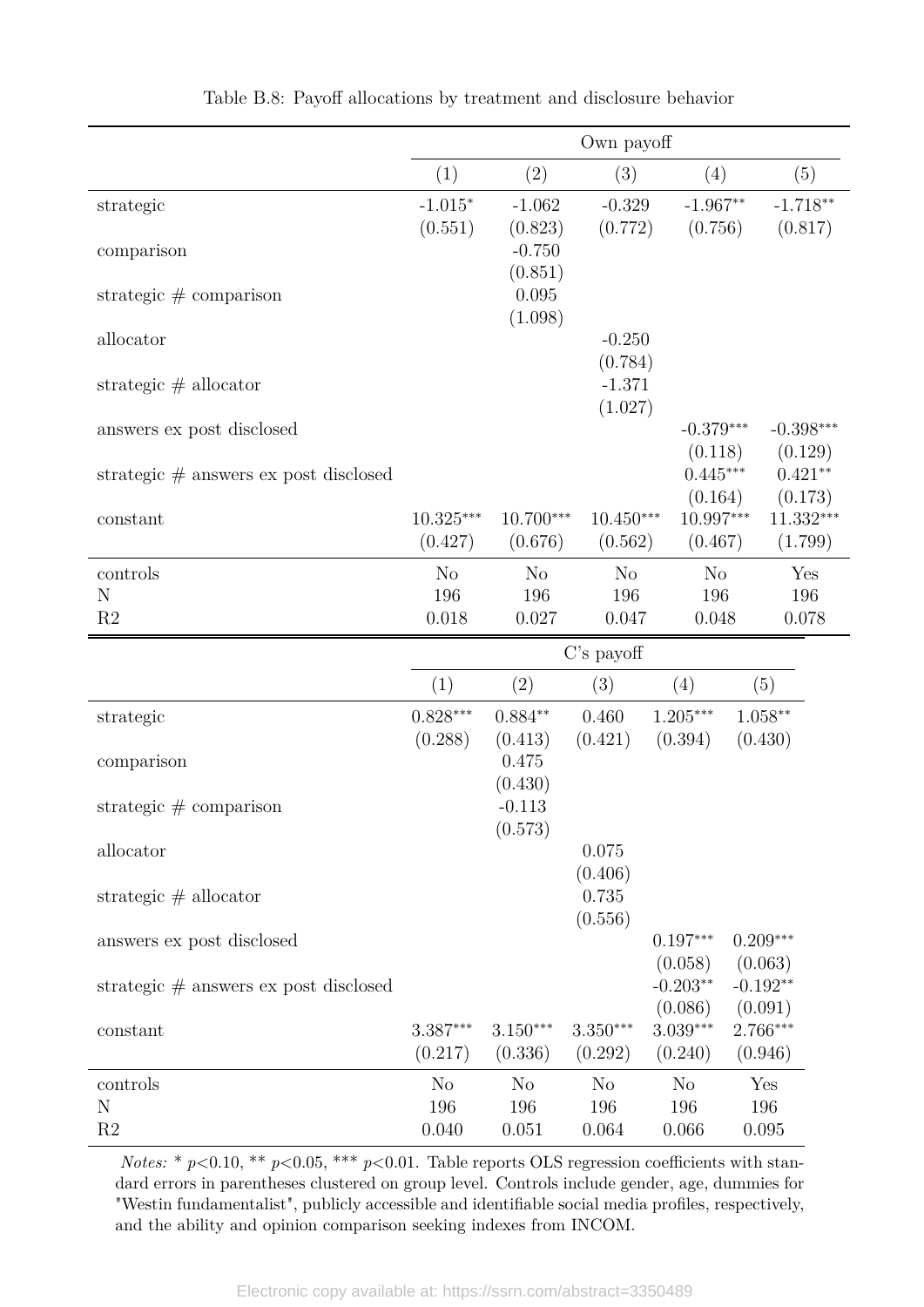Table B.8: Payoff allocations by treatment and disclosure behavior

| | Own payoff | | | | |
|---|---|---|---|---|---|
| | (1) | (2) | (3) | (4) | (5) |
| strategic | -1.015* | -1.062 | -0.329 | -1.967** | -1.718** |
| | (0.551) | (0.823) | (0.772) | (0.756) | (0.817) |
| comparison | | -0.750 | | | |
| | | (0.851) | | | |
| strategic # comparison | | 0.095 | | | |
| | | (1.098) | | | |
| allocator | | | -0.250 | | |
| | | | (0.784) | | |
| strategic # allocator | | | -1.371 | | |
| | | | (1.027) | | |
| answers ex post disclosed | | | | -0.379*** | -0.398*** |
| | | | | (0.118) | (0.129) |
| strategic # answers ex post disclosed | | | | 0.445*** | 0.421** |
| | | | | (0.164) | (0.173) |
| constant | 10.325*** | 10.700*** | 10.450*** | 10.997*** | 11.332*** |
| | (0.427) | (0.676) | (0.562) | (0.467) | (1.799) |
| controls | No | No | No | No | Yes |
| N | 196 | 196 | 196 | 196 | 196 |
| R2 | 0.018 | 0.027 | 0.047 | 0.048 | 0.078 |

| | C's payoff | | | | |
|---|---|---|---|---|---|
| | (1) | (2) | (3) | (4) | (5) |
| strategic | 0.828*** | 0.884** | 0.460 | 1.205*** | 1.058** |
| | (0.288) | (0.413) | (0.421) | (0.394) | (0.430) |
| comparison | | 0.475 | | | |
| | | (0.430) | | | |
| strategic # comparison | | -0.113 | | | |
| | | (0.573) | | | |
| allocator | | | 0.075 | | |
| | | | (0.406) | | |
| strategic # allocator | | | 0.735 | | |
| | | | (0.556) | | |
| answers ex post disclosed | | | | 0.197*** | 0.209*** |
| | | | | (0.058) | (0.063) |
| strategic # answers ex post disclosed | | | | -0.203** | -0.192** |
| | | | | (0.086) | (0.091) |
| constant | 3.387*** | 3.150*** | 3.350*** | 3.039*** | 2.766*** |
| | (0.217) | (0.336) | (0.292) | (0.240) | (0.946) |
| controls | No | No | No | No | Yes |
| N | 196 | 196 | 196 | 196 | 196 |
| R2 | 0.040 | 0.051 | 0.064 | 0.066 | 0.095 |

*Notes:* * $p<0.10$, ** $p<0.05$, *** $p<0.01$. Table reports OLS regression coefficients with standard errors in parentheses clustered on group level. Controls include gender, age, dummies for "Westin fundamentalist", publicly accessible and identifiable social media profiles, respectively, and the ability and opinion comparison seeking indexes from INCOM.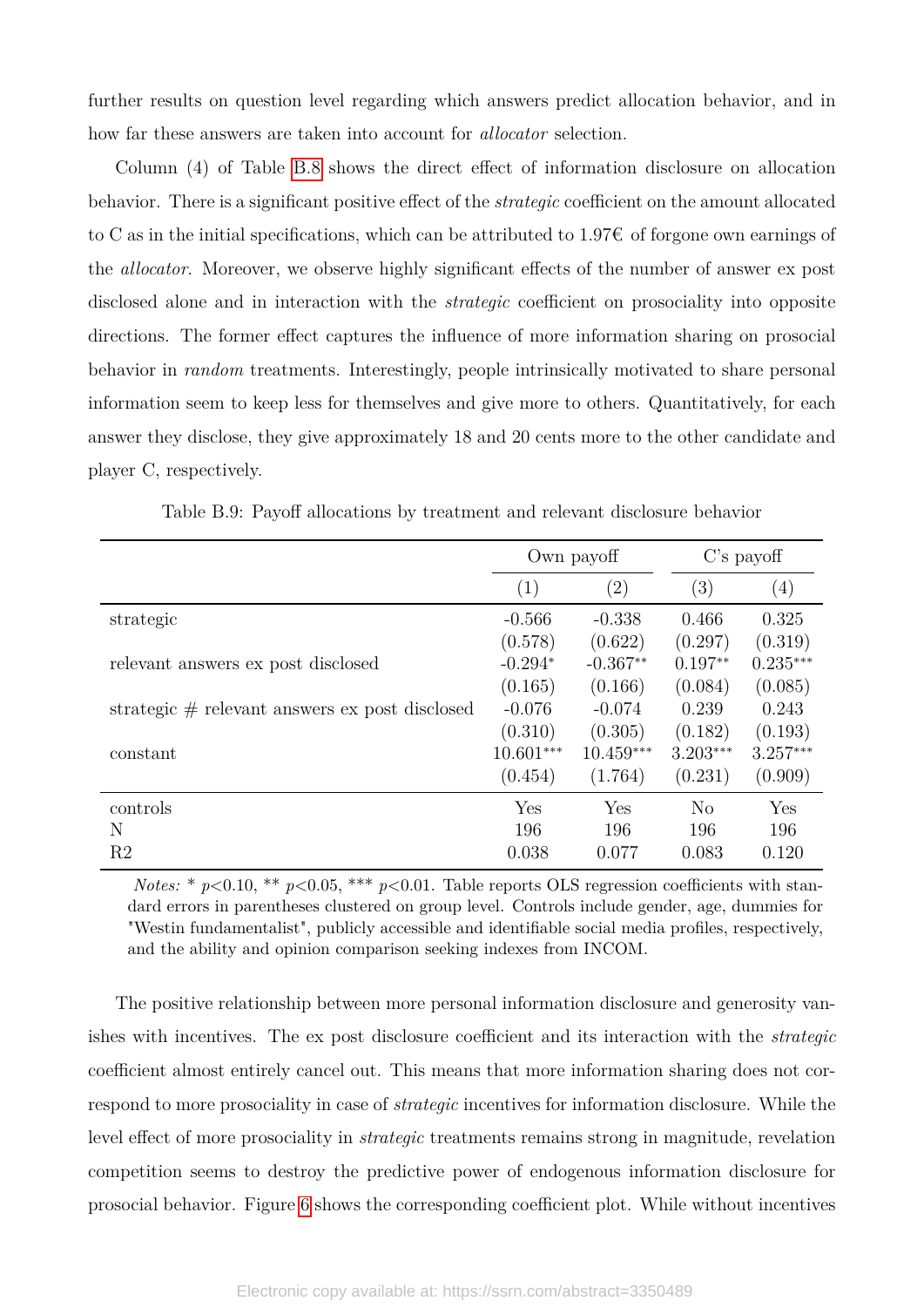further results on question level regarding which answers predict allocation behavior, and in how far these answers are taken into account for *allocator* selection.

Column (4) of Table B.8 shows the direct effect of information disclosure on allocation behavior. There is a significant positive effect of the *strategic* coefficient on the amount allocated to C as in the initial specifications, which can be attributed to 1.97€ of forgone own earnings of the *allocator*. Moreover, we observe highly significant effects of the number of answer ex post disclosed alone and in interaction with the *strategic* coefficient on prosociality into opposite directions. The former effect captures the influence of more information sharing on prosocial behavior in *random* treatments. Interestingly, people intrinsically motivated to share personal information seem to keep less for themselves and give more to others. Quantitatively, for each answer they disclose, they give approximately 18 and 20 cents more to the other candidate and player C, respectively.

Table B.9: Payoff allocations by treatment and relevant disclosure behavior

| | Own payoff | | C's payoff | |
|---|---|---|---|---|
| | (1) | (2) | (3) | (4) |
| strategic | -0.566 | -0.338 | 0.466 | 0.325 |
| | (0.578) | (0.622) | (0.297) | (0.319) |
| relevant answers ex post disclosed | -0.294* | -0.367** | 0.197** | 0.235*** |
| | (0.165) | (0.166) | (0.084) | (0.085) |
| strategic # relevant answers ex post disclosed | -0.076 | -0.074 | 0.239 | 0.243 |
| | (0.310) | (0.305) | (0.182) | (0.193) |
| constant | 10.601*** | 10.459*** | 3.203*** | 3.257*** |
| | (0.454) | (1.764) | (0.231) | (0.909) |
| controls | Yes | Yes | No | Yes |
| N | 196 | 196 | 196 | 196 |
| R2 | 0.038 | 0.077 | 0.083 | 0.120 |

*Notes:* * $p<0.10$, ** $p<0.05$, *** $p<0.01$. Table reports OLS regression coefficients with standard errors in parentheses clustered on group level. Controls include gender, age, dummies for "Westin fundamentalist", publicly accessible and identifiable social media profiles, respectively, and the ability and opinion comparison seeking indexes from INCOM.

The positive relationship between more personal information disclosure and generosity vanishes with incentives. The ex post disclosure coefficient and its interaction with the *strategic* coefficient almost entirely cancel out. This means that more information sharing does not correspond to more prosociality in case of *strategic* incentives for information disclosure. While the level effect of more prosociality in *strategic* treatments remains strong in magnitude, revelation competition seems to destroy the predictive power of endogenous information disclosure for prosocial behavior. Figure 6 shows the corresponding coefficient plot. While without incentives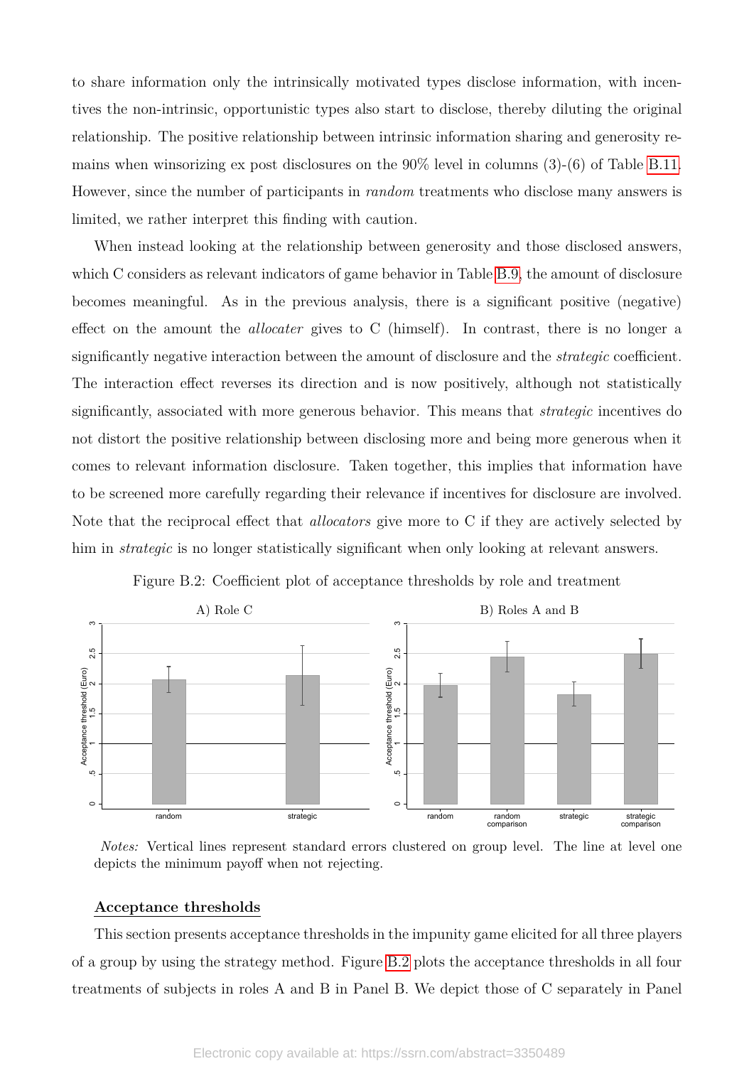to share information only the intrinsically motivated types disclose information, with incentives the non-intrinsic, opportunistic types also start to disclose, thereby diluting the original relationship. The positive relationship between intrinsic information sharing and generosity remains when winsorizing ex post disclosures on the 90% level in columns (3)-(6) of Table B.11. However, since the number of participants in *random* treatments who disclose many answers is limited, we rather interpret this finding with caution.

When instead looking at the relationship between generosity and those disclosed answers, which C considers as relevant indicators of game behavior in Table B.9, the amount of disclosure becomes meaningful. As in the previous analysis, there is a significant positive (negative) effect on the amount the *allocater* gives to C (himself). In contrast, there is no longer a significantly negative interaction between the amount of disclosure and the *strategic* coefficient. The interaction effect reverses its direction and is now positively, although not statistically significantly, associated with more generous behavior. This means that *strategic* incentives do not distort the positive relationship between disclosing more and being more generous when it comes to relevant information disclosure. Taken together, this implies that information have to be screened more carefully regarding their relevance if incentives for disclosure are involved. Note that the reciprocal effect that *allocators* give more to C if they are actively selected by him in *strategic* is no longer statistically significant when only looking at relevant answers.

Figure B.2: Coefficient plot of acceptance thresholds by role and treatment

*Notes:* Vertical lines represent standard errors clustered on group level. The line at level one depicts the minimum payoff when not rejecting.

**Acceptance thresholds**

This section presents acceptance thresholds in the impunity game elicited for all three players of a group by using the strategy method. Figure B.2 plots the acceptance thresholds in all four treatments of subjects in roles A and B in Panel B. We depict those of C separately in Panel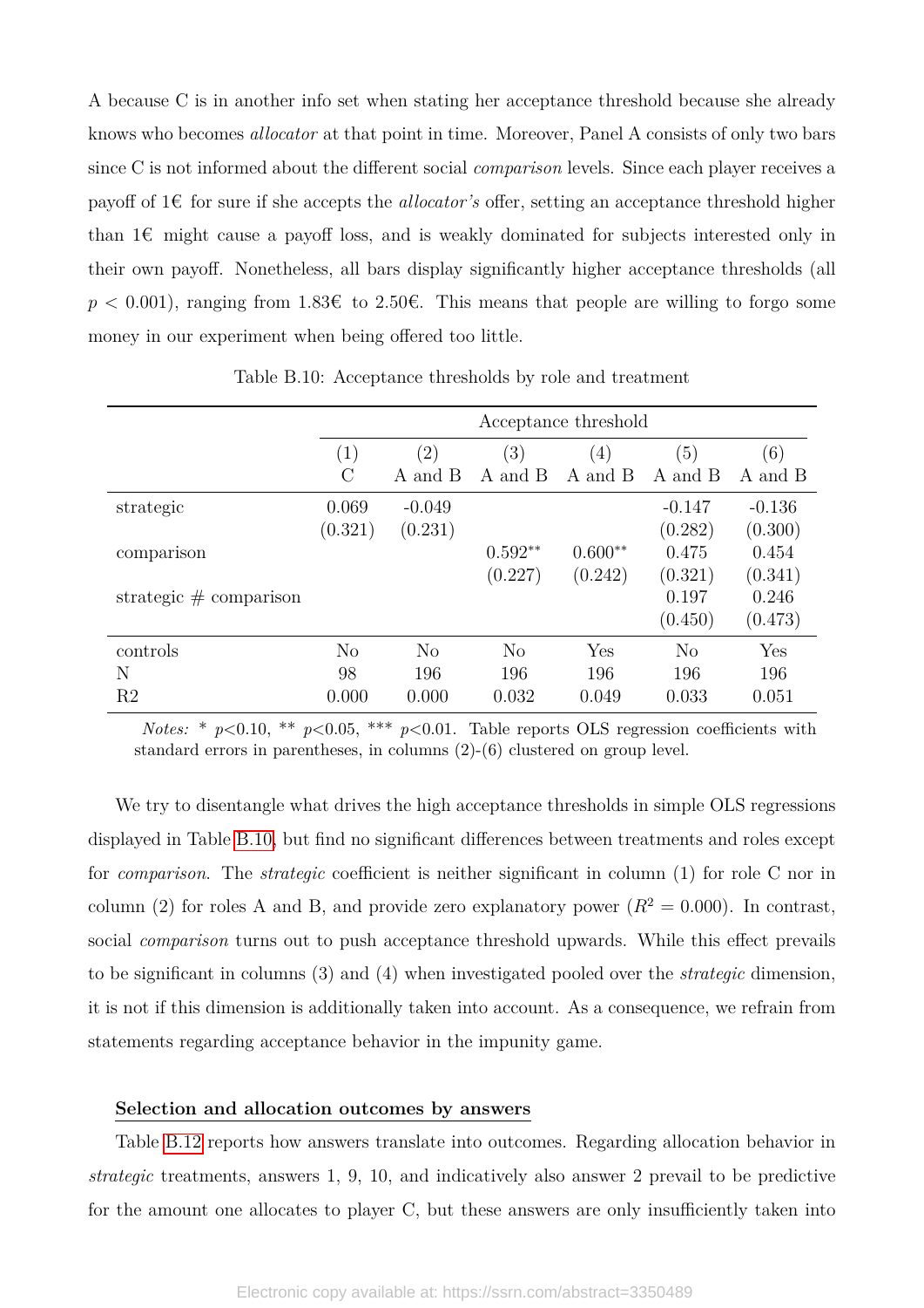A because C is in another info set when stating her acceptance threshold because she already knows who becomes *allocator* at that point in time. Moreover, Panel A consists of only two bars since C is not informed about the different social *comparison* levels. Since each player receives a payoff of 1€ for sure if she accepts the *allocator's* offer, setting an acceptance threshold higher than 1€ might cause a payoff loss, and is weakly dominated for subjects interested only in their own payoff. Nonetheless, all bars display significantly higher acceptance thresholds (all $p < 0.001$), ranging from 1.83€ to 2.50€. This means that people are willing to forgo some money in our experiment when being offered too little.

Table B.10: Acceptance thresholds by role and treatment

| | Acceptance threshold | | | | | |
|---|---|---|---|---|---|---|
| | (1) C | (2) A and B | (3) A and B | (4) A and B | (5) A and B | (6) A and B |
| strategic | 0.069 | -0.049 | | | -0.147 | -0.136 |
| | (0.321) | (0.231) | | | (0.282) | (0.300) |
| comparison | | | 0.592** | 0.600** | 0.475 | 0.454 |
| | | | (0.227) | (0.242) | (0.321) | (0.341) |
| strategic # comparison | | | | | 0.197 | 0.246 |
| | | | | | (0.450) | (0.473) |
| controls | No | No | No | Yes | No | Yes |
| N | 98 | 196 | 196 | 196 | 196 | 196 |
| R2 | 0.000 | 0.000 | 0.032 | 0.049 | 0.033 | 0.051 |

*Notes:* * $p$<0.10, ** $p$<0.05, *** $p$<0.01. Table reports OLS regression coefficients with standard errors in parentheses, in columns (2)-(6) clustered on group level.

We try to disentangle what drives the high acceptance thresholds in simple OLS regressions displayed in Table B.10, but find no significant differences between treatments and roles except for *comparison*. The *strategic* coefficient is neither significant in column (1) for role C nor in column (2) for roles A and B, and provide zero explanatory power ($R^2 = 0.000$). In contrast, social *comparison* turns out to push acceptance threshold upwards. While this effect prevails to be significant in columns (3) and (4) when investigated pooled over the *strategic* dimension, it is not if this dimension is additionally taken into account. As a consequence, we refrain from statements regarding acceptance behavior in the impunity game.

**Selection and allocation outcomes by answers**

Table B.12 reports how answers translate into outcomes. Regarding allocation behavior in *strategic* treatments, answers 1, 9, 10, and indicatively also answer 2 prevail to be predictive for the amount one allocates to player C, but these answers are only insufficiently taken into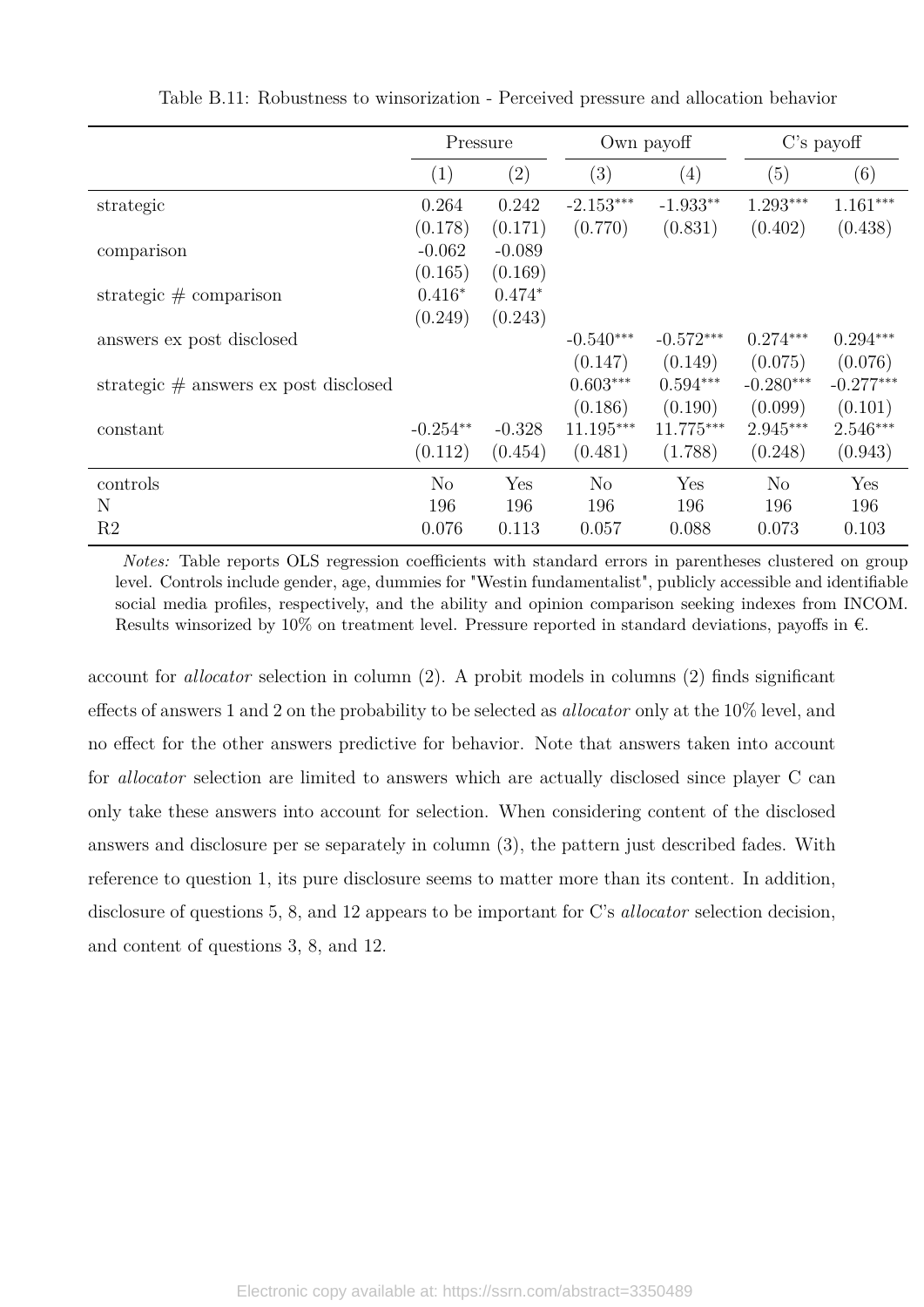Table B.11: Robustness to winsorization - Perceived pressure and allocation behavior

| | Pressure | | Own payoff | | C's payoff | |
|---|---|---|---|---|---|---|
| | (1) | (2) | (3) | (4) | (5) | (6) |
| strategic | 0.264 | 0.242 | -2.153*** | -1.933** | 1.293*** | 1.161*** |
| | (0.178) | (0.171) | (0.770) | (0.831) | (0.402) | (0.438) |
| comparison | -0.062 | -0.089 | | | | |
| | (0.165) | (0.169) | | | | |
| strategic # comparison | 0.416* | 0.474* | | | | |
| | (0.249) | (0.243) | | | | |
| answers ex post disclosed | | | -0.540*** | -0.572*** | 0.274*** | 0.294*** |
| | | | (0.147) | (0.149) | (0.075) | (0.076) |
| strategic # answers ex post disclosed | | | 0.603*** | 0.594*** | -0.280*** | -0.277*** |
| | | | (0.186) | (0.190) | (0.099) | (0.101) |
| constant | -0.254** | -0.328 | 11.195*** | 11.775*** | 2.945*** | 2.546*** |
| | (0.112) | (0.454) | (0.481) | (1.788) | (0.248) | (0.943) |
| controls | No | Yes | No | Yes | No | Yes |
| N | 196 | 196 | 196 | 196 | 196 | 196 |
| R2 | 0.076 | 0.113 | 0.057 | 0.088 | 0.073 | 0.103 |

*Notes:* Table reports OLS regression coefficients with standard errors in parentheses clustered on group level. Controls include gender, age, dummies for "Westin fundamentalist", publicly accessible and identifiable social media profiles, respectively, and the ability and opinion comparison seeking indexes from INCOM. Results winsorized by 10% on treatment level. Pressure reported in standard deviations, payoffs in €.

account for *allocator* selection in column (2). A probit models in columns (2) finds significant effects of answers 1 and 2 on the probability to be selected as *allocator* only at the 10% level, and no effect for the other answers predictive for behavior. Note that answers taken into account for *allocator* selection are limited to answers which are actually disclosed since player C can only take these answers into account for selection. When considering content of the disclosed answers and disclosure per se separately in column (3), the pattern just described fades. With reference to question 1, its pure disclosure seems to matter more than its content. In addition, disclosure of questions 5, 8, and 12 appears to be important for C's *allocator* selection decision, and content of questions 3, 8, and 12.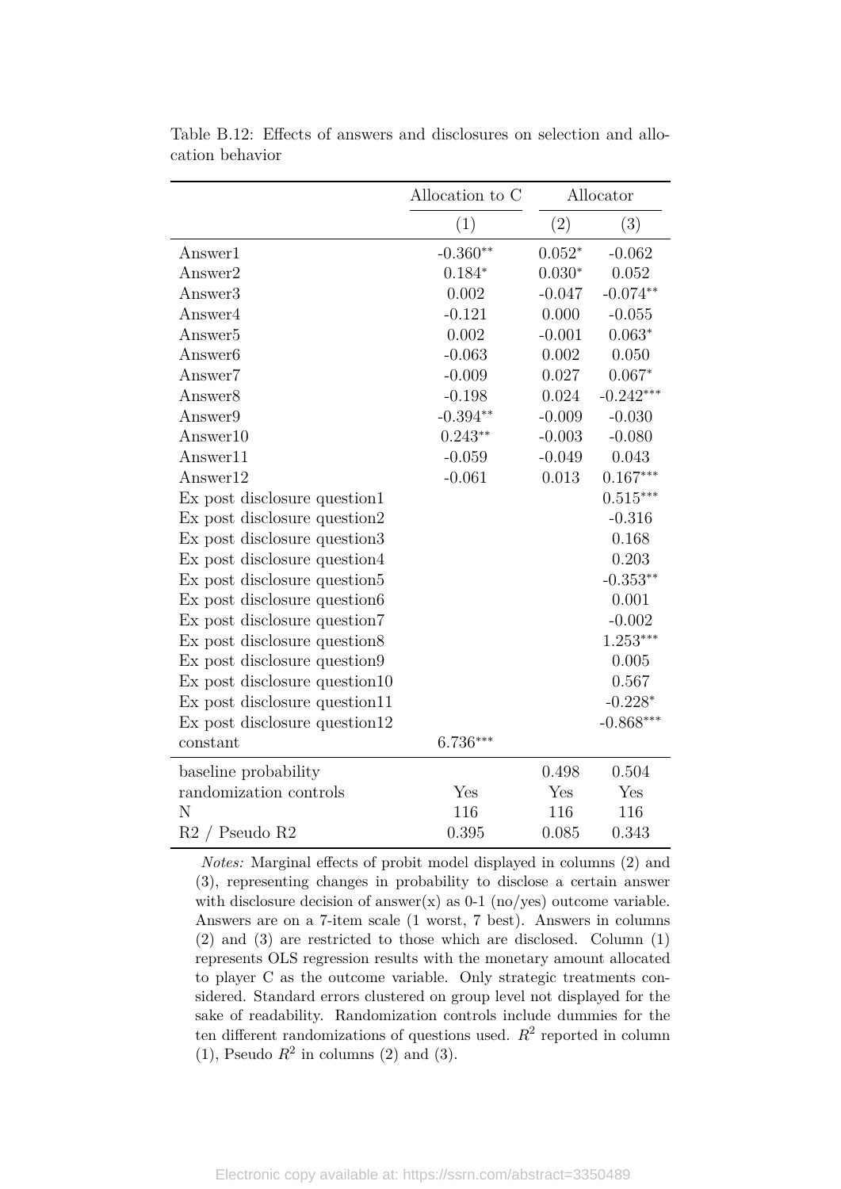Table B.12: Effects of answers and disclosures on selection and allocation behavior

| | Allocation to C | Allocator | |
|---|---|---|---|
| | (1) | (2) | (3) |
| Answer1 | -0.360** | 0.052* | -0.062 |
| Answer2 | 0.184* | 0.030* | 0.052 |
| Answer3 | 0.002 | -0.047 | -0.074** |
| Answer4 | -0.121 | 0.000 | -0.055 |
| Answer5 | 0.002 | -0.001 | 0.063* |
| Answer6 | -0.063 | 0.002 | 0.050 |
| Answer7 | -0.009 | 0.027 | 0.067* |
| Answer8 | -0.198 | 0.024 | -0.242*** |
| Answer9 | -0.394** | -0.009 | -0.030 |
| Answer10 | 0.243** | -0.003 | -0.080 |
| Answer11 | -0.059 | -0.049 | 0.043 |
| Answer12 | -0.061 | 0.013 | 0.167*** |
| Ex post disclosure question1 | | | 0.515*** |
| Ex post disclosure question2 | | | -0.316 |
| Ex post disclosure question3 | | | 0.168 |
| Ex post disclosure question4 | | | 0.203 |
| Ex post disclosure question5 | | | -0.353** |
| Ex post disclosure question6 | | | 0.001 |
| Ex post disclosure question7 | | | -0.002 |
| Ex post disclosure question8 | | | 1.253*** |
| Ex post disclosure question9 | | | 0.005 |
| Ex post disclosure question10 | | | 0.567 |
| Ex post disclosure question11 | | | -0.228* |
| Ex post disclosure question12 | | | -0.868*** |
| constant | 6.736*** | | |
| baseline probability | | 0.498 | 0.504 |
| randomization controls | Yes | Yes | Yes |
| N | 116 | 116 | 116 |
| R2 / Pseudo R2 | 0.395 | 0.085 | 0.343 |

*Notes:* Marginal effects of probit model displayed in columns (2) and (3), representing changes in probability to disclose a certain answer with disclosure decision of answer(x) as 0-1 (no/yes) outcome variable. Answers are on a 7-item scale (1 worst, 7 best). Answers in columns (2) and (3) are restricted to those which are disclosed. Column (1) represents OLS regression results with the monetary amount allocated to player C as the outcome variable. Only strategic treatments considered. Standard errors clustered on group level not displayed for the sake of readability. Randomization controls include dummies for the ten different randomizations of questions used. $R^2$ reported in column (1), Pseudo $R^2$ in columns (2) and (3).